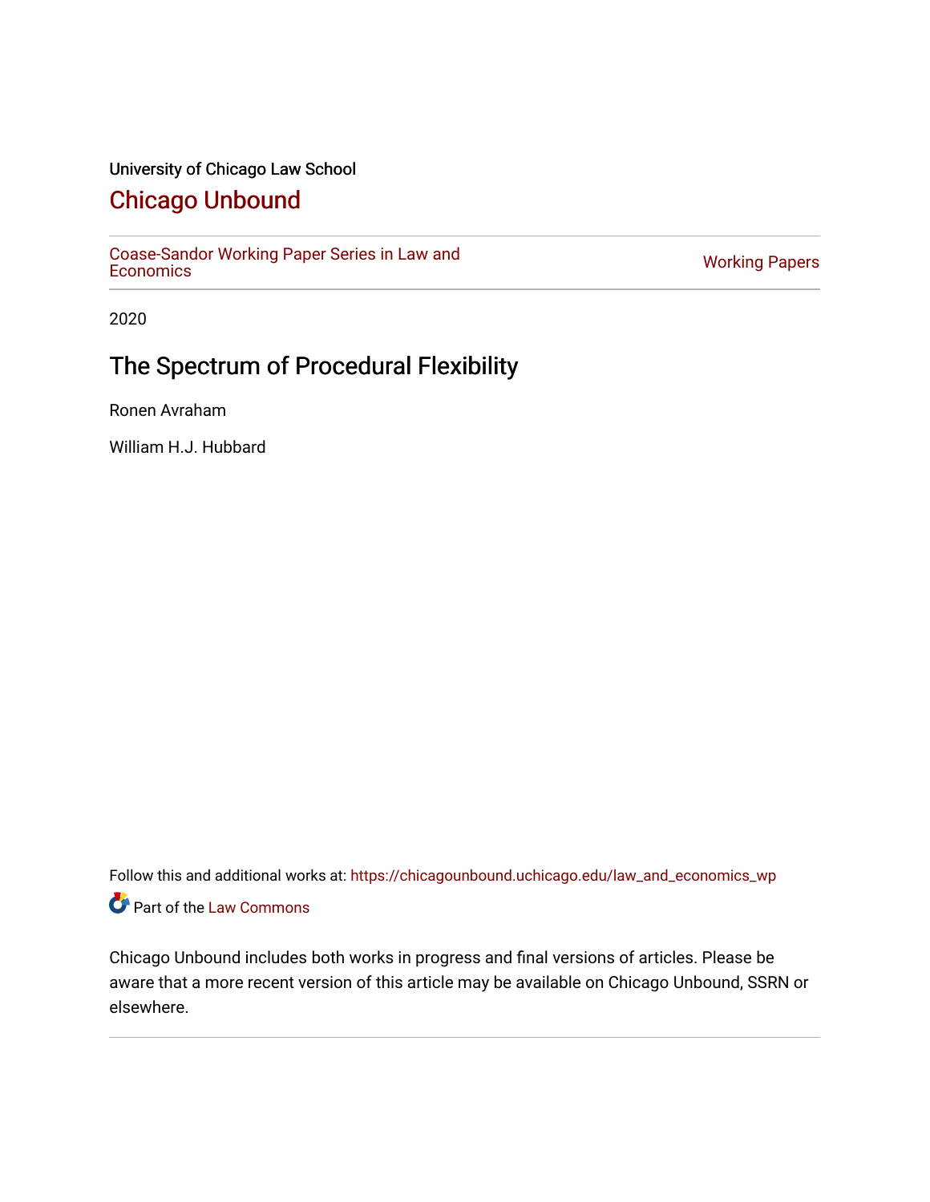University of Chicago Law School

# Chicago Unbound

Coase-Sandor Working Paper Series in Law and Economics | Working Papers

2020

## The Spectrum of Procedural Flexibility

Ronen Avraham

William H.J. Hubbard

Follow this and additional works at: https://chicagounbound.uchicago.edu/law_and_economics_wp

Part of the Law Commons

Chicago Unbound includes both works in progress and final versions of articles. Please be aware that a more recent version of this article may be available on Chicago Unbound, SSRN or elsewhere.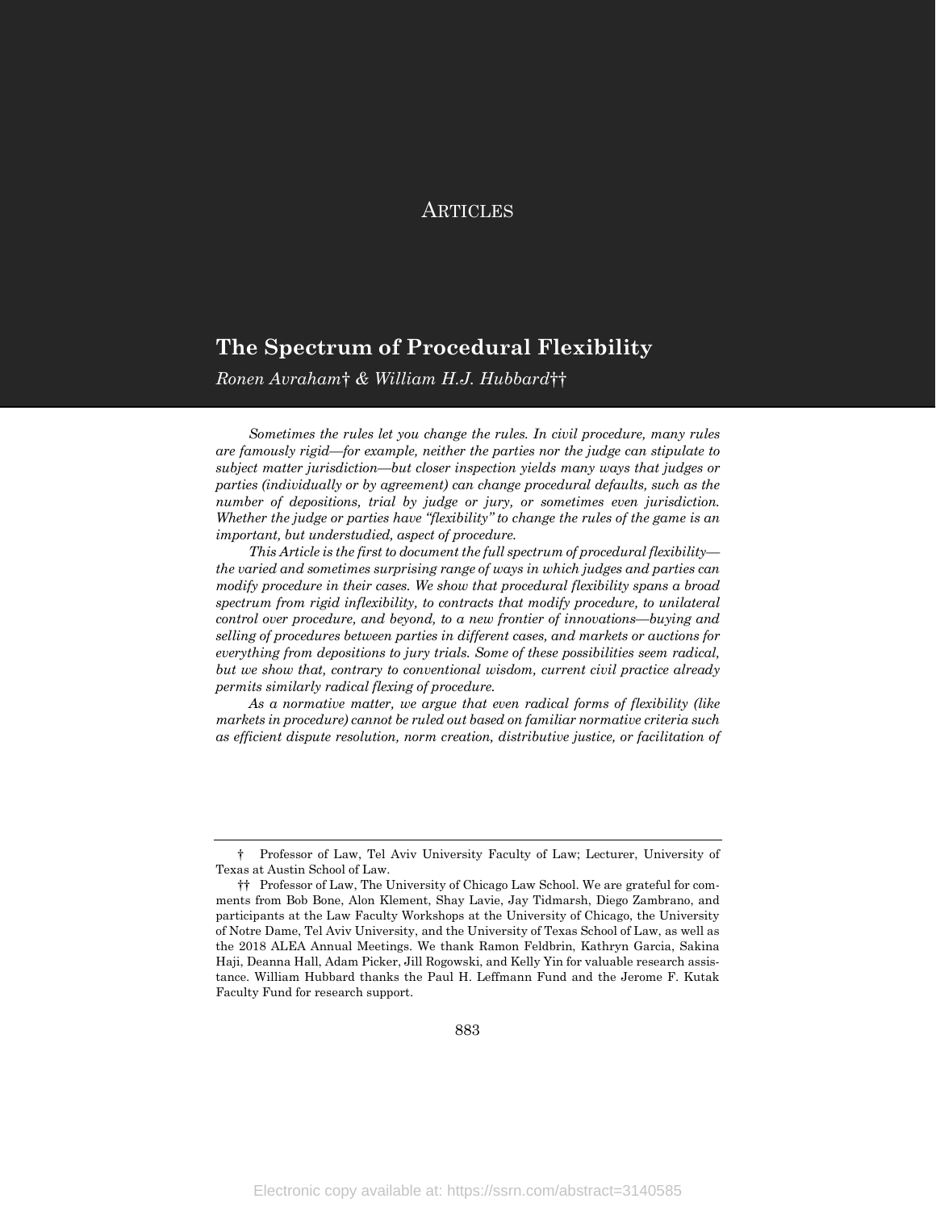ARTICLES

# The Spectrum of Procedural Flexibility

*Ronen Avraham† & William H.J. Hubbard††*

*Sometimes the rules let you change the rules. In civil procedure, many rules are famously rigid—for example, neither the parties nor the judge can stipulate to subject matter jurisdiction—but closer inspection yields many ways that judges or parties (individually or by agreement) can change procedural defaults, such as the number of depositions, trial by judge or jury, or sometimes even jurisdiction. Whether the judge or parties have "flexibility" to change the rules of the game is an important, but understudied, aspect of procedure.*

*This Article is the first to document the full spectrum of procedural flexibility—the varied and sometimes surprising range of ways in which judges and parties can modify procedure in their cases. We show that procedural flexibility spans a broad spectrum from rigid inflexibility, to contracts that modify procedure, to unilateral control over procedure, and beyond, to a new frontier of innovations—buying and selling of procedures between parties in different cases, and markets or auctions for everything from depositions to jury trials. Some of these possibilities seem radical, but we show that, contrary to conventional wisdom, current civil practice already permits similarly radical flexing of procedure.*

*As a normative matter, we argue that even radical forms of flexibility (like markets in procedure) cannot be ruled out based on familiar normative criteria such as efficient dispute resolution, norm creation, distributive justice, or facilitation of*

† Professor of Law, Tel Aviv University Faculty of Law; Lecturer, University of Texas at Austin School of Law.

†† Professor of Law, The University of Chicago Law School. We are grateful for comments from Bob Bone, Alon Klement, Shay Lavie, Jay Tidmarsh, Diego Zambrano, and participants at the Law Faculty Workshops at the University of Chicago, the University of Notre Dame, Tel Aviv University, and the University of Texas School of Law, as well as the 2018 ALEA Annual Meetings. We thank Ramon Feldbrin, Kathryn Garcia, Sakina Haji, Deanna Hall, Adam Picker, Jill Rogowski, and Kelly Yin for valuable research assistance. William Hubbard thanks the Paul H. Leffmann Fund and the Jerome F. Kutak Faculty Fund for research support.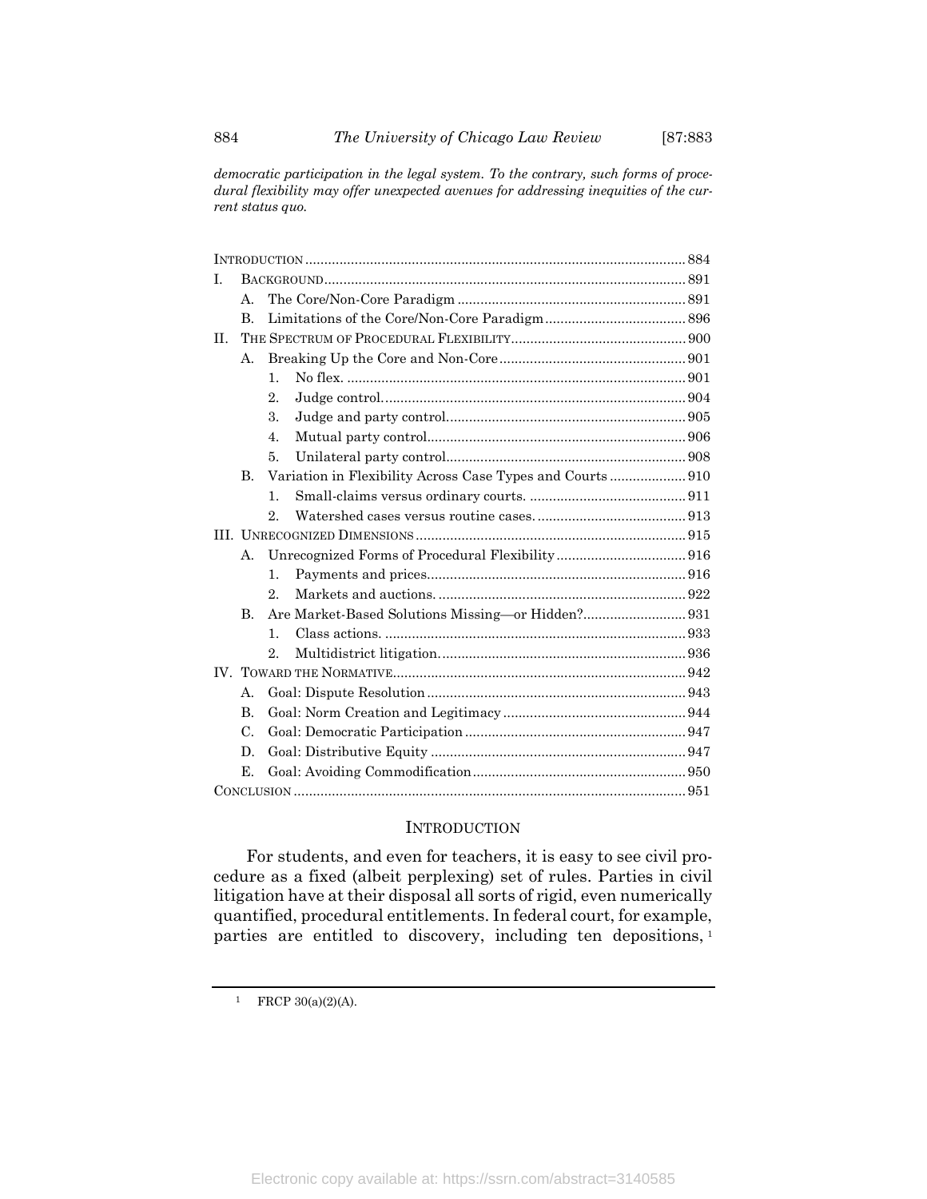*democratic participation in the legal system. To the contrary, such forms of procedural flexibility may offer unexpected avenues for addressing inequities of the current status quo.*

| | | | |
|---|---|---|---|
| INTRODUCTION | | | 884 |
| I. | BACKGROUND | | 891 |
| | A. | The Core/Non-Core Paradigm | 891 |
| | B. | Limitations of the Core/Non-Core Paradigm | 896 |
| II. | THE SPECTRUM OF PROCEDURAL FLEXIBILITY | | 900 |
| | A. | Breaking Up the Core and Non-Core | 901 |
| | | 1. No flex. | 901 |
| | | 2. Judge control. | 904 |
| | | 3. Judge and party control. | 905 |
| | | 4. Mutual party control. | 906 |
| | | 5. Unilateral party control. | 908 |
| | B. | Variation in Flexibility Across Case Types and Courts | 910 |
| | | 1. Small-claims versus ordinary courts. | 911 |
| | | 2. Watershed cases versus routine cases. | 913 |
| III. | UNRECOGNIZED DIMENSIONS | | 915 |
| | A. | Unrecognized Forms of Procedural Flexibility | 916 |
| | | 1. Payments and prices. | 916 |
| | | 2. Markets and auctions. | 922 |
| | B. | Are Market-Based Solutions Missing—or Hidden? | 931 |
| | | 1. Class actions. | 933 |
| | | 2. Multidistrict litigation. | 936 |
| IV. | TOWARD THE NORMATIVE | | 942 |
| | A. | Goal: Dispute Resolution | 943 |
| | B. | Goal: Norm Creation and Legitimacy | 944 |
| | C. | Goal: Democratic Participation | 947 |
| | D. | Goal: Distributive Equity | 947 |
| | E. | Goal: Avoiding Commodification | 950 |
| CONCLUSION | | | 951 |

## INTRODUCTION

For students, and even for teachers, it is easy to see civil procedure as a fixed (albeit perplexing) set of rules. Parties in civil litigation have at their disposal all sorts of rigid, even numerically quantified, procedural entitlements. In federal court, for example, parties are entitled to discovery, including ten depositions,[1]

[1] FRCP 30(a)(2)(A).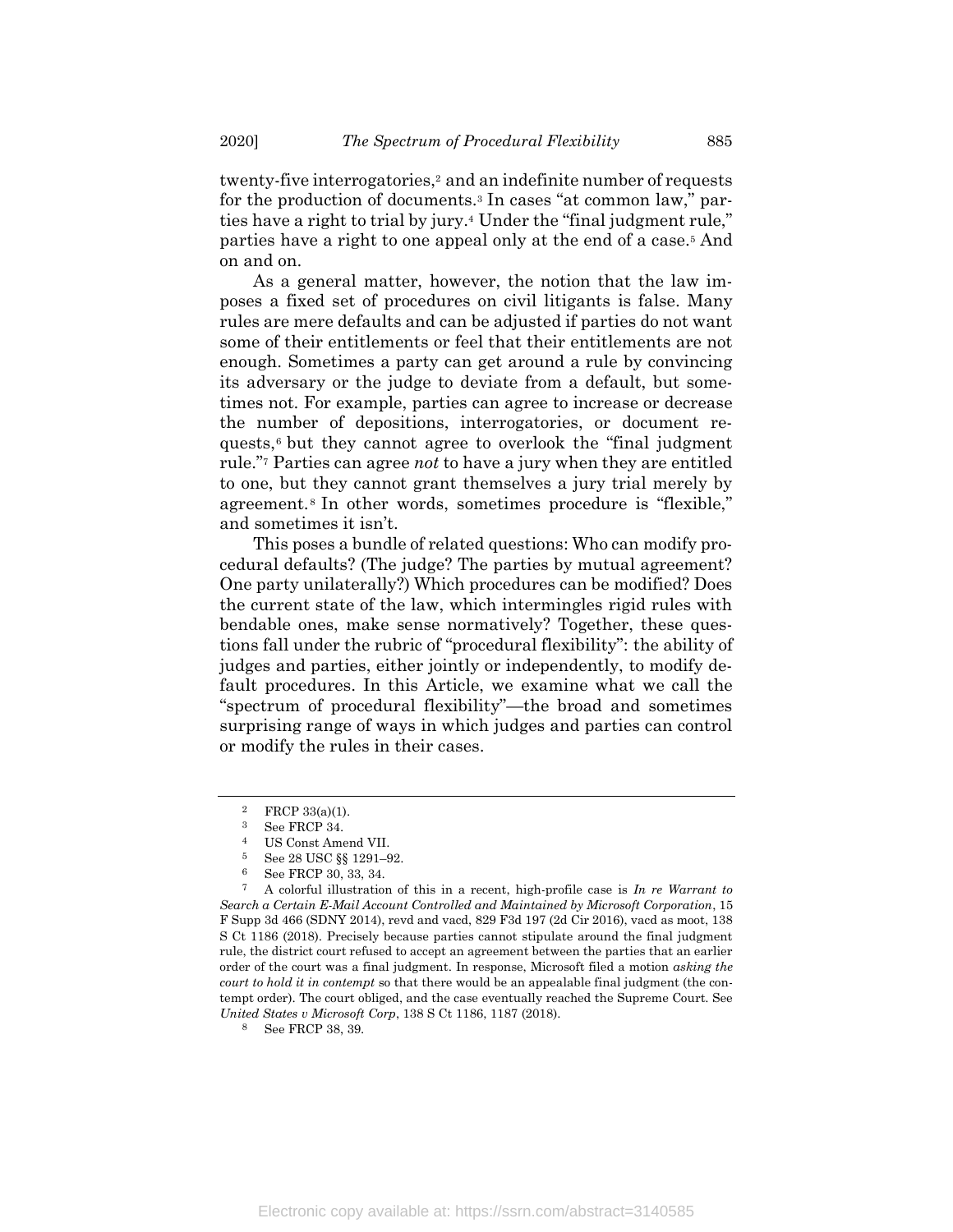twenty-five interrogatories,[2] and an indefinite number of requests for the production of documents.[3] In cases "at common law," parties have a right to trial by jury.[4] Under the "final judgment rule," parties have a right to one appeal only at the end of a case.[5] And on and on.

As a general matter, however, the notion that the law imposes a fixed set of procedures on civil litigants is false. Many rules are mere defaults and can be adjusted if parties do not want some of their entitlements or feel that their entitlements are not enough. Sometimes a party can get around a rule by convincing its adversary or the judge to deviate from a default, but sometimes not. For example, parties can agree to increase or decrease the number of depositions, interrogatories, or document requests,[6] but they cannot agree to overlook the "final judgment rule."[7] Parties can agree *not* to have a jury when they are entitled to one, but they cannot grant themselves a jury trial merely by agreement.[8] In other words, sometimes procedure is "flexible," and sometimes it isn't.

This poses a bundle of related questions: Who can modify procedural defaults? (The judge? The parties by mutual agreement? One party unilaterally?) Which procedures can be modified? Does the current state of the law, which intermingles rigid rules with bendable ones, make sense normatively? Together, these questions fall under the rubric of "procedural flexibility": the ability of judges and parties, either jointly or independently, to modify default procedures. In this Article, we examine what we call the "spectrum of procedural flexibility"—the broad and sometimes surprising range of ways in which judges and parties can control or modify the rules in their cases.

---

[2] FRCP 33(a)(1).

[3] See FRCP 34.

[4] US Const Amend VII.

[5] See 28 USC §§ 1291–92.

[6] See FRCP 30, 33, 34.

[7] A colorful illustration of this in a recent, high-profile case is *In re Warrant to Search a Certain E-Mail Account Controlled and Maintained by Microsoft Corporation*, 15 F Supp 3d 466 (SDNY 2014), revd and vacd, 829 F3d 197 (2d Cir 2016), vacd as moot, 138 S Ct 1186 (2018). Precisely because parties cannot stipulate around the final judgment rule, the district court refused to accept an agreement between the parties that an earlier order of the court was a final judgment. In response, Microsoft filed a motion *asking the court to hold it in contempt* so that there would be an appealable final judgment (the contempt order). The court obliged, and the case eventually reached the Supreme Court. See *United States v Microsoft Corp*, 138 S Ct 1186, 1187 (2018).

[8] See FRCP 38, 39.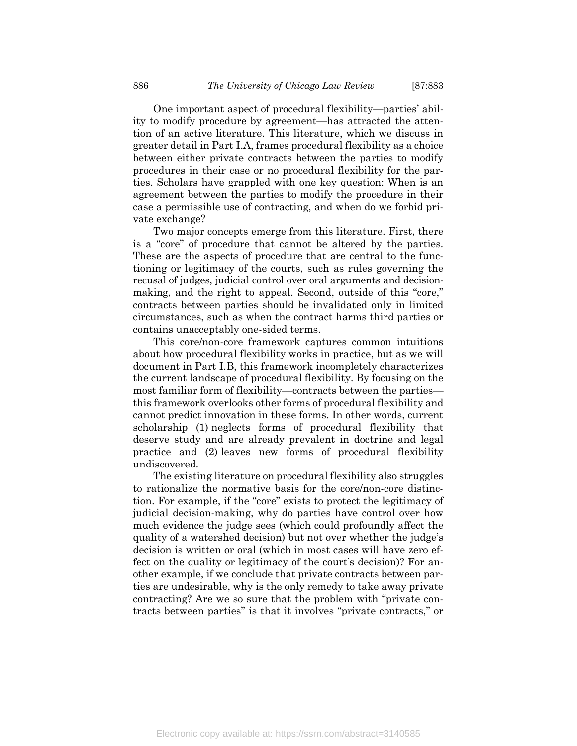One important aspect of procedural flexibility—parties' ability to modify procedure by agreement—has attracted the attention of an active literature. This literature, which we discuss in greater detail in Part I.A, frames procedural flexibility as a choice between either private contracts between the parties to modify procedures in their case or no procedural flexibility for the parties. Scholars have grappled with one key question: When is an agreement between the parties to modify the procedure in their case a permissible use of contracting, and when do we forbid private exchange?

Two major concepts emerge from this literature. First, there is a "core" of procedure that cannot be altered by the parties. These are the aspects of procedure that are central to the functioning or legitimacy of the courts, such as rules governing the recusal of judges, judicial control over oral arguments and decision-making, and the right to appeal. Second, outside of this "core," contracts between parties should be invalidated only in limited circumstances, such as when the contract harms third parties or contains unacceptably one-sided terms.

This core/non-core framework captures common intuitions about how procedural flexibility works in practice, but as we will document in Part I.B, this framework incompletely characterizes the current landscape of procedural flexibility. By focusing on the most familiar form of flexibility—contracts between the parties—this framework overlooks other forms of procedural flexibility and cannot predict innovation in these forms. In other words, current scholarship (1) neglects forms of procedural flexibility that deserve study and are already prevalent in doctrine and legal practice and (2) leaves new forms of procedural flexibility undiscovered.

The existing literature on procedural flexibility also struggles to rationalize the normative basis for the core/non-core distinction. For example, if the "core" exists to protect the legitimacy of judicial decision-making, why do parties have control over how much evidence the judge sees (which could profoundly affect the quality of a watershed decision) but not over whether the judge's decision is written or oral (which in most cases will have zero effect on the quality or legitimacy of the court's decision)? For another example, if we conclude that private contracts between parties are undesirable, why is the only remedy to take away private contracting? Are we so sure that the problem with "private contracts between parties" is that it involves "private contracts," or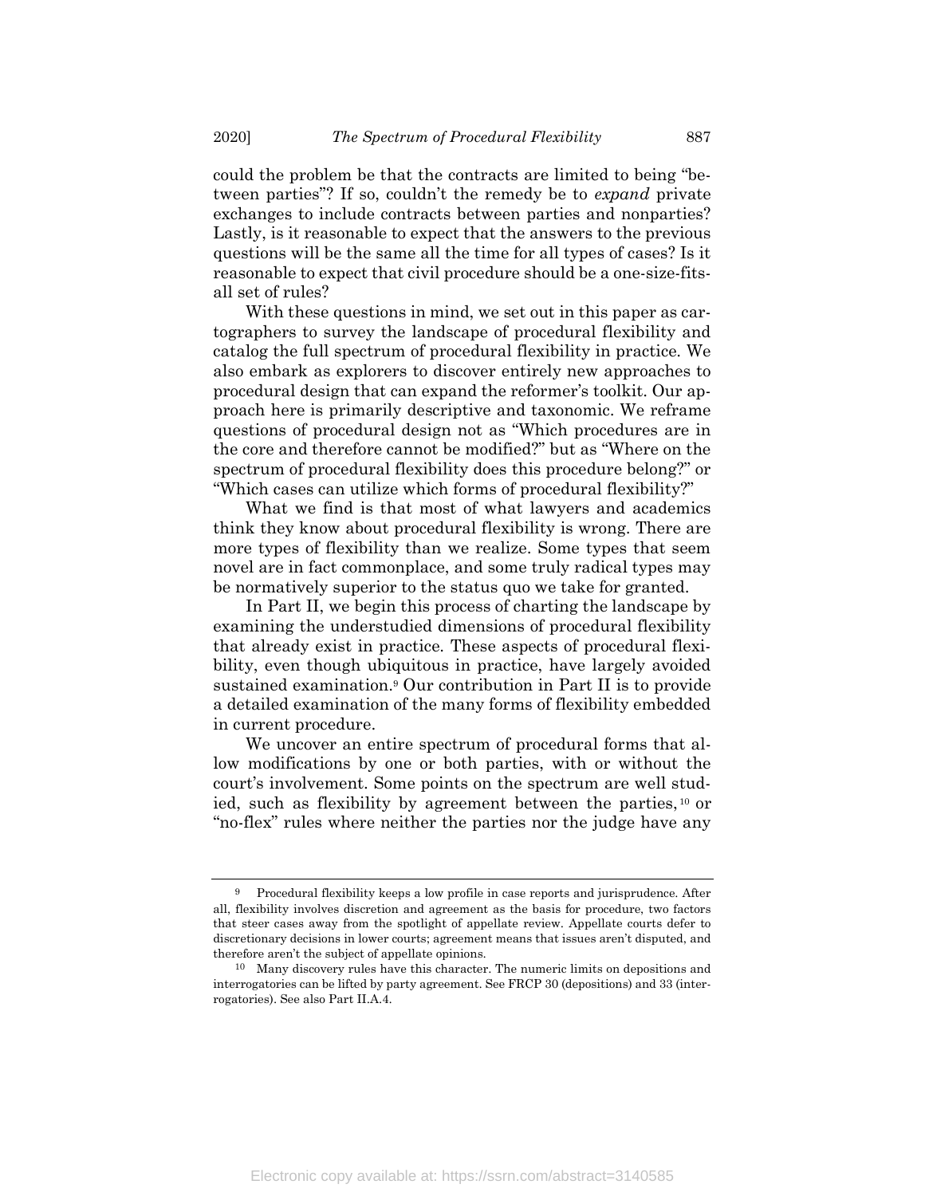could the problem be that the contracts are limited to being "between parties"? If so, couldn't the remedy be to *expand* private exchanges to include contracts between parties and nonparties? Lastly, is it reasonable to expect that the answers to the previous questions will be the same all the time for all types of cases? Is it reasonable to expect that civil procedure should be a one-size-fits-all set of rules?

With these questions in mind, we set out in this paper as cartographers to survey the landscape of procedural flexibility and catalog the full spectrum of procedural flexibility in practice. We also embark as explorers to discover entirely new approaches to procedural design that can expand the reformer's toolkit. Our approach here is primarily descriptive and taxonomic. We reframe questions of procedural design not as "Which procedures are in the core and therefore cannot be modified?" but as "Where on the spectrum of procedural flexibility does this procedure belong?" or "Which cases can utilize which forms of procedural flexibility?"

What we find is that most of what lawyers and academics think they know about procedural flexibility is wrong. There are more types of flexibility than we realize. Some types that seem novel are in fact commonplace, and some truly radical types may be normatively superior to the status quo we take for granted.

In Part II, we begin this process of charting the landscape by examining the understudied dimensions of procedural flexibility that already exist in practice. These aspects of procedural flexibility, even though ubiquitous in practice, have largely avoided sustained examination.[9] Our contribution in Part II is to provide a detailed examination of the many forms of flexibility embedded in current procedure.

We uncover an entire spectrum of procedural forms that allow modifications by one or both parties, with or without the court's involvement. Some points on the spectrum are well studied, such as flexibility by agreement between the parties,[10] or "no-flex" rules where neither the parties nor the judge have any

---

[9] Procedural flexibility keeps a low profile in case reports and jurisprudence. After all, flexibility involves discretion and agreement as the basis for procedure, two factors that steer cases away from the spotlight of appellate review. Appellate courts defer to discretionary decisions in lower courts; agreement means that issues aren't disputed, and therefore aren't the subject of appellate opinions.

[10] Many discovery rules have this character. The numeric limits on depositions and interrogatories can be lifted by party agreement. See FRCP 30 (depositions) and 33 (interrogatories). See also Part II.A.4.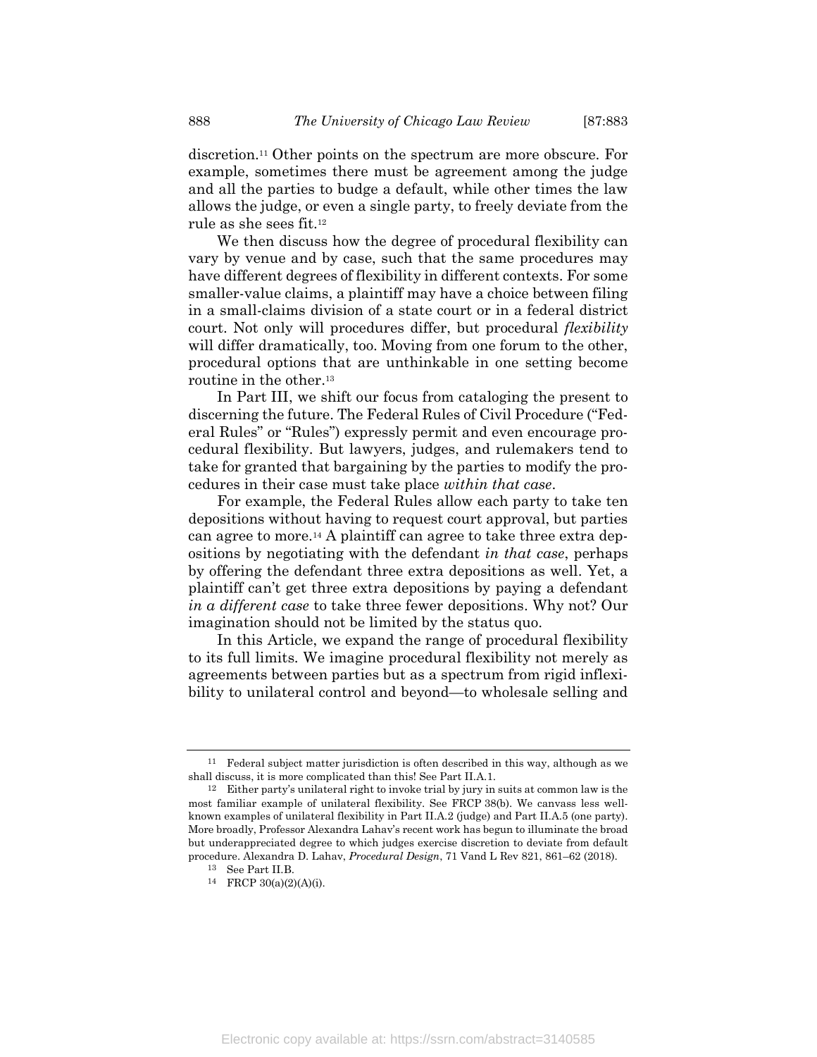discretion.[11] Other points on the spectrum are more obscure. For example, sometimes there must be agreement among the judge and all the parties to budge a default, while other times the law allows the judge, or even a single party, to freely deviate from the rule as she sees fit.[12]

We then discuss how the degree of procedural flexibility can vary by venue and by case, such that the same procedures may have different degrees of flexibility in different contexts. For some smaller-value claims, a plaintiff may have a choice between filing in a small-claims division of a state court or in a federal district court. Not only will procedures differ, but procedural *flexibility* will differ dramatically, too. Moving from one forum to the other, procedural options that are unthinkable in one setting become routine in the other.[13]

In Part III, we shift our focus from cataloging the present to discerning the future. The Federal Rules of Civil Procedure ("Federal Rules" or "Rules") expressly permit and even encourage procedural flexibility. But lawyers, judges, and rulemakers tend to take for granted that bargaining by the parties to modify the procedures in their case must take place *within that case*.

For example, the Federal Rules allow each party to take ten depositions without having to request court approval, but parties can agree to more.[14] A plaintiff can agree to take three extra depositions by negotiating with the defendant *in that case*, perhaps by offering the defendant three extra depositions as well. Yet, a plaintiff can't get three extra depositions by paying a defendant *in a different case* to take three fewer depositions. Why not? Our imagination should not be limited by the status quo.

In this Article, we expand the range of procedural flexibility to its full limits. We imagine procedural flexibility not merely as agreements between parties but as a spectrum from rigid inflexibility to unilateral control and beyond—to wholesale selling and

---

[11] Federal subject matter jurisdiction is often described in this way, although as we shall discuss, it is more complicated than this! See Part II.A.1.

[12] Either party's unilateral right to invoke trial by jury in suits at common law is the most familiar example of unilateral flexibility. See FRCP 38(b). We canvass less well-known examples of unilateral flexibility in Part II.A.2 (judge) and Part II.A.5 (one party). More broadly, Professor Alexandra Lahav's recent work has begun to illuminate the broad but underappreciated degree to which judges exercise discretion to deviate from default procedure. Alexandra D. Lahav, *Procedural Design*, 71 Vand L Rev 821, 861–62 (2018).

[13] See Part II.B.

[14] FRCP 30(a)(2)(A)(i).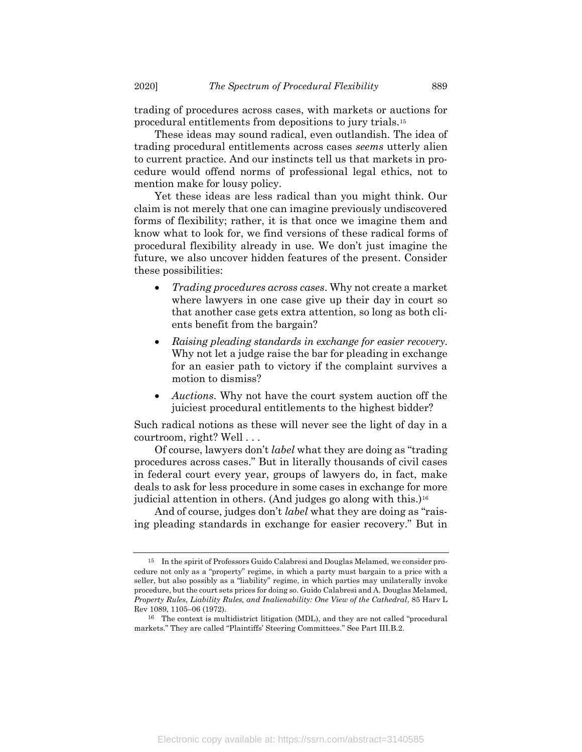trading of procedures across cases, with markets or auctions for procedural entitlements from depositions to jury trials.[15]

These ideas may sound radical, even outlandish. The idea of trading procedural entitlements across cases *seems* utterly alien to current practice. And our instincts tell us that markets in procedure would offend norms of professional legal ethics, not to mention make for lousy policy.

Yet these ideas are less radical than you might think. Our claim is not merely that one can imagine previously undiscovered forms of flexibility; rather, it is that once we imagine them and know what to look for, we find versions of these radical forms of procedural flexibility already in use. We don't just imagine the future, we also uncover hidden features of the present. Consider these possibilities:

- *Trading procedures across cases*. Why not create a market where lawyers in one case give up their day in court so that another case gets extra attention, so long as both clients benefit from the bargain?
- *Raising pleading standards in exchange for easier recovery*. Why not let a judge raise the bar for pleading in exchange for an easier path to victory if the complaint survives a motion to dismiss?
- *Auctions*. Why not have the court system auction off the juiciest procedural entitlements to the highest bidder?

Such radical notions as these will never see the light of day in a courtroom, right? Well . . .

Of course, lawyers don't *label* what they are doing as "trading procedures across cases." But in literally thousands of civil cases in federal court every year, groups of lawyers do, in fact, make deals to ask for less procedure in some cases in exchange for more judicial attention in others. (And judges go along with this.)[16]

And of course, judges don't *label* what they are doing as "raising pleading standards in exchange for easier recovery." But in

---

[15] In the spirit of Professors Guido Calabresi and Douglas Melamed, we consider procedure not only as a "property" regime, in which a party must bargain to a price with a seller, but also possibly as a "liability" regime, in which parties may unilaterally invoke procedure, but the court sets prices for doing so. Guido Calabresi and A. Douglas Melamed, *Property Rules, Liability Rules, and Inalienability: One View of the Cathedral*, 85 Harv L Rev 1089, 1105–06 (1972).

[16] The context is multidistrict litigation (MDL), and they are not called "procedural markets." They are called "Plaintiffs' Steering Committees." See Part III.B.2.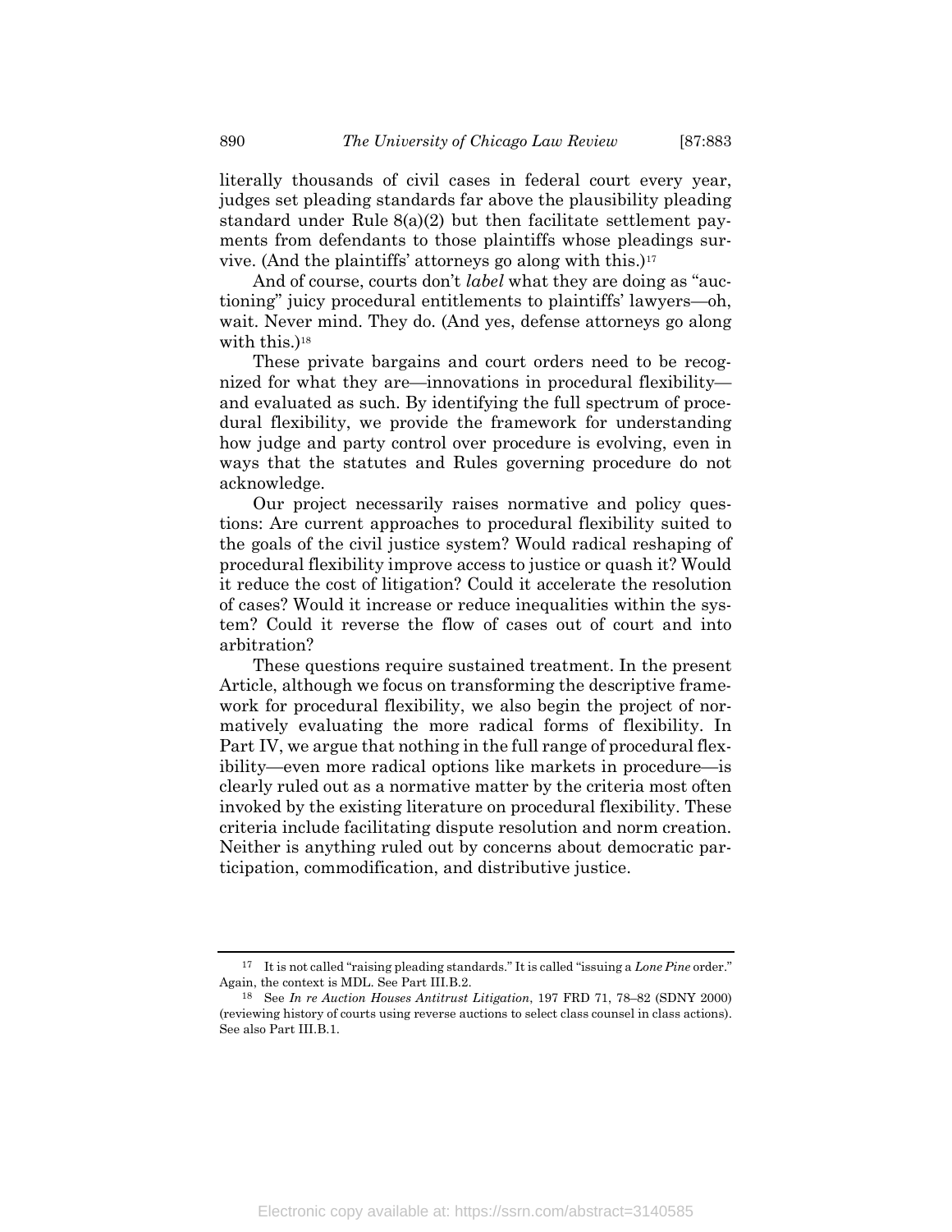literally thousands of civil cases in federal court every year, judges set pleading standards far above the plausibility pleading standard under Rule 8(a)(2) but then facilitate settlement payments from defendants to those plaintiffs whose pleadings survive. (And the plaintiffs' attorneys go along with this.)[17]

And of course, courts don't *label* what they are doing as "auctioning" juicy procedural entitlements to plaintiffs' lawyers—oh, wait. Never mind. They do. (And yes, defense attorneys go along with this.)[18]

These private bargains and court orders need to be recognized for what they are—innovations in procedural flexibility—and evaluated as such. By identifying the full spectrum of procedural flexibility, we provide the framework for understanding how judge and party control over procedure is evolving, even in ways that the statutes and Rules governing procedure do not acknowledge.

Our project necessarily raises normative and policy questions: Are current approaches to procedural flexibility suited to the goals of the civil justice system? Would radical reshaping of procedural flexibility improve access to justice or quash it? Would it reduce the cost of litigation? Could it accelerate the resolution of cases? Would it increase or reduce inequalities within the system? Could it reverse the flow of cases out of court and into arbitration?

These questions require sustained treatment. In the present Article, although we focus on transforming the descriptive framework for procedural flexibility, we also begin the project of normatively evaluating the more radical forms of flexibility. In Part IV, we argue that nothing in the full range of procedural flexibility—even more radical options like markets in procedure—is clearly ruled out as a normative matter by the criteria most often invoked by the existing literature on procedural flexibility. These criteria include facilitating dispute resolution and norm creation. Neither is anything ruled out by concerns about democratic participation, commodification, and distributive justice.

---

[17] It is not called "raising pleading standards." It is called "issuing a *Lone Pine* order." Again, the context is MDL. See Part III.B.2.

[18] See *In re Auction Houses Antitrust Litigation*, 197 FRD 71, 78–82 (SDNY 2000) (reviewing history of courts using reverse auctions to select class counsel in class actions). See also Part III.B.1.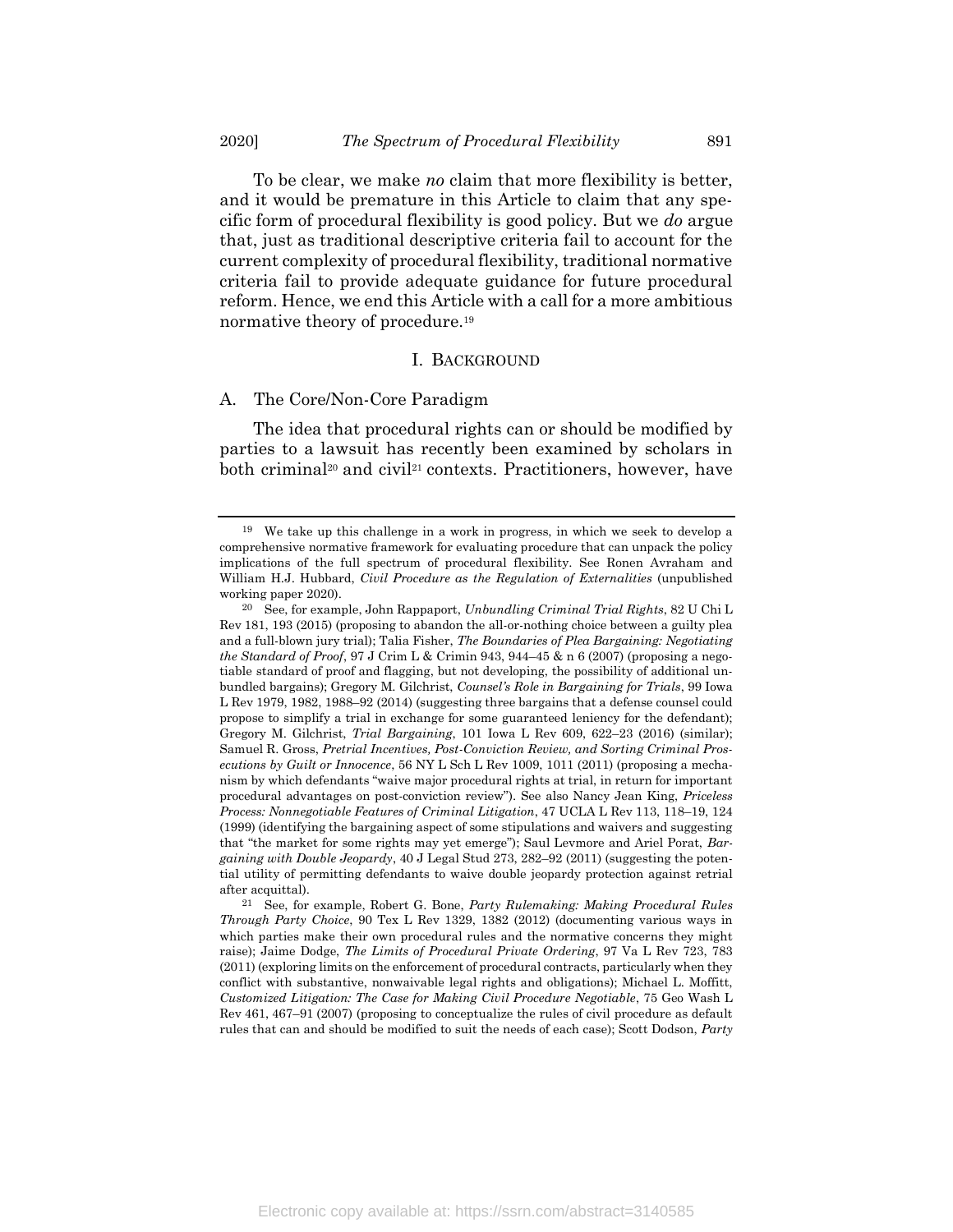To be clear, we make *no* claim that more flexibility is better, and it would be premature in this Article to claim that any specific form of procedural flexibility is good policy. But we *do* argue that, just as traditional descriptive criteria fail to account for the current complexity of procedural flexibility, traditional normative criteria fail to provide adequate guidance for future procedural reform. Hence, we end this Article with a call for a more ambitious normative theory of procedure.[19]

## I. Background

### A. The Core/Non-Core Paradigm

The idea that procedural rights can or should be modified by parties to a lawsuit has recently been examined by scholars in both criminal[20] and civil[21] contexts. Practitioners, however, have

---

[19] We take up this challenge in a work in progress, in which we seek to develop a comprehensive normative framework for evaluating procedure that can unpack the policy implications of the full spectrum of procedural flexibility. See Ronen Avraham and William H.J. Hubbard, *Civil Procedure as the Regulation of Externalities* (unpublished working paper 2020).

[20] See, for example, John Rappaport, *Unbundling Criminal Trial Rights*, 82 U Chi L Rev 181, 193 (2015) (proposing to abandon the all-or-nothing choice between a guilty plea and a full-blown jury trial); Talia Fisher, *The Boundaries of Plea Bargaining: Negotiating the Standard of Proof*, 97 J Crim L & Crimin 943, 944–45 & n 6 (2007) (proposing a negotiable standard of proof and flagging, but not developing, the possibility of additional unbundled bargains); Gregory M. Gilchrist, *Counsel's Role in Bargaining for Trials*, 99 Iowa L Rev 1979, 1982, 1988–92 (2014) (suggesting three bargains that a defense counsel could propose to simplify a trial in exchange for some guaranteed leniency for the defendant); Gregory M. Gilchrist, *Trial Bargaining*, 101 Iowa L Rev 609, 622–23 (2016) (similar); Samuel R. Gross, *Pretrial Incentives, Post-Conviction Review, and Sorting Criminal Prosecutions by Guilt or Innocence*, 56 NY L Sch L Rev 1009, 1011 (2011) (proposing a mechanism by which defendants "waive major procedural rights at trial, in return for important procedural advantages on post-conviction review"). See also Nancy Jean King, *Priceless Process: Nonnegotiable Features of Criminal Litigation*, 47 UCLA L Rev 113, 118–19, 124 (1999) (identifying the bargaining aspect of some stipulations and waivers and suggesting that "the market for some rights may yet emerge"); Saul Levmore and Ariel Porat, *Bargaining with Double Jeopardy*, 40 J Legal Stud 273, 282–92 (2011) (suggesting the potential utility of permitting defendants to waive double jeopardy protection against retrial after acquittal).

[21] See, for example, Robert G. Bone, *Party Rulemaking: Making Procedural Rules Through Party Choice*, 90 Tex L Rev 1329, 1382 (2012) (documenting various ways in which parties make their own procedural rules and the normative concerns they might raise); Jaime Dodge, *The Limits of Procedural Private Ordering*, 97 Va L Rev 723, 783 (2011) (exploring limits on the enforcement of procedural contracts, particularly when they conflict with substantive, nonwaivable legal rights and obligations); Michael L. Moffitt, *Customized Litigation: The Case for Making Civil Procedure Negotiable*, 75 Geo Wash L Rev 461, 467–91 (2007) (proposing to conceptualize the rules of civil procedure as default rules that can and should be modified to suit the needs of each case); Scott Dodson, *Party*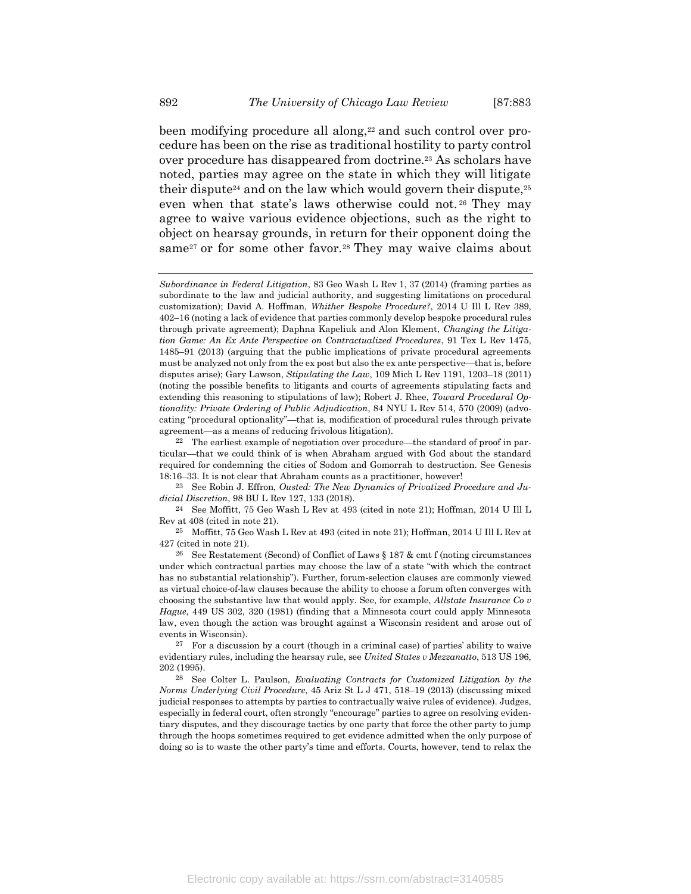been modifying procedure all along,[22] and such control over procedure has been on the rise as traditional hostility to party control over procedure has disappeared from doctrine.[23] As scholars have noted, parties may agree on the state in which they will litigate their dispute[24] and on the law which would govern their dispute,[25] even when that state's laws otherwise could not.[26] They may agree to waive various evidence objections, such as the right to object on hearsay grounds, in return for their opponent doing the same[27] or for some other favor.[28] They may waive claims about

---

*Subordinance in Federal Litigation*, 83 Geo Wash L Rev 1, 37 (2014) (framing parties as subordinate to the law and judicial authority, and suggesting limitations on procedural customization); David A. Hoffman, *Whither Bespoke Procedure?*, 2014 U Ill L Rev 389, 402–16 (noting a lack of evidence that parties commonly develop bespoke procedural rules through private agreement); Daphna Kapeliuk and Alon Klement, *Changing the Litigation Game: An Ex Ante Perspective on Contractualized Procedures*, 91 Tex L Rev 1475, 1485–91 (2013) (arguing that the public implications of private procedural agreements must be analyzed not only from the ex post but also the ex ante perspective—that is, before disputes arise); Gary Lawson, *Stipulating the Law*, 109 Mich L Rev 1191, 1203–18 (2011) (noting the possible benefits to litigants and courts of agreements stipulating facts and extending this reasoning to stipulations of law); Robert J. Rhee, *Toward Procedural Optionality: Private Ordering of Public Adjudication*, 84 NYU L Rev 514, 570 (2009) (advocating "procedural optionality"—that is, modification of procedural rules through private agreement—as a means of reducing frivolous litigation).

[22] The earliest example of negotiation over procedure—the standard of proof in particular—that we could think of is when Abraham argued with God about the standard required for condemning the cities of Sodom and Gomorrah to destruction. See Genesis 18:16–33. It is not clear that Abraham counts as a practitioner, however!

[23] See Robin J. Effron, *Ousted: The New Dynamics of Privatized Procedure and Judicial Discretion*, 98 BU L Rev 127, 133 (2018).

[24] See Moffitt, 75 Geo Wash L Rev at 493 (cited in note 21); Hoffman, 2014 U Ill L Rev at 408 (cited in note 21).

[25] Moffitt, 75 Geo Wash L Rev at 493 (cited in note 21); Hoffman, 2014 U Ill L Rev at 427 (cited in note 21).

[26] See Restatement (Second) of Conflict of Laws § 187 & cmt f (noting circumstances under which contractual parties may choose the law of a state "with which the contract has no substantial relationship"). Further, forum-selection clauses are commonly viewed as virtual choice-of-law clauses because the ability to choose a forum often converges with choosing the substantive law that would apply. See, for example, *Allstate Insurance Co v Hague*, 449 US 302, 320 (1981) (finding that a Minnesota court could apply Minnesota law, even though the action was brought against a Wisconsin resident and arose out of events in Wisconsin).

[27] For a discussion by a court (though in a criminal case) of parties' ability to waive evidentiary rules, including the hearsay rule, see *United States v Mezzanatto*, 513 US 196, 202 (1995).

[28] See Colter L. Paulson, *Evaluating Contracts for Customized Litigation by the Norms Underlying Civil Procedure*, 45 Ariz St L J 471, 518–19 (2013) (discussing mixed judicial responses to attempts by parties to contractually waive rules of evidence). Judges, especially in federal court, often strongly "encourage" parties to agree on resolving evidentiary disputes, and they discourage tactics by one party that force the other party to jump through the hoops sometimes required to get evidence admitted when the only purpose of doing so is to waste the other party's time and efforts. Courts, however, tend to relax the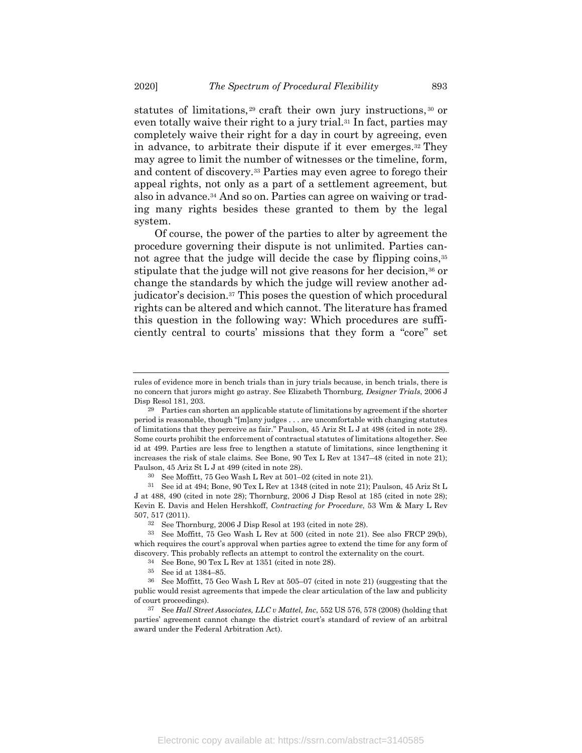statutes of limitations,[29] craft their own jury instructions,[30] or even totally waive their right to a jury trial.[31] In fact, parties may completely waive their right for a day in court by agreeing, even in advance, to arbitrate their dispute if it ever emerges.[32] They may agree to limit the number of witnesses or the timeline, form, and content of discovery.[33] Parties may even agree to forego their appeal rights, not only as a part of a settlement agreement, but also in advance.[34] And so on. Parties can agree on waiving or trading many rights besides these granted to them by the legal system.

Of course, the power of the parties to alter by agreement the procedure governing their dispute is not unlimited. Parties cannot agree that the judge will decide the case by flipping coins,[35] stipulate that the judge will not give reasons for her decision,[36] or change the standards by which the judge will review another adjudicator's decision.[37] This poses the question of which procedural rights can be altered and which cannot. The literature has framed this question in the following way: Which procedures are sufficiently central to courts' missions that they form a "core" set

---

rules of evidence more in bench trials than in jury trials because, in bench trials, there is no concern that jurors might go astray. See Elizabeth Thornburg, *Designer Trials*, 2006 J Disp Resol 181, 203.

[29] Parties can shorten an applicable statute of limitations by agreement if the shorter period is reasonable, though "[m]any judges . . . are uncomfortable with changing statutes of limitations that they perceive as fair." Paulson, 45 Ariz St L J at 498 (cited in note 28). Some courts prohibit the enforcement of contractual statutes of limitations altogether. See id at 499. Parties are less free to lengthen a statute of limitations, since lengthening it increases the risk of stale claims. See Bone, 90 Tex L Rev at 1347–48 (cited in note 21); Paulson, 45 Ariz St L J at 499 (cited in note 28).

[30] See Moffitt, 75 Geo Wash L Rev at 501–02 (cited in note 21).

[31] See id at 494; Bone, 90 Tex L Rev at 1348 (cited in note 21); Paulson, 45 Ariz St L J at 488, 490 (cited in note 28); Thornburg, 2006 J Disp Resol at 185 (cited in note 28); Kevin E. Davis and Helen Hershkoff, *Contracting for Procedure*, 53 Wm & Mary L Rev 507, 517 (2011).

[32] See Thornburg, 2006 J Disp Resol at 193 (cited in note 28).

[33] See Moffitt, 75 Geo Wash L Rev at 500 (cited in note 21). See also FRCP 29(b), which requires the court's approval when parties agree to extend the time for any form of discovery. This probably reflects an attempt to control the externality on the court.

[34] See Bone, 90 Tex L Rev at 1351 (cited in note 28).

[35] See id at 1384–85.

[36] See Moffitt, 75 Geo Wash L Rev at 505–07 (cited in note 21) (suggesting that the public would resist agreements that impede the clear articulation of the law and publicity of court proceedings).

[37] See *Hall Street Associates, LLC v Mattel, Inc*, 552 US 576, 578 (2008) (holding that parties' agreement cannot change the district court's standard of review of an arbitral award under the Federal Arbitration Act).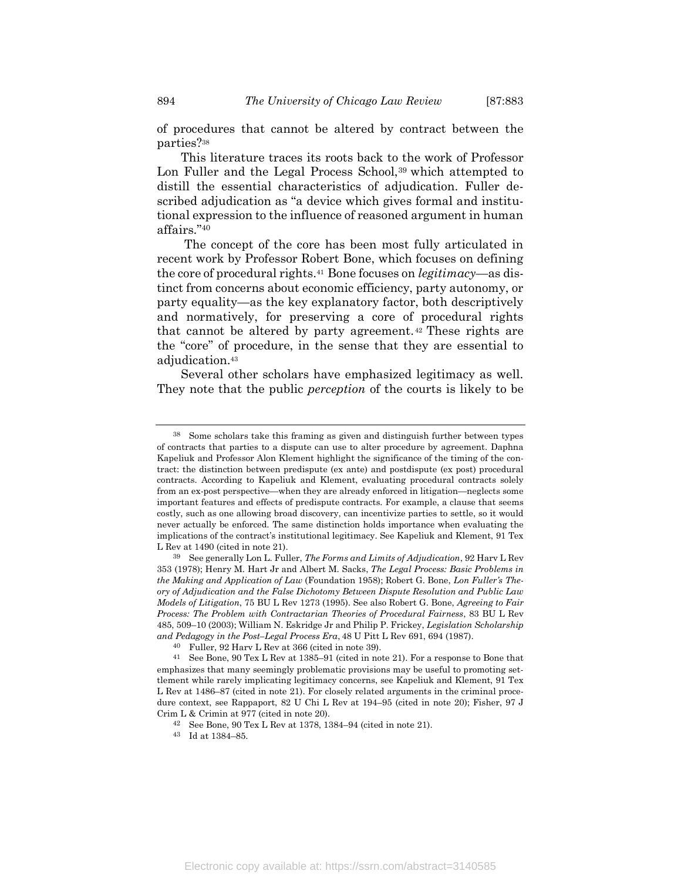of procedures that cannot be altered by contract between the parties?[38]

This literature traces its roots back to the work of Professor Lon Fuller and the Legal Process School,[39] which attempted to distill the essential characteristics of adjudication. Fuller described adjudication as "a device which gives formal and institutional expression to the influence of reasoned argument in human affairs."[40]

The concept of the core has been most fully articulated in recent work by Professor Robert Bone, which focuses on defining the core of procedural rights.[41] Bone focuses on *legitimacy*—as distinct from concerns about economic efficiency, party autonomy, or party equality—as the key explanatory factor, both descriptively and normatively, for preserving a core of procedural rights that cannot be altered by party agreement.[42] These rights are the "core" of procedure, in the sense that they are essential to adjudication.[43]

Several other scholars have emphasized legitimacy as well. They note that the public *perception* of the courts is likely to be

---

[38] Some scholars take this framing as given and distinguish further between types of contracts that parties to a dispute can use to alter procedure by agreement. Daphna Kapeliuk and Professor Alon Klement highlight the significance of the timing of the contract: the distinction between predispute (ex ante) and postdispute (ex post) procedural contracts. According to Kapeliuk and Klement, evaluating procedural contracts solely from an ex-post perspective—when they are already enforced in litigation—neglects some important features and effects of predispute contracts. For example, a clause that seems costly, such as one allowing broad discovery, can incentivize parties to settle, so it would never actually be enforced. The same distinction holds importance when evaluating the implications of the contract's institutional legitimacy. See Kapeliuk and Klement, 91 Tex L Rev at 1490 (cited in note 21).

[39] See generally Lon L. Fuller, *The Forms and Limits of Adjudication*, 92 Harv L Rev 353 (1978); Henry M. Hart Jr and Albert M. Sacks, *The Legal Process: Basic Problems in the Making and Application of Law* (Foundation 1958); Robert G. Bone, *Lon Fuller's Theory of Adjudication and the False Dichotomy Between Dispute Resolution and Public Law Models of Litigation*, 75 BU L Rev 1273 (1995). See also Robert G. Bone, *Agreeing to Fair Process: The Problem with Contractarian Theories of Procedural Fairness*, 83 BU L Rev 485, 509–10 (2003); William N. Eskridge Jr and Philip P. Frickey, *Legislation Scholarship and Pedagogy in the Post–Legal Process Era*, 48 U Pitt L Rev 691, 694 (1987).

[40] Fuller, 92 Harv L Rev at 366 (cited in note 39).

[41] See Bone, 90 Tex L Rev at 1385–91 (cited in note 21). For a response to Bone that emphasizes that many seemingly problematic provisions may be useful to promoting settlement while rarely implicating legitimacy concerns, see Kapeliuk and Klement, 91 Tex L Rev at 1486–87 (cited in note 21). For closely related arguments in the criminal procedure context, see Rappaport, 82 U Chi L Rev at 194–95 (cited in note 20); Fisher, 97 J Crim L & Crimin at 977 (cited in note 20).

[42] See Bone, 90 Tex L Rev at 1378, 1384–94 (cited in note 21).

[43] Id at 1384–85.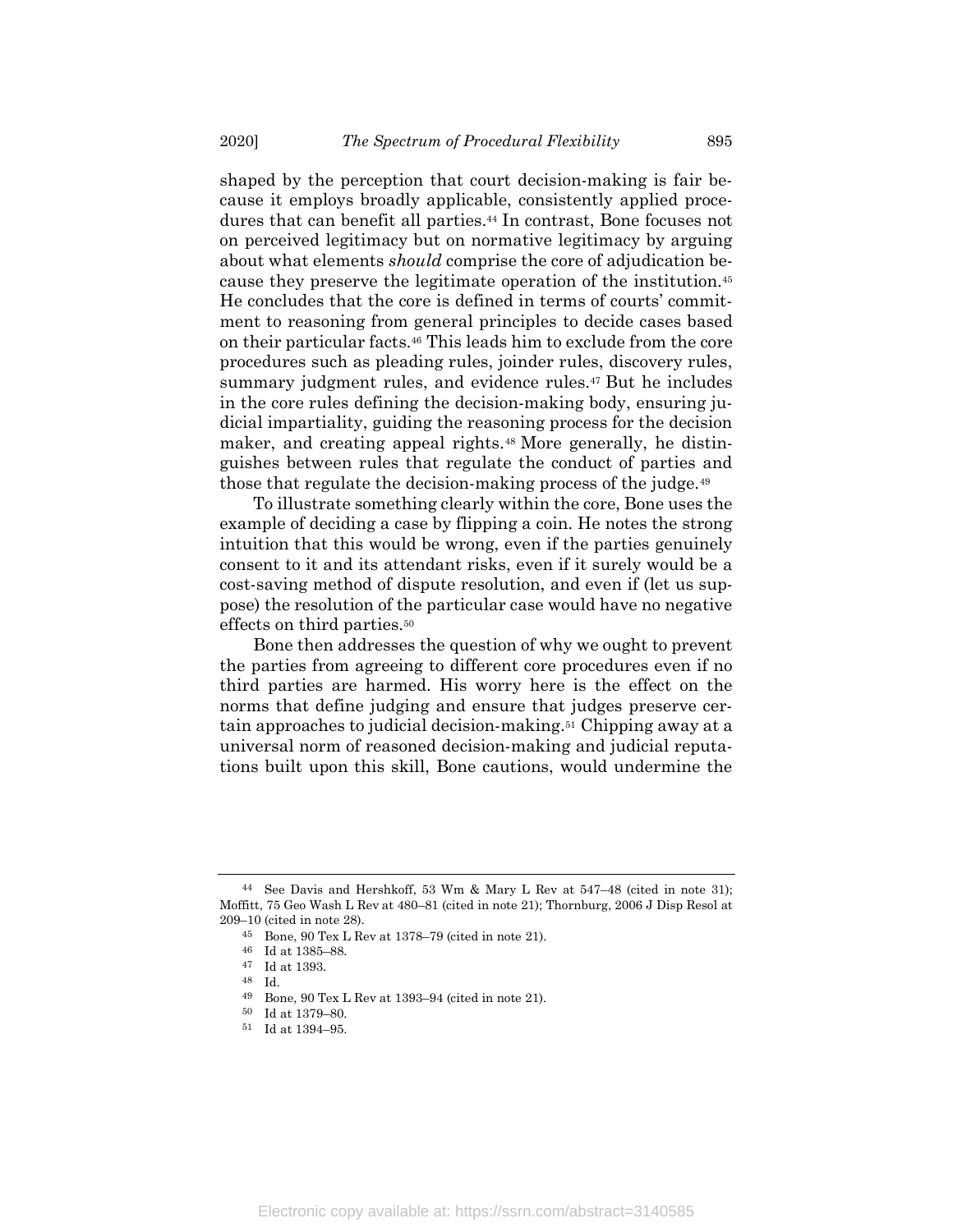shaped by the perception that court decision-making is fair because it employs broadly applicable, consistently applied procedures that can benefit all parties.[44] In contrast, Bone focuses not on perceived legitimacy but on normative legitimacy by arguing about what elements *should* comprise the core of adjudication because they preserve the legitimate operation of the institution.[45] He concludes that the core is defined in terms of courts' commitment to reasoning from general principles to decide cases based on their particular facts.[46] This leads him to exclude from the core procedures such as pleading rules, joinder rules, discovery rules, summary judgment rules, and evidence rules.[47] But he includes in the core rules defining the decision-making body, ensuring judicial impartiality, guiding the reasoning process for the decision maker, and creating appeal rights.[48] More generally, he distinguishes between rules that regulate the conduct of parties and those that regulate the decision-making process of the judge.[49]

To illustrate something clearly within the core, Bone uses the example of deciding a case by flipping a coin. He notes the strong intuition that this would be wrong, even if the parties genuinely consent to it and its attendant risks, even if it surely would be a cost-saving method of dispute resolution, and even if (let us suppose) the resolution of the particular case would have no negative effects on third parties.[50]

Bone then addresses the question of why we ought to prevent the parties from agreeing to different core procedures even if no third parties are harmed. His worry here is the effect on the norms that define judging and ensure that judges preserve certain approaches to judicial decision-making.[51] Chipping away at a universal norm of reasoned decision-making and judicial reputations built upon this skill, Bone cautions, would undermine the

---

[44] See Davis and Hershkoff, 53 Wm & Mary L Rev at 547–48 (cited in note 31); Moffitt, 75 Geo Wash L Rev at 480–81 (cited in note 21); Thornburg, 2006 J Disp Resol at 209–10 (cited in note 28).

[45] Bone, 90 Tex L Rev at 1378–79 (cited in note 21).

[46] Id at 1385–88.

[47] Id at 1393.

[48] Id.

[49] Bone, 90 Tex L Rev at 1393–94 (cited in note 21).

[50] Id at 1379–80.

[51] Id at 1394–95.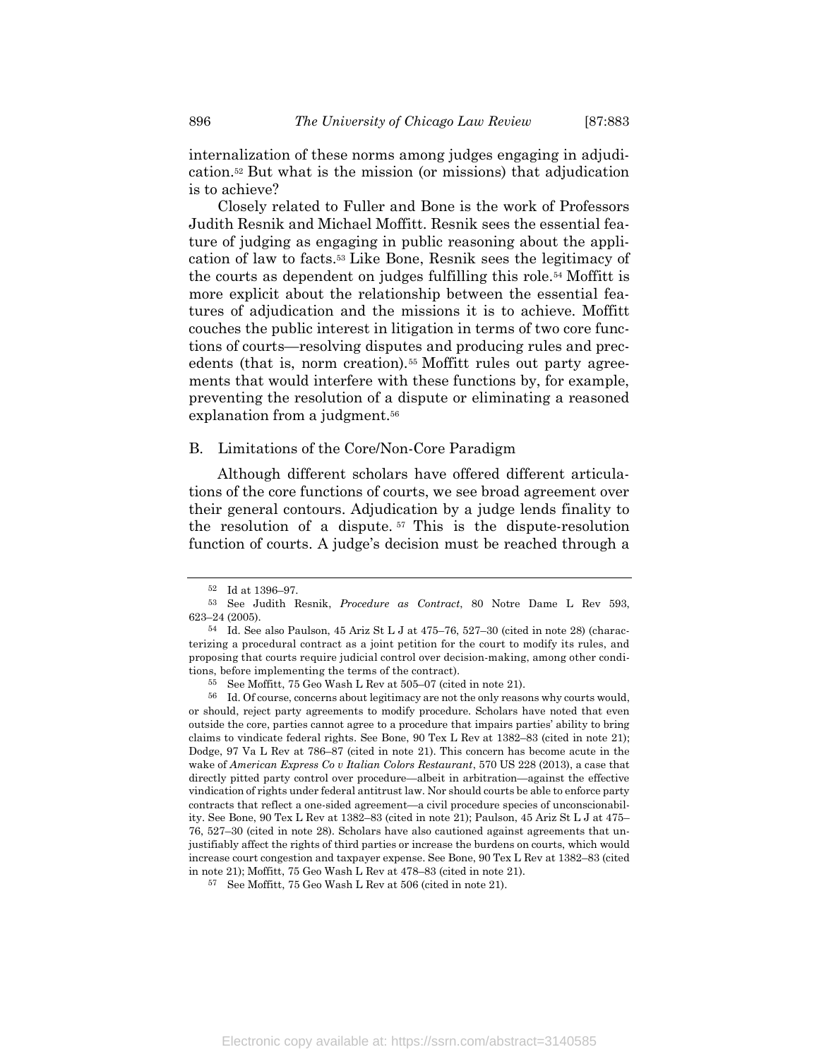internalization of these norms among judges engaging in adjudication.[52] But what is the mission (or missions) that adjudication is to achieve?

Closely related to Fuller and Bone is the work of Professors Judith Resnik and Michael Moffitt. Resnik sees the essential feature of judging as engaging in public reasoning about the application of law to facts.[53] Like Bone, Resnik sees the legitimacy of the courts as dependent on judges fulfilling this role.[54] Moffitt is more explicit about the relationship between the essential features of adjudication and the missions it is to achieve. Moffitt couches the public interest in litigation in terms of two core functions of courts—resolving disputes and producing rules and precedents (that is, norm creation).[55] Moffitt rules out party agreements that would interfere with these functions by, for example, preventing the resolution of a dispute or eliminating a reasoned explanation from a judgment.[56]

## B. Limitations of the Core/Non-Core Paradigm

Although different scholars have offered different articulations of the core functions of courts, we see broad agreement over their general contours. Adjudication by a judge lends finality to the resolution of a dispute.[57] This is the dispute-resolution function of courts. A judge's decision must be reached through a

---

[52] Id at 1396–97.

[53] See Judith Resnik, *Procedure as Contract*, 80 Notre Dame L Rev 593, 623–24 (2005).

[54] Id. See also Paulson, 45 Ariz St L J at 475–76, 527–30 (cited in note 28) (characterizing a procedural contract as a joint petition for the court to modify its rules, and proposing that courts require judicial control over decision-making, among other conditions, before implementing the terms of the contract).

[55] See Moffitt, 75 Geo Wash L Rev at 505–07 (cited in note 21).

[56] Id. Of course, concerns about legitimacy are not the only reasons why courts would, or should, reject party agreements to modify procedure. Scholars have noted that even outside the core, parties cannot agree to a procedure that impairs parties' ability to bring claims to vindicate federal rights. See Bone, 90 Tex L Rev at 1382–83 (cited in note 21); Dodge, 97 Va L Rev at 786–87 (cited in note 21). This concern has become acute in the wake of *American Express Co v Italian Colors Restaurant*, 570 US 228 (2013), a case that directly pitted party control over procedure—albeit in arbitration—against the effective vindication of rights under federal antitrust law. Nor should courts be able to enforce party contracts that reflect a one-sided agreement—a civil procedure species of unconscionability. See Bone, 90 Tex L Rev at 1382–83 (cited in note 21); Paulson, 45 Ariz St L J at 475–76, 527–30 (cited in note 28). Scholars have also cautioned against agreements that unjustifiably affect the rights of third parties or increase the burdens on courts, which would increase court congestion and taxpayer expense. See Bone, 90 Tex L Rev at 1382–83 (cited in note 21); Moffitt, 75 Geo Wash L Rev at 478–83 (cited in note 21).

[57] See Moffitt, 75 Geo Wash L Rev at 506 (cited in note 21).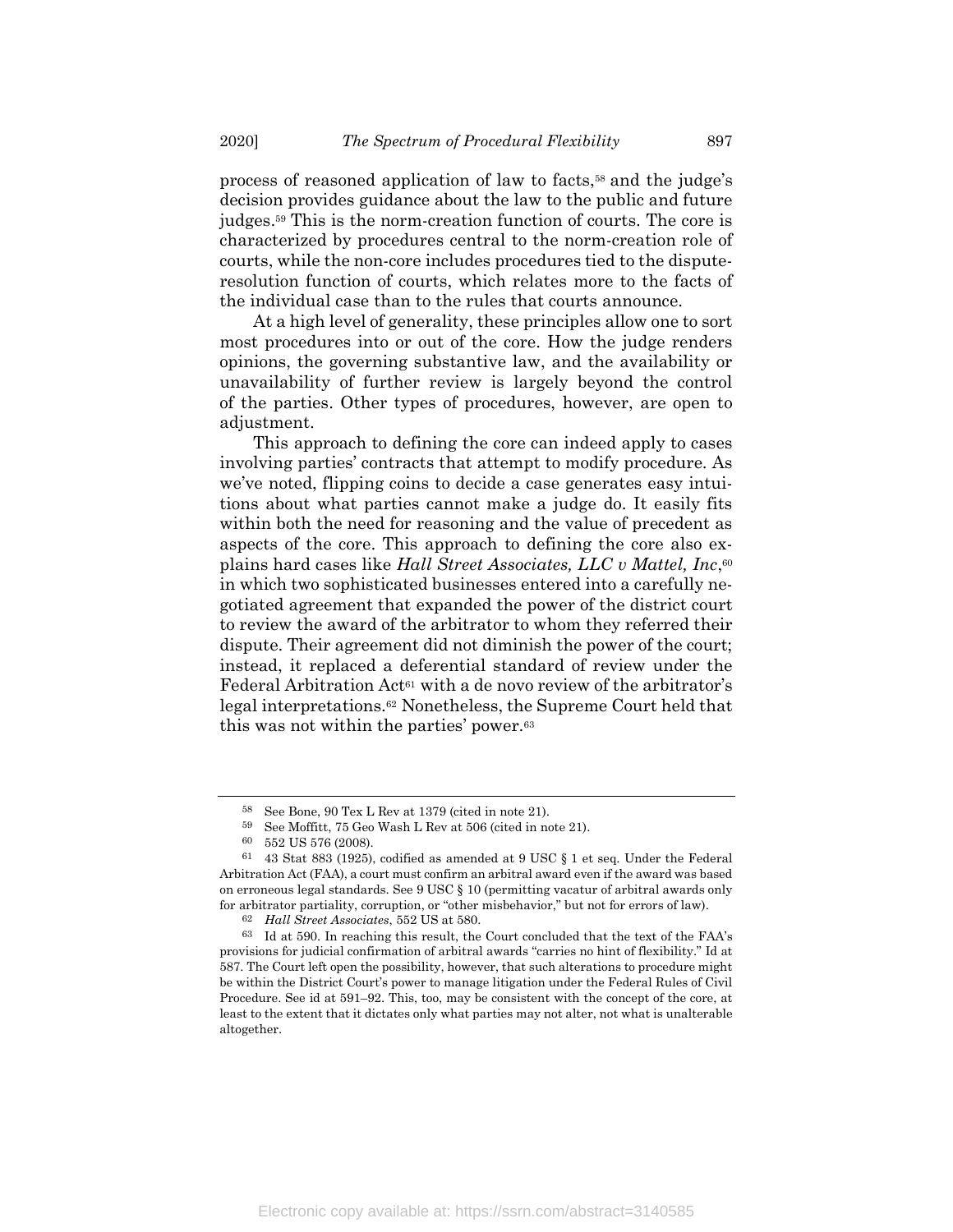process of reasoned application of law to facts,[58] and the judge's decision provides guidance about the law to the public and future judges.[59] This is the norm-creation function of courts. The core is characterized by procedures central to the norm-creation role of courts, while the non-core includes procedures tied to the dispute-resolution function of courts, which relates more to the facts of the individual case than to the rules that courts announce.

At a high level of generality, these principles allow one to sort most procedures into or out of the core. How the judge renders opinions, the governing substantive law, and the availability or unavailability of further review is largely beyond the control of the parties. Other types of procedures, however, are open to adjustment.

This approach to defining the core can indeed apply to cases involving parties' contracts that attempt to modify procedure. As we've noted, flipping coins to decide a case generates easy intuitions about what parties cannot make a judge do. It easily fits within both the need for reasoning and the value of precedent as aspects of the core. This approach to defining the core also explains hard cases like *Hall Street Associates, LLC v Mattel, Inc*,[60] in which two sophisticated businesses entered into a carefully negotiated agreement that expanded the power of the district court to review the award of the arbitrator to whom they referred their dispute. Their agreement did not diminish the power of the court; instead, it replaced a deferential standard of review under the Federal Arbitration Act[61] with a de novo review of the arbitrator's legal interpretations.[62] Nonetheless, the Supreme Court held that this was not within the parties' power.[63]

---

[58] See Bone, 90 Tex L Rev at 1379 (cited in note 21).

[59] See Moffitt, 75 Geo Wash L Rev at 506 (cited in note 21).

[60] 552 US 576 (2008).

[61] 43 Stat 883 (1925), codified as amended at 9 USC § 1 et seq. Under the Federal Arbitration Act (FAA), a court must confirm an arbitral award even if the award was based on erroneous legal standards. See 9 USC § 10 (permitting vacatur of arbitral awards only for arbitrator partiality, corruption, or "other misbehavior," but not for errors of law).

[62] *Hall Street Associates*, 552 US at 580.

[63] Id at 590. In reaching this result, the Court concluded that the text of the FAA's provisions for judicial confirmation of arbitral awards "carries no hint of flexibility." Id at 587. The Court left open the possibility, however, that such alterations to procedure might be within the District Court's power to manage litigation under the Federal Rules of Civil Procedure. See id at 591–92. This, too, may be consistent with the concept of the core, at least to the extent that it dictates only what parties may not alter, not what is unalterable altogether.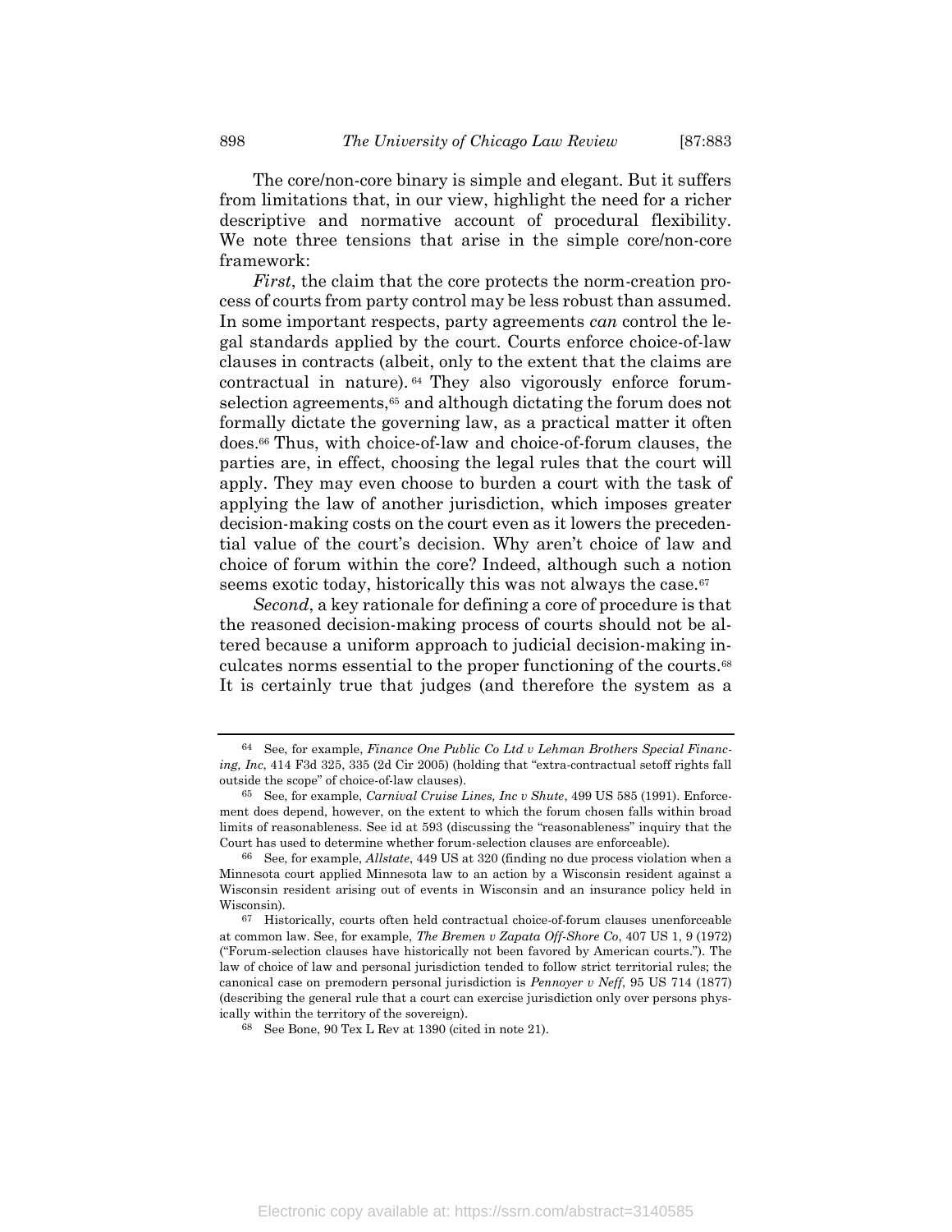The core/non-core binary is simple and elegant. But it suffers from limitations that, in our view, highlight the need for a richer descriptive and normative account of procedural flexibility. We note three tensions that arise in the simple core/non-core framework:

*First*, the claim that the core protects the norm-creation process of courts from party control may be less robust than assumed. In some important respects, party agreements *can* control the legal standards applied by the court. Courts enforce choice-of-law clauses in contracts (albeit, only to the extent that the claims are contractual in nature).[64] They also vigorously enforce forum-selection agreements,[65] and although dictating the forum does not formally dictate the governing law, as a practical matter it often does.[66] Thus, with choice-of-law and choice-of-forum clauses, the parties are, in effect, choosing the legal rules that the court will apply. They may even choose to burden a court with the task of applying the law of another jurisdiction, which imposes greater decision-making costs on the court even as it lowers the precedential value of the court's decision. Why aren't choice of law and choice of forum within the core? Indeed, although such a notion seems exotic today, historically this was not always the case.[67]

*Second*, a key rationale for defining a core of procedure is that the reasoned decision-making process of courts should not be altered because a uniform approach to judicial decision-making inculcates norms essential to the proper functioning of the courts.[68] It is certainly true that judges (and therefore the system as a

---

[64] See, for example, *Finance One Public Co Ltd v Lehman Brothers Special Financing, Inc*, 414 F3d 325, 335 (2d Cir 2005) (holding that "extra-contractual setoff rights fall outside the scope" of choice-of-law clauses).

[65] See, for example, *Carnival Cruise Lines, Inc v Shute*, 499 US 585 (1991). Enforcement does depend, however, on the extent to which the forum chosen falls within broad limits of reasonableness. See id at 593 (discussing the "reasonableness" inquiry that the Court has used to determine whether forum-selection clauses are enforceable).

[66] See, for example, *Allstate*, 449 US at 320 (finding no due process violation when a Minnesota court applied Minnesota law to an action by a Wisconsin resident against a Wisconsin resident arising out of events in Wisconsin and an insurance policy held in Wisconsin).

[67] Historically, courts often held contractual choice-of-forum clauses unenforceable at common law. See, for example, *The Bremen v Zapata Off-Shore Co*, 407 US 1, 9 (1972) ("Forum-selection clauses have historically not been favored by American courts."). The law of choice of law and personal jurisdiction tended to follow strict territorial rules; the canonical case on premodern personal jurisdiction is *Pennoyer v Neff*, 95 US 714 (1877) (describing the general rule that a court can exercise jurisdiction only over persons physically within the territory of the sovereign).

[68] See Bone, 90 Tex L Rev at 1390 (cited in note 21).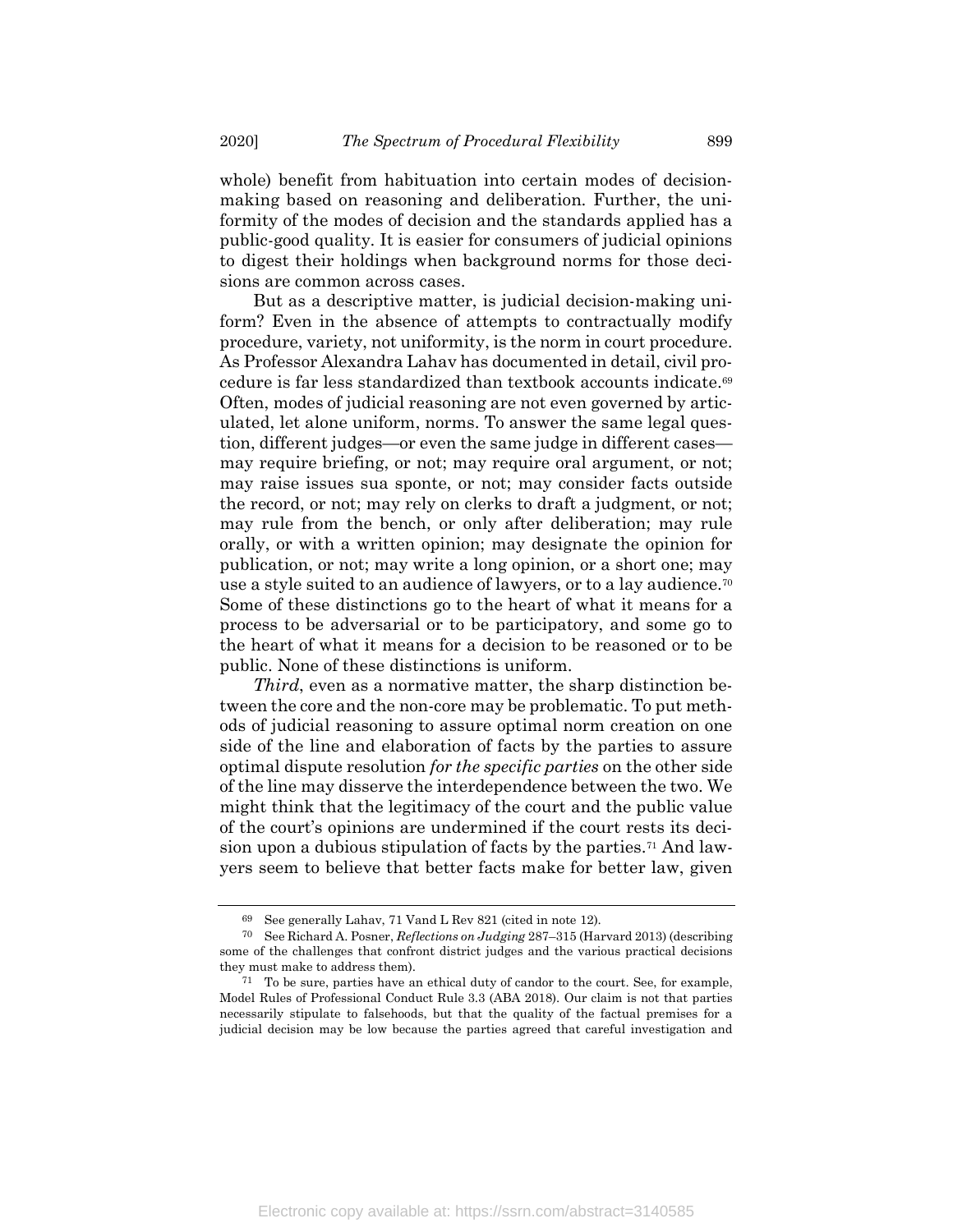whole) benefit from habituation into certain modes of decision-making based on reasoning and deliberation. Further, the uniformity of the modes of decision and the standards applied has a public-good quality. It is easier for consumers of judicial opinions to digest their holdings when background norms for those decisions are common across cases.

But as a descriptive matter, is judicial decision-making uniform? Even in the absence of attempts to contractually modify procedure, variety, not uniformity, is the norm in court procedure. As Professor Alexandra Lahav has documented in detail, civil procedure is far less standardized than textbook accounts indicate.[69] Often, modes of judicial reasoning are not even governed by articulated, let alone uniform, norms. To answer the same legal question, different judges—or even the same judge in different cases—may require briefing, or not; may require oral argument, or not; may raise issues sua sponte, or not; may consider facts outside the record, or not; may rely on clerks to draft a judgment, or not; may rule from the bench, or only after deliberation; may rule orally, or with a written opinion; may designate the opinion for publication, or not; may write a long opinion, or a short one; may use a style suited to an audience of lawyers, or to a lay audience.[70] Some of these distinctions go to the heart of what it means for a process to be adversarial or to be participatory, and some go to the heart of what it means for a decision to be reasoned or to be public. None of these distinctions is uniform.

*Third*, even as a normative matter, the sharp distinction between the core and the non-core may be problematic. To put methods of judicial reasoning to assure optimal norm creation on one side of the line and elaboration of facts by the parties to assure optimal dispute resolution *for the specific parties* on the other side of the line may disserve the interdependence between the two. We might think that the legitimacy of the court and the public value of the court's opinions are undermined if the court rests its decision upon a dubious stipulation of facts by the parties.[71] And lawyers seem to believe that better facts make for better law, given

---

[69] See generally Lahav, 71 Vand L Rev 821 (cited in note 12).

[70] See Richard A. Posner, *Reflections on Judging* 287–315 (Harvard 2013) (describing some of the challenges that confront district judges and the various practical decisions they must make to address them).

[71] To be sure, parties have an ethical duty of candor to the court. See, for example, Model Rules of Professional Conduct Rule 3.3 (ABA 2018). Our claim is not that parties necessarily stipulate to falsehoods, but that the quality of the factual premises for a judicial decision may be low because the parties agreed that careful investigation and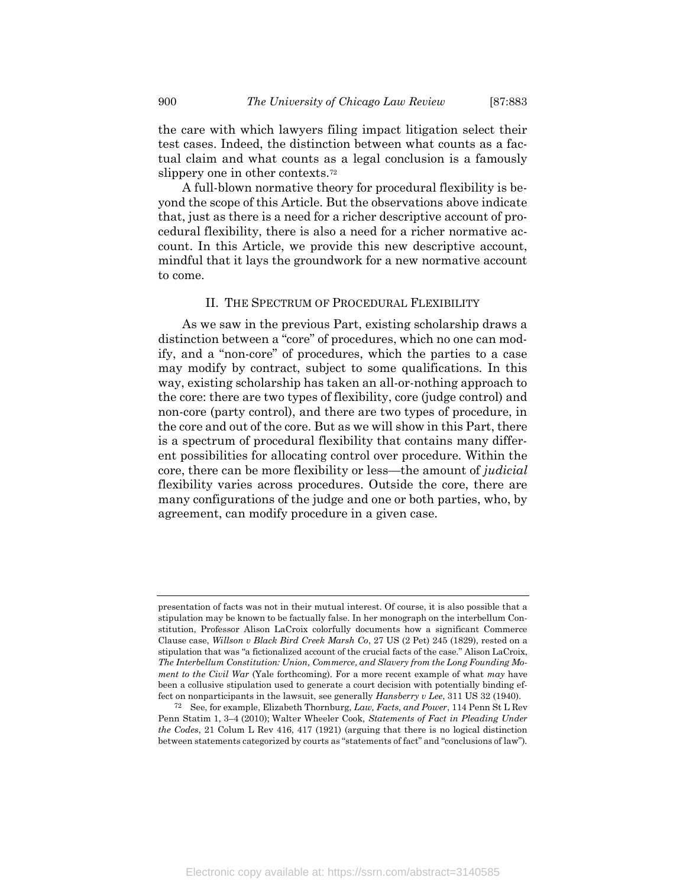the care with which lawyers filing impact litigation select their test cases. Indeed, the distinction between what counts as a factual claim and what counts as a legal conclusion is a famously slippery one in other contexts.[72]

A full-blown normative theory for procedural flexibility is beyond the scope of this Article. But the observations above indicate that, just as there is a need for a richer descriptive account of procedural flexibility, there is also a need for a richer normative account. In this Article, we provide this new descriptive account, mindful that it lays the groundwork for a new normative account to come.

## II. The Spectrum of Procedural Flexibility

As we saw in the previous Part, existing scholarship draws a distinction between a "core" of procedures, which no one can modify, and a "non-core" of procedures, which the parties to a case may modify by contract, subject to some qualifications. In this way, existing scholarship has taken an all-or-nothing approach to the core: there are two types of flexibility, core (judge control) and non-core (party control), and there are two types of procedure, in the core and out of the core. But as we will show in this Part, there is a spectrum of procedural flexibility that contains many different possibilities for allocating control over procedure. Within the core, there can be more flexibility or less—the amount of *judicial* flexibility varies across procedures. Outside the core, there are many configurations of the judge and one or both parties, who, by agreement, can modify procedure in a given case.

---

presentation of facts was not in their mutual interest. Of course, it is also possible that a stipulation may be known to be factually false. In her monograph on the interbellum Constitution, Professor Alison LaCroix colorfully documents how a significant Commerce Clause case, *Willson v Black Bird Creek Marsh Co*, 27 US (2 Pet) 245 (1829), rested on a stipulation that was "a fictionalized account of the crucial facts of the case." Alison LaCroix, *The Interbellum Constitution: Union, Commerce, and Slavery from the Long Founding Moment to the Civil War* (Yale forthcoming). For a more recent example of what *may* have been a collusive stipulation used to generate a court decision with potentially binding effect on nonparticipants in the lawsuit, see generally *Hansberry v Lee*, 311 US 32 (1940).

[72] See, for example, Elizabeth Thornburg, *Law, Facts, and Power*, 114 Penn St L Rev Penn Statim 1, 3–4 (2010); Walter Wheeler Cook, *Statements of Fact in Pleading Under the Codes*, 21 Colum L Rev 416, 417 (1921) (arguing that there is no logical distinction between statements categorized by courts as "statements of fact" and "conclusions of law").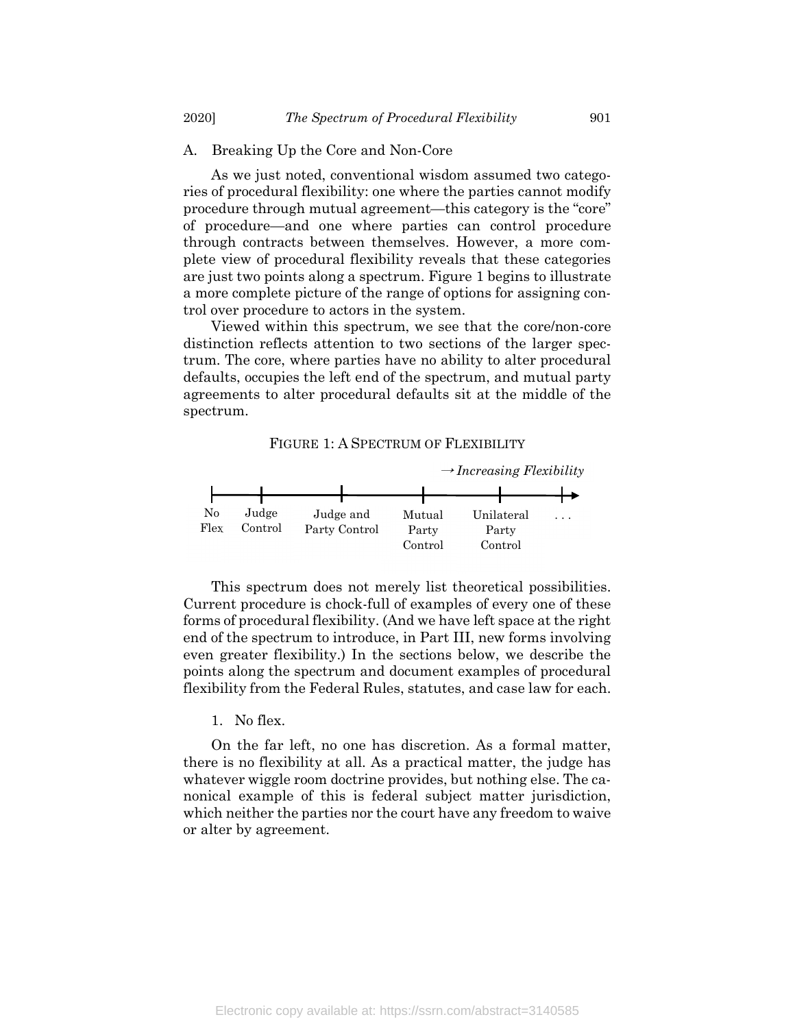## A. Breaking Up the Core and Non-Core

As we just noted, conventional wisdom assumed two categories of procedural flexibility: one where the parties cannot modify procedure through mutual agreement—this category is the "core" of procedure—and one where parties can control procedure through contracts between themselves. However, a more complete view of procedural flexibility reveals that these categories are just two points along a spectrum. Figure 1 begins to illustrate a more complete picture of the range of options for assigning control over procedure to actors in the system.

Viewed within this spectrum, we see that the core/non-core distinction reflects attention to two sections of the larger spectrum. The core, where parties have no ability to alter procedural defaults, occupies the left end of the spectrum, and mutual party agreements to alter procedural defaults sit at the middle of the spectrum.

FIGURE 1: A SPECTRUM OF FLEXIBILITY

→ *Increasing Flexibility*

| No Flex | Judge Control | Judge and Party Control | Mutual Party Control | Unilateral Party Control | . . . |
|---|---|---|---|---|---|

This spectrum does not merely list theoretical possibilities. Current procedure is chock-full of examples of every one of these forms of procedural flexibility. (And we have left space at the right end of the spectrum to introduce, in Part III, new forms involving even greater flexibility.) In the sections below, we describe the points along the spectrum and document examples of procedural flexibility from the Federal Rules, statutes, and case law for each.

### 1. No flex.

On the far left, no one has discretion. As a formal matter, there is no flexibility at all. As a practical matter, the judge has whatever wiggle room doctrine provides, but nothing else. The canonical example of this is federal subject matter jurisdiction, which neither the parties nor the court have any freedom to waive or alter by agreement.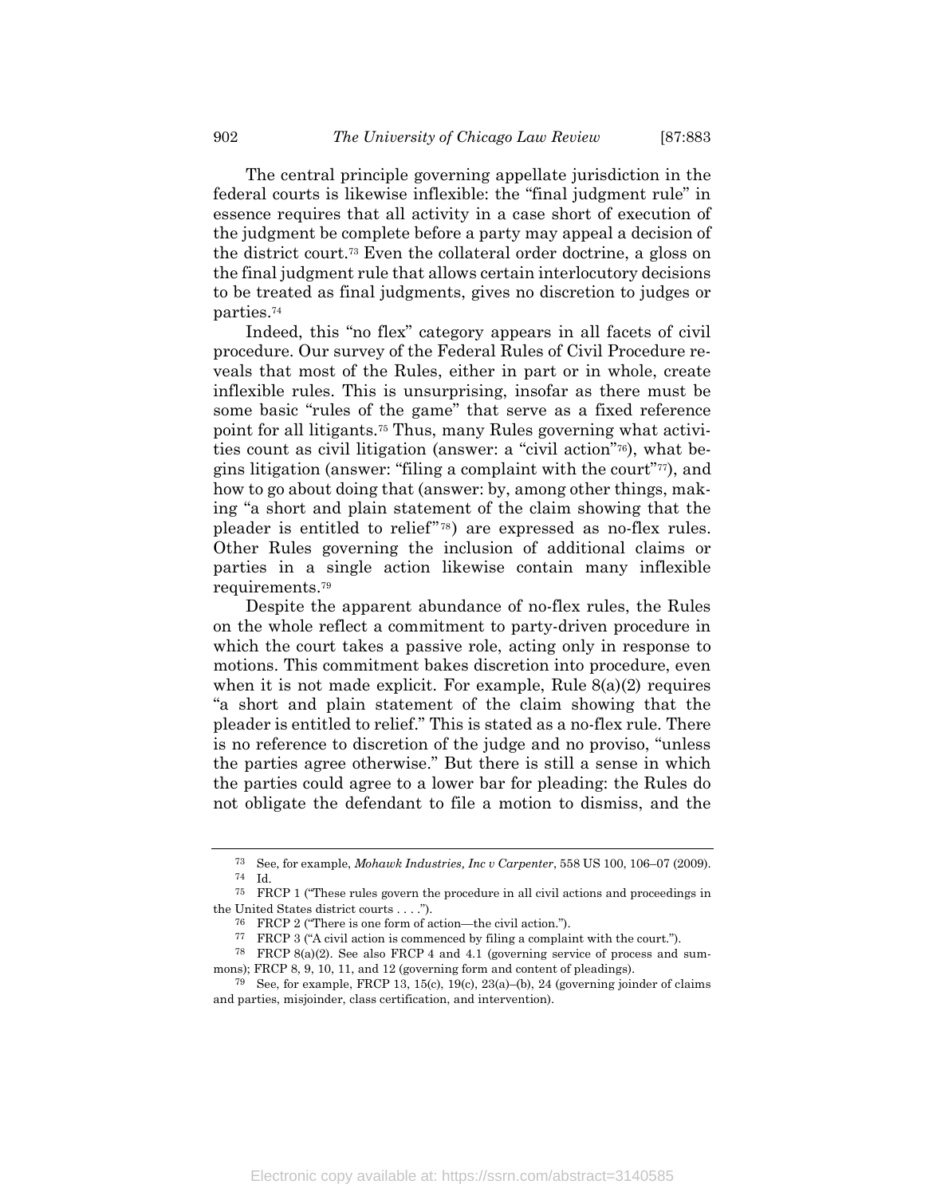The central principle governing appellate jurisdiction in the federal courts is likewise inflexible: the "final judgment rule" in essence requires that all activity in a case short of execution of the judgment be complete before a party may appeal a decision of the district court.[73] Even the collateral order doctrine, a gloss on the final judgment rule that allows certain interlocutory decisions to be treated as final judgments, gives no discretion to judges or parties.[74]

Indeed, this "no flex" category appears in all facets of civil procedure. Our survey of the Federal Rules of Civil Procedure reveals that most of the Rules, either in part or in whole, create inflexible rules. This is unsurprising, insofar as there must be some basic "rules of the game" that serve as a fixed reference point for all litigants.[75] Thus, many Rules governing what activities count as civil litigation (answer: a "civil action"[76]), what begins litigation (answer: "filing a complaint with the court"[77]), and how to go about doing that (answer: by, among other things, making "a short and plain statement of the claim showing that the pleader is entitled to relief"[78]) are expressed as no-flex rules. Other Rules governing the inclusion of additional claims or parties in a single action likewise contain many inflexible requirements.[79]

Despite the apparent abundance of no-flex rules, the Rules on the whole reflect a commitment to party-driven procedure in which the court takes a passive role, acting only in response to motions. This commitment bakes discretion into procedure, even when it is not made explicit. For example, Rule 8(a)(2) requires "a short and plain statement of the claim showing that the pleader is entitled to relief." This is stated as a no-flex rule. There is no reference to discretion of the judge and no proviso, "unless the parties agree otherwise." But there is still a sense in which the parties could agree to a lower bar for pleading: the Rules do not obligate the defendant to file a motion to dismiss, and the

---

[73] See, for example, *Mohawk Industries, Inc v Carpenter*, 558 US 100, 106–07 (2009).

[74] Id.

[75] FRCP 1 ("These rules govern the procedure in all civil actions and proceedings in the United States district courts . . . .").

[76] FRCP 2 ("There is one form of action—the civil action.").

[77] FRCP 3 ("A civil action is commenced by filing a complaint with the court.").

[78] FRCP 8(a)(2). See also FRCP 4 and 4.1 (governing service of process and summons); FRCP 8, 9, 10, 11, and 12 (governing form and content of pleadings).

[79] See, for example, FRCP 13, 15(c), 19(c), 23(a)–(b), 24 (governing joinder of claims and parties, misjoinder, class certification, and intervention).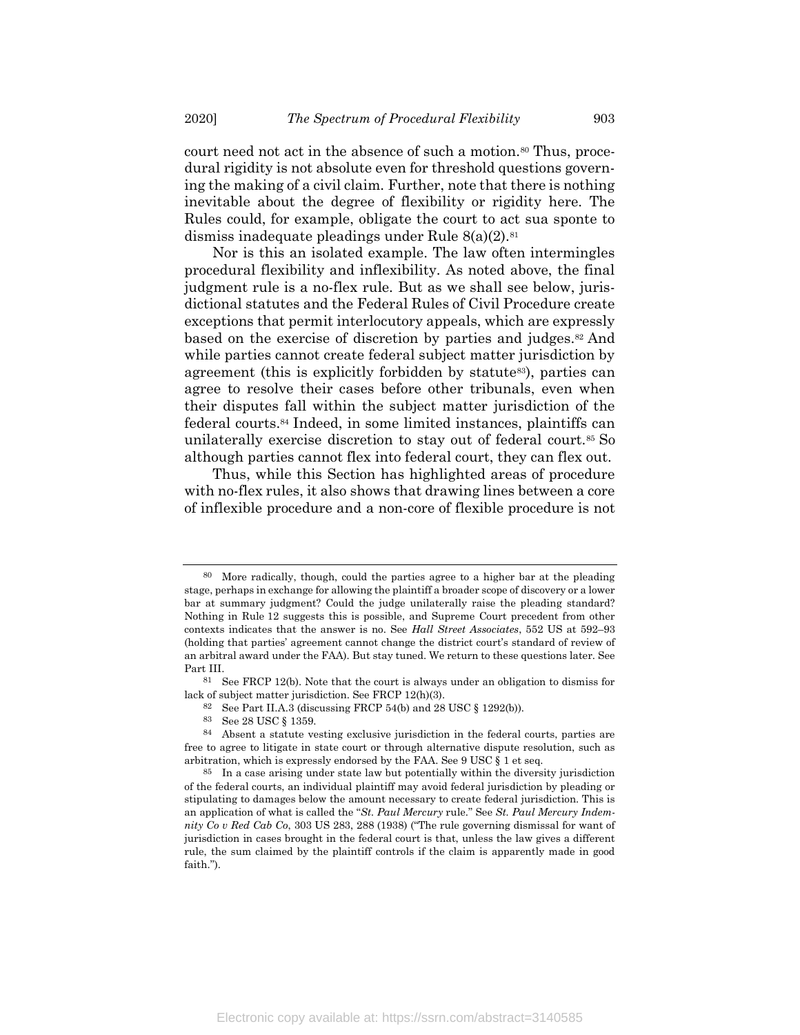court need not act in the absence of such a motion.[80] Thus, procedural rigidity is not absolute even for threshold questions governing the making of a civil claim. Further, note that there is nothing inevitable about the degree of flexibility or rigidity here. The Rules could, for example, obligate the court to act sua sponte to dismiss inadequate pleadings under Rule 8(a)(2).[81]

Nor is this an isolated example. The law often intermingles procedural flexibility and inflexibility. As noted above, the final judgment rule is a no-flex rule. But as we shall see below, jurisdictional statutes and the Federal Rules of Civil Procedure create exceptions that permit interlocutory appeals, which are expressly based on the exercise of discretion by parties and judges.[82] And while parties cannot create federal subject matter jurisdiction by agreement (this is explicitly forbidden by statute[83]), parties can agree to resolve their cases before other tribunals, even when their disputes fall within the subject matter jurisdiction of the federal courts.[84] Indeed, in some limited instances, plaintiffs can unilaterally exercise discretion to stay out of federal court.[85] So although parties cannot flex into federal court, they can flex out.

Thus, while this Section has highlighted areas of procedure with no-flex rules, it also shows that drawing lines between a core of inflexible procedure and a non-core of flexible procedure is not

---

[80] More radically, though, could the parties agree to a higher bar at the pleading stage, perhaps in exchange for allowing the plaintiff a broader scope of discovery or a lower bar at summary judgment? Could the judge unilaterally raise the pleading standard? Nothing in Rule 12 suggests this is possible, and Supreme Court precedent from other contexts indicates that the answer is no. See *Hall Street Associates*, 552 US at 592–93 (holding that parties' agreement cannot change the district court's standard of review of an arbitral award under the FAA). But stay tuned. We return to these questions later. See Part III.

[81] See FRCP 12(b). Note that the court is always under an obligation to dismiss for lack of subject matter jurisdiction. See FRCP 12(h)(3).

[82] See Part II.A.3 (discussing FRCP 54(b) and 28 USC § 1292(b)).

[83] See 28 USC § 1359.

[84] Absent a statute vesting exclusive jurisdiction in the federal courts, parties are free to agree to litigate in state court or through alternative dispute resolution, such as arbitration, which is expressly endorsed by the FAA. See 9 USC § 1 et seq.

[85] In a case arising under state law but potentially within the diversity jurisdiction of the federal courts, an individual plaintiff may avoid federal jurisdiction by pleading or stipulating to damages below the amount necessary to create federal jurisdiction. This is an application of what is called the "*St. Paul Mercury* rule." See *St. Paul Mercury Indemnity Co v Red Cab Co*, 303 US 283, 288 (1938) ("The rule governing dismissal for want of jurisdiction in cases brought in the federal court is that, unless the law gives a different rule, the sum claimed by the plaintiff controls if the claim is apparently made in good faith.").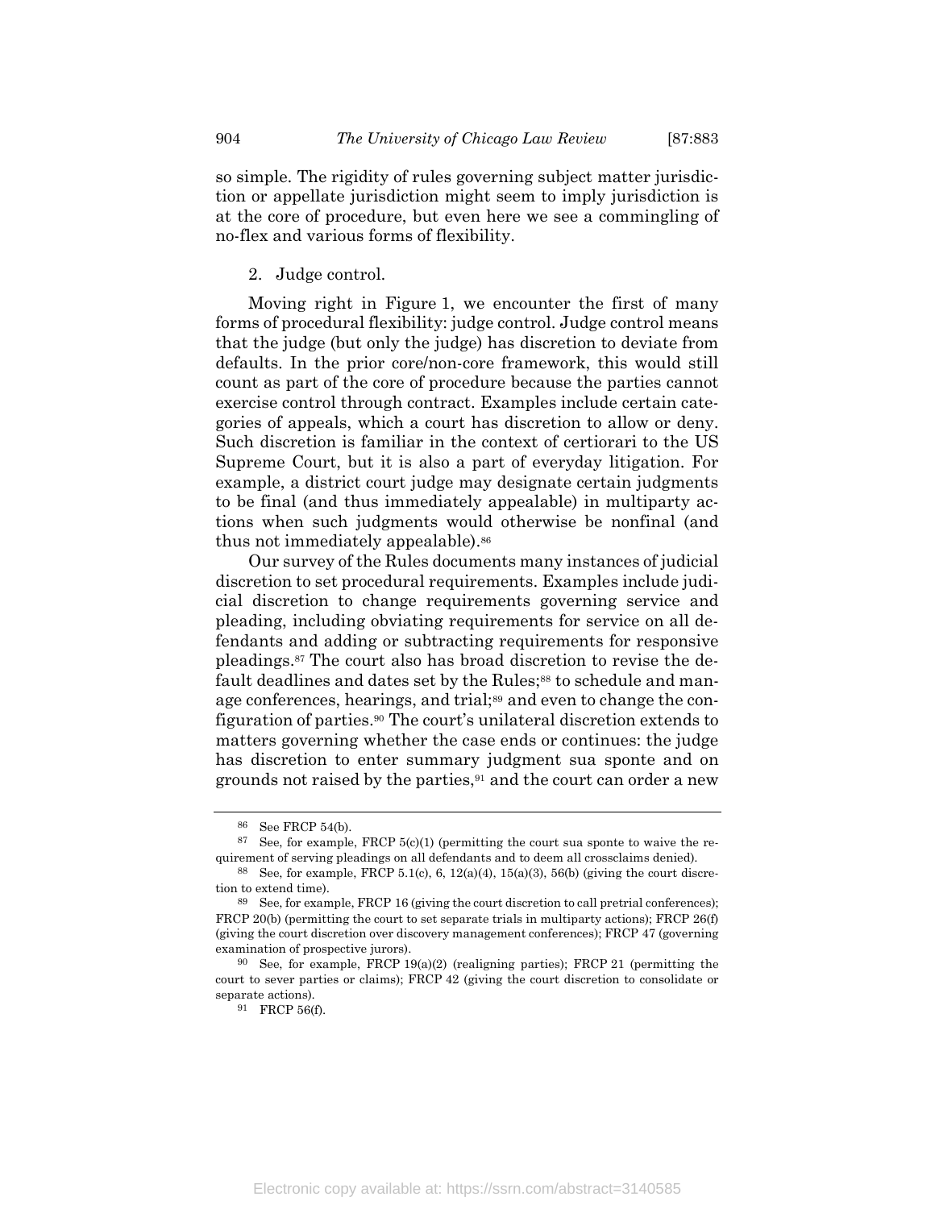so simple. The rigidity of rules governing subject matter jurisdiction or appellate jurisdiction might seem to imply jurisdiction is at the core of procedure, but even here we see a commingling of no-flex and various forms of flexibility.

### 2. Judge control.

Moving right in Figure 1, we encounter the first of many forms of procedural flexibility: judge control. Judge control means that the judge (but only the judge) has discretion to deviate from defaults. In the prior core/non-core framework, this would still count as part of the core of procedure because the parties cannot exercise control through contract. Examples include certain categories of appeals, which a court has discretion to allow or deny. Such discretion is familiar in the context of certiorari to the US Supreme Court, but it is also a part of everyday litigation. For example, a district court judge may designate certain judgments to be final (and thus immediately appealable) in multiparty actions when such judgments would otherwise be nonfinal (and thus not immediately appealable).[86]

Our survey of the Rules documents many instances of judicial discretion to set procedural requirements. Examples include judicial discretion to change requirements governing service and pleading, including obviating requirements for service on all defendants and adding or subtracting requirements for responsive pleadings.[87] The court also has broad discretion to revise the default deadlines and dates set by the Rules;[88] to schedule and manage conferences, hearings, and trial;[89] and even to change the configuration of parties.[90] The court's unilateral discretion extends to matters governing whether the case ends or continues: the judge has discretion to enter summary judgment sua sponte and on grounds not raised by the parties,[91] and the court can order a new

---

[86] See FRCP 54(b).

[87] See, for example, FRCP 5(c)(1) (permitting the court sua sponte to waive the requirement of serving pleadings on all defendants and to deem all crossclaims denied).

[88] See, for example, FRCP 5.1(c), 6, 12(a)(4), 15(a)(3), 56(b) (giving the court discretion to extend time).

[89] See, for example, FRCP 16 (giving the court discretion to call pretrial conferences); FRCP 20(b) (permitting the court to set separate trials in multiparty actions); FRCP 26(f) (giving the court discretion over discovery management conferences); FRCP 47 (governing examination of prospective jurors).

[90] See, for example, FRCP 19(a)(2) (realigning parties); FRCP 21 (permitting the court to sever parties or claims); FRCP 42 (giving the court discretion to consolidate or separate actions).

[91] FRCP 56(f).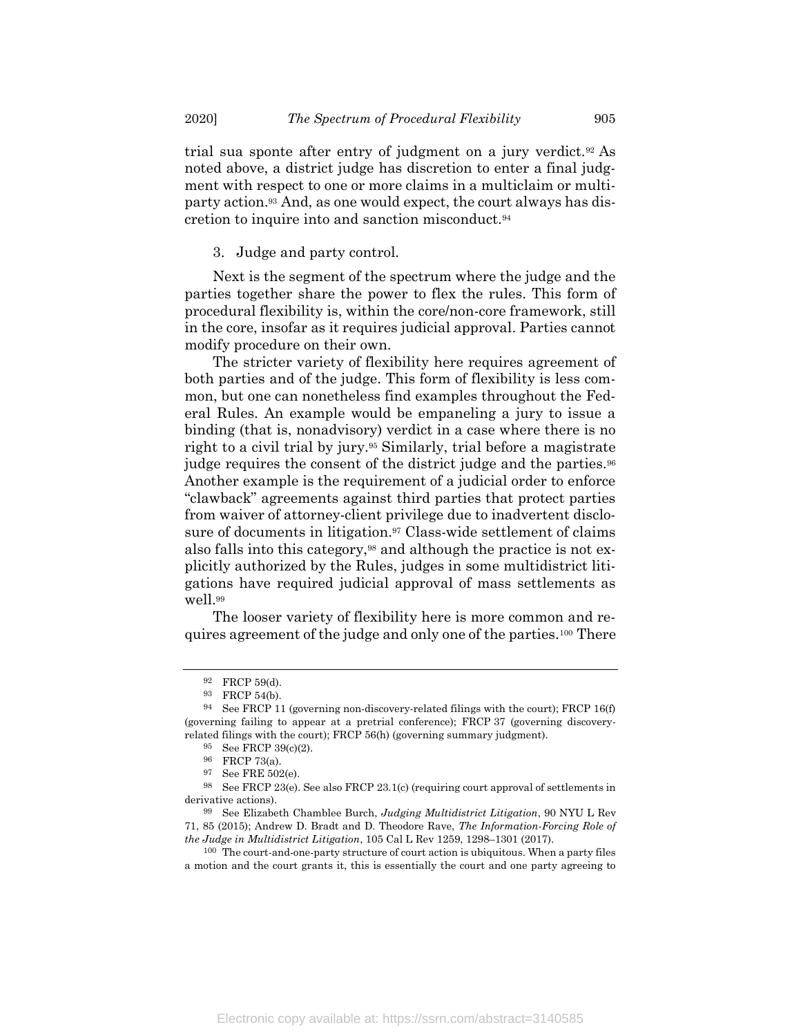trial sua sponte after entry of judgment on a jury verdict.[92] As noted above, a district judge has discretion to enter a final judgment with respect to one or more claims in a multiclaim or multiparty action.[93] And, as one would expect, the court always has discretion to inquire into and sanction misconduct.[94]

3. Judge and party control.

Next is the segment of the spectrum where the judge and the parties together share the power to flex the rules. This form of procedural flexibility is, within the core/non-core framework, still in the core, insofar as it requires judicial approval. Parties cannot modify procedure on their own.

The stricter variety of flexibility here requires agreement of both parties and of the judge. This form of flexibility is less common, but one can nonetheless find examples throughout the Federal Rules. An example would be empaneling a jury to issue a binding (that is, nonadvisory) verdict in a case where there is no right to a civil trial by jury.[95] Similarly, trial before a magistrate judge requires the consent of the district judge and the parties.[96] Another example is the requirement of a judicial order to enforce "clawback" agreements against third parties that protect parties from waiver of attorney-client privilege due to inadvertent disclosure of documents in litigation.[97] Class-wide settlement of claims also falls into this category,[98] and although the practice is not explicitly authorized by the Rules, judges in some multidistrict litigations have required judicial approval of mass settlements as well.[99]

The looser variety of flexibility here is more common and requires agreement of the judge and only one of the parties.[100] There

---

[92] FRCP 59(d).

[93] FRCP 54(b).

[94] See FRCP 11 (governing non-discovery-related filings with the court); FRCP 16(f) (governing failing to appear at a pretrial conference); FRCP 37 (governing discovery-related filings with the court); FRCP 56(h) (governing summary judgment).

[95] See FRCP 39(c)(2).

[96] FRCP 73(a).

[97] See FRE 502(e).

[98] See FRCP 23(e). See also FRCP 23.1(c) (requiring court approval of settlements in derivative actions).

[99] See Elizabeth Chamblee Burch, *Judging Multidistrict Litigation*, 90 NYU L Rev 71, 85 (2015); Andrew D. Bradt and D. Theodore Rave, *The Information-Forcing Role of the Judge in Multidistrict Litigation*, 105 Cal L Rev 1259, 1298–1301 (2017).

[100] The court-and-one-party structure of court action is ubiquitous. When a party files a motion and the court grants it, this is essentially the court and one party agreeing to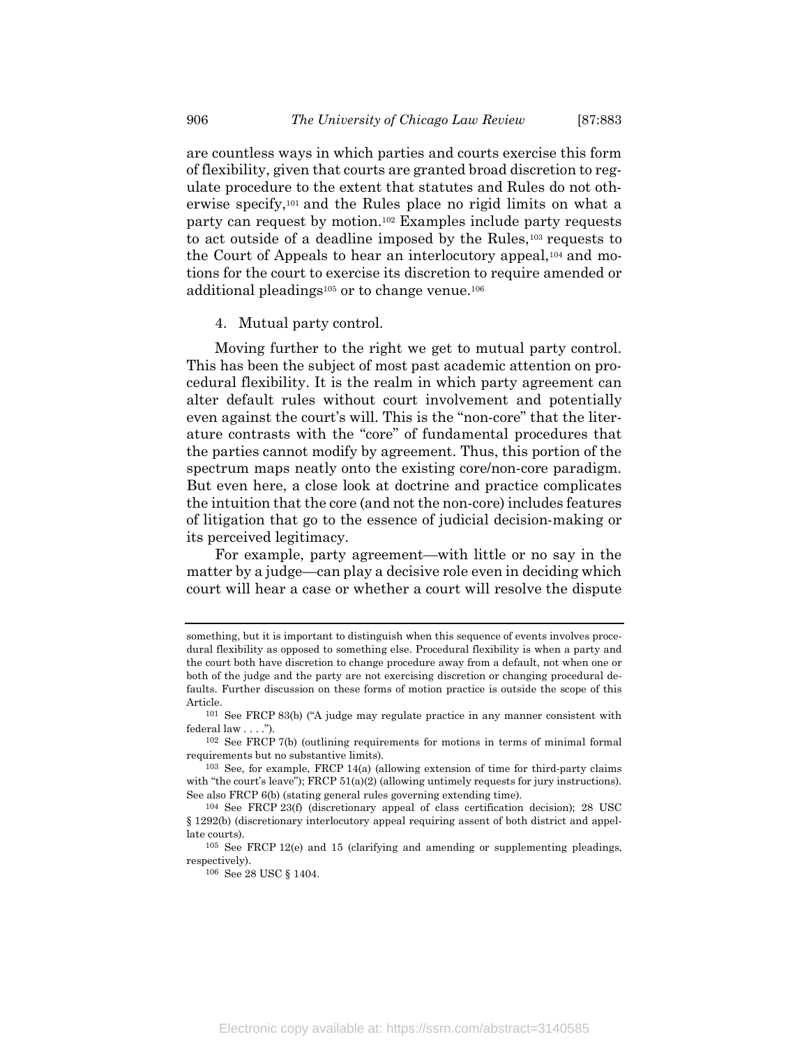are countless ways in which parties and courts exercise this form of flexibility, given that courts are granted broad discretion to regulate procedure to the extent that statutes and Rules do not otherwise specify,[101] and the Rules place no rigid limits on what a party can request by motion.[102] Examples include party requests to act outside of a deadline imposed by the Rules,[103] requests to the Court of Appeals to hear an interlocutory appeal,[104] and motions for the court to exercise its discretion to require amended or additional pleadings[105] or to change venue.[106]

4. Mutual party control.

Moving further to the right we get to mutual party control. This has been the subject of most past academic attention on procedural flexibility. It is the realm in which party agreement can alter default rules without court involvement and potentially even against the court's will. This is the "non-core" that the literature contrasts with the "core" of fundamental procedures that the parties cannot modify by agreement. Thus, this portion of the spectrum maps neatly onto the existing core/non-core paradigm. But even here, a close look at doctrine and practice complicates the intuition that the core (and not the non-core) includes features of litigation that go to the essence of judicial decision-making or its perceived legitimacy.

For example, party agreement—with little or no say in the matter by a judge—can play a decisive role even in deciding which court will hear a case or whether a court will resolve the dispute

---

something, but it is important to distinguish when this sequence of events involves procedural flexibility as opposed to something else. Procedural flexibility is when a party and the court both have discretion to change procedure away from a default, not when one or both of the judge and the party are not exercising discretion or changing procedural defaults. Further discussion on these forms of motion practice is outside the scope of this Article.

[101] See FRCP 83(b) ("A judge may regulate practice in any manner consistent with federal law . . . .").

[102] See FRCP 7(b) (outlining requirements for motions in terms of minimal formal requirements but no substantive limits).

[103] See, for example, FRCP 14(a) (allowing extension of time for third-party claims with "the court's leave"); FRCP 51(a)(2) (allowing untimely requests for jury instructions). See also FRCP 6(b) (stating general rules governing extending time).

[104] See FRCP 23(f) (discretionary appeal of class certification decision); 28 USC § 1292(b) (discretionary interlocutory appeal requiring assent of both district and appellate courts).

[105] See FRCP 12(e) and 15 (clarifying and amending or supplementing pleadings, respectively).

[106] See 28 USC § 1404.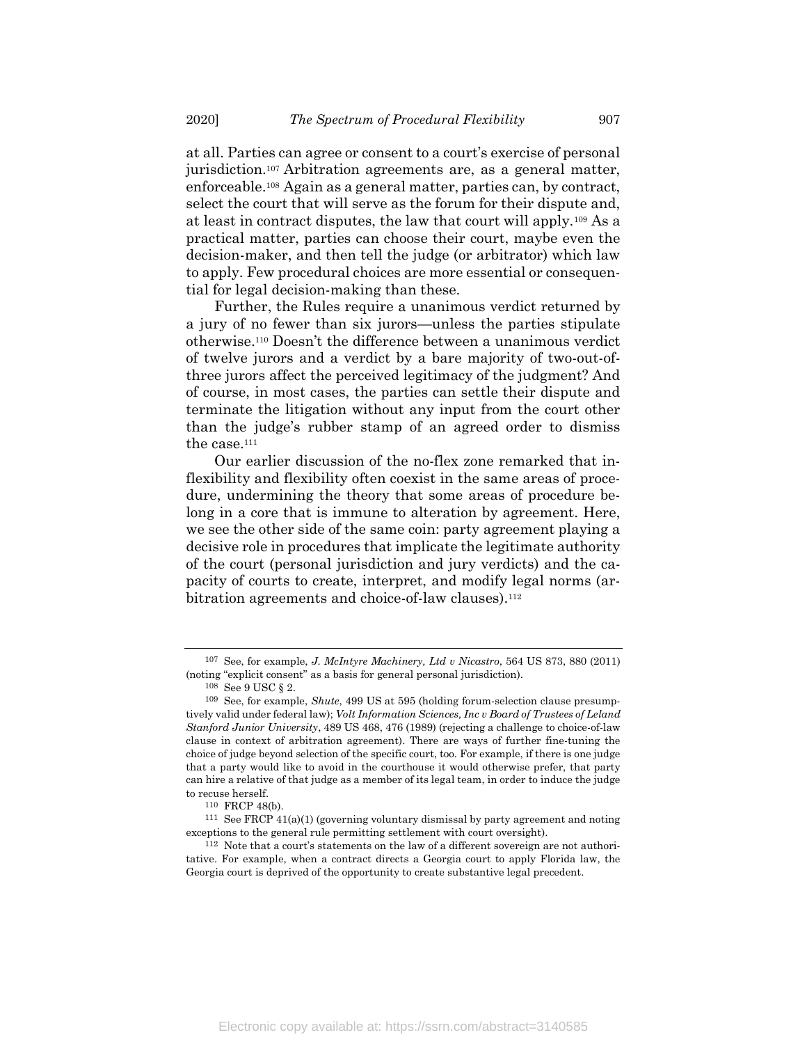at all. Parties can agree or consent to a court's exercise of personal jurisdiction.[107] Arbitration agreements are, as a general matter, enforceable.[108] Again as a general matter, parties can, by contract, select the court that will serve as the forum for their dispute and, at least in contract disputes, the law that court will apply.[109] As a practical matter, parties can choose their court, maybe even the decision-maker, and then tell the judge (or arbitrator) which law to apply. Few procedural choices are more essential or consequential for legal decision-making than these.

Further, the Rules require a unanimous verdict returned by a jury of no fewer than six jurors—unless the parties stipulate otherwise.[110] Doesn't the difference between a unanimous verdict of twelve jurors and a verdict by a bare majority of two-out-of-three jurors affect the perceived legitimacy of the judgment? And of course, in most cases, the parties can settle their dispute and terminate the litigation without any input from the court other than the judge's rubber stamp of an agreed order to dismiss the case.[111]

Our earlier discussion of the no-flex zone remarked that inflexibility and flexibility often coexist in the same areas of procedure, undermining the theory that some areas of procedure belong in a core that is immune to alteration by agreement. Here, we see the other side of the same coin: party agreement playing a decisive role in procedures that implicate the legitimate authority of the court (personal jurisdiction and jury verdicts) and the capacity of courts to create, interpret, and modify legal norms (arbitration agreements and choice-of-law clauses).[112]

---

[107] See, for example, *J. McIntyre Machinery, Ltd v Nicastro*, 564 US 873, 880 (2011) (noting "explicit consent" as a basis for general personal jurisdiction).

[108] See 9 USC § 2.

[109] See, for example, *Shute*, 499 US at 595 (holding forum-selection clause presumptively valid under federal law); *Volt Information Sciences, Inc v Board of Trustees of Leland Stanford Junior University*, 489 US 468, 476 (1989) (rejecting a challenge to choice-of-law clause in context of arbitration agreement). There are ways of further fine-tuning the choice of judge beyond selection of the specific court, too. For example, if there is one judge that a party would like to avoid in the courthouse it would otherwise prefer, that party can hire a relative of that judge as a member of its legal team, in order to induce the judge to recuse herself.

[110] FRCP 48(b).

[111] See FRCP 41(a)(1) (governing voluntary dismissal by party agreement and noting exceptions to the general rule permitting settlement with court oversight).

[112] Note that a court's statements on the law of a different sovereign are not authoritative. For example, when a contract directs a Georgia court to apply Florida law, the Georgia court is deprived of the opportunity to create substantive legal precedent.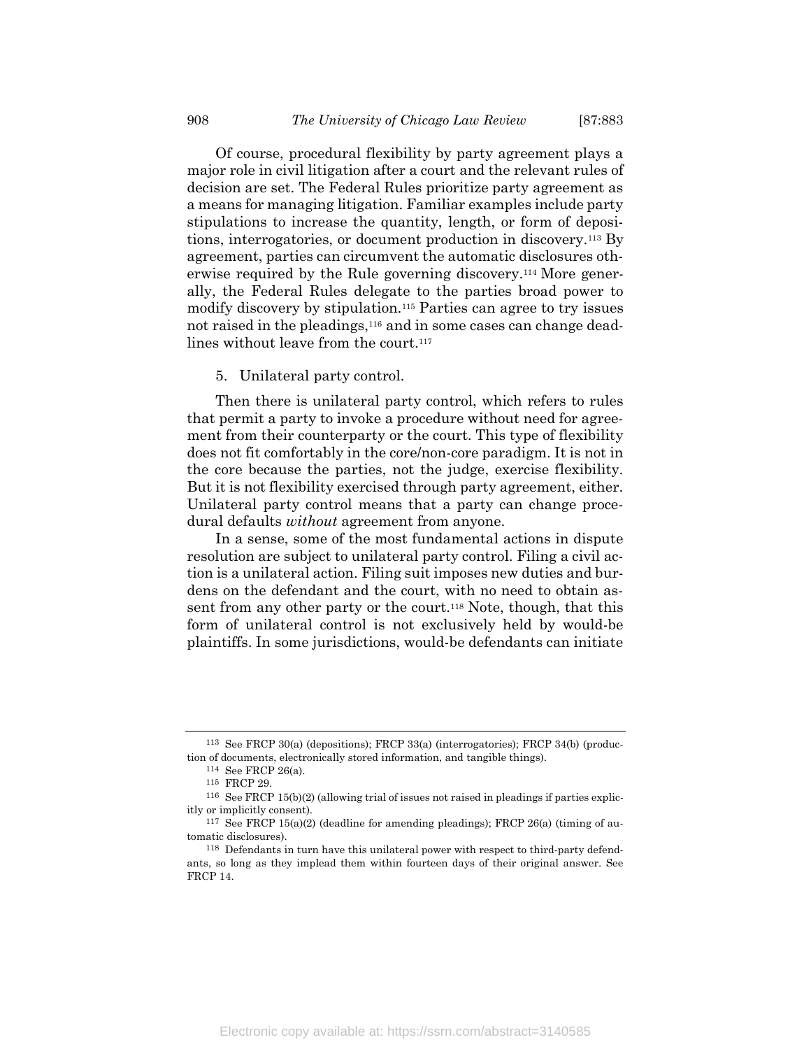Of course, procedural flexibility by party agreement plays a major role in civil litigation after a court and the relevant rules of decision are set. The Federal Rules prioritize party agreement as a means for managing litigation. Familiar examples include party stipulations to increase the quantity, length, or form of depositions, interrogatories, or document production in discovery.[113] By agreement, parties can circumvent the automatic disclosures otherwise required by the Rule governing discovery.[114] More generally, the Federal Rules delegate to the parties broad power to modify discovery by stipulation.[115] Parties can agree to try issues not raised in the pleadings,[116] and in some cases can change deadlines without leave from the court.[117]

5. Unilateral party control.

Then there is unilateral party control, which refers to rules that permit a party to invoke a procedure without need for agreement from their counterparty or the court. This type of flexibility does not fit comfortably in the core/non-core paradigm. It is not in the core because the parties, not the judge, exercise flexibility. But it is not flexibility exercised through party agreement, either. Unilateral party control means that a party can change procedural defaults *without* agreement from anyone.

In a sense, some of the most fundamental actions in dispute resolution are subject to unilateral party control. Filing a civil action is a unilateral action. Filing suit imposes new duties and burdens on the defendant and the court, with no need to obtain assent from any other party or the court.[118] Note, though, that this form of unilateral control is not exclusively held by would-be plaintiffs. In some jurisdictions, would-be defendants can initiate

---

[113] See FRCP 30(a) (depositions); FRCP 33(a) (interrogatories); FRCP 34(b) (production of documents, electronically stored information, and tangible things).

[114] See FRCP 26(a).

[115] FRCP 29.

[116] See FRCP 15(b)(2) (allowing trial of issues not raised in pleadings if parties explicitly or implicitly consent).

[117] See FRCP 15(a)(2) (deadline for amending pleadings); FRCP 26(a) (timing of automatic disclosures).

[118] Defendants in turn have this unilateral power with respect to third-party defendants, so long as they implead them within fourteen days of their original answer. See FRCP 14.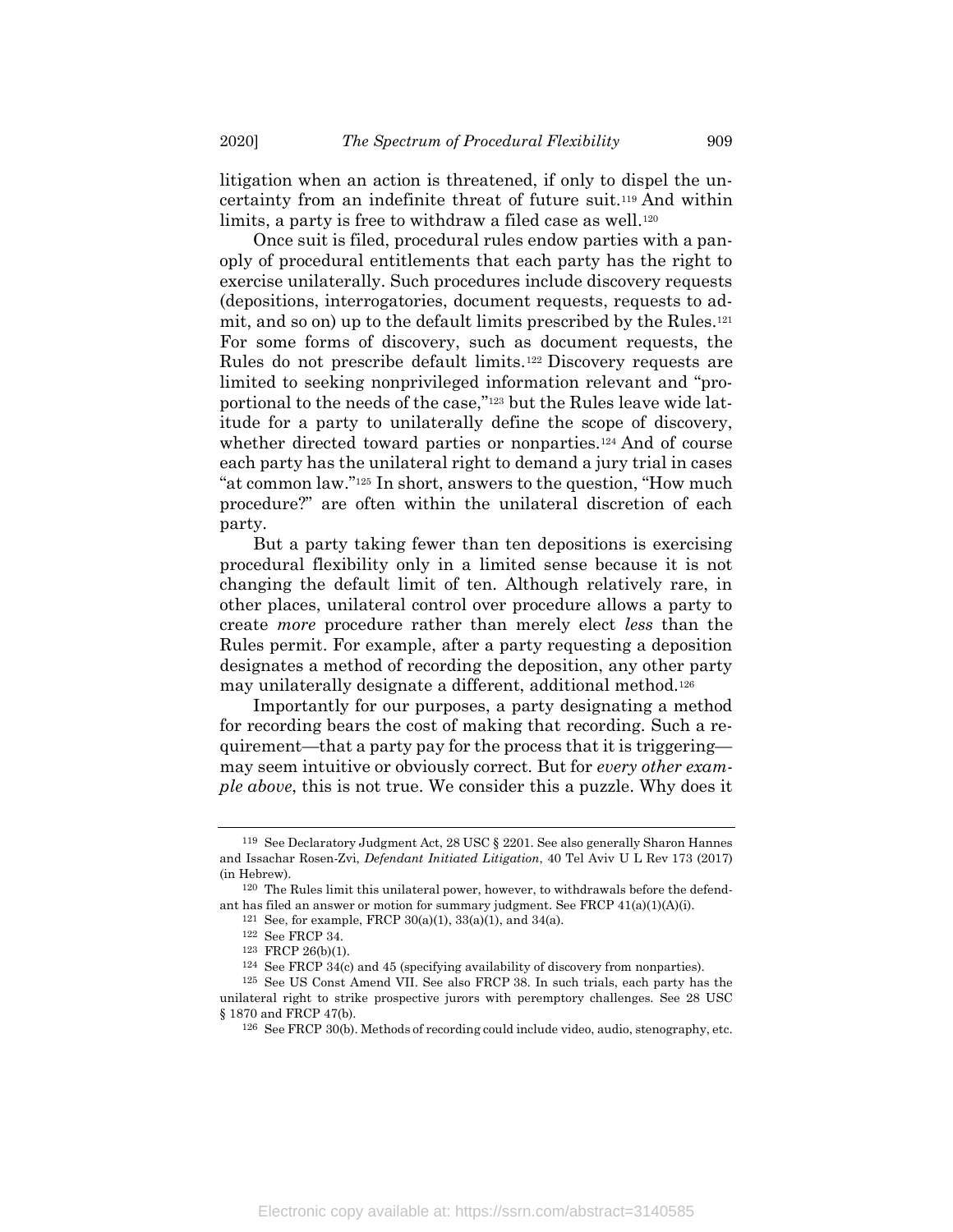litigation when an action is threatened, if only to dispel the uncertainty from an indefinite threat of future suit.[119] And within limits, a party is free to withdraw a filed case as well.[120]

Once suit is filed, procedural rules endow parties with a panoply of procedural entitlements that each party has the right to exercise unilaterally. Such procedures include discovery requests (depositions, interrogatories, document requests, requests to admit, and so on) up to the default limits prescribed by the Rules.[121] For some forms of discovery, such as document requests, the Rules do not prescribe default limits.[122] Discovery requests are limited to seeking nonprivileged information relevant and "proportional to the needs of the case,"[123] but the Rules leave wide latitude for a party to unilaterally define the scope of discovery, whether directed toward parties or nonparties.[124] And of course each party has the unilateral right to demand a jury trial in cases "at common law."[125] In short, answers to the question, "How much procedure?" are often within the unilateral discretion of each party.

But a party taking fewer than ten depositions is exercising procedural flexibility only in a limited sense because it is not changing the default limit of ten. Although relatively rare, in other places, unilateral control over procedure allows a party to create *more* procedure rather than merely elect *less* than the Rules permit. For example, after a party requesting a deposition designates a method of recording the deposition, any other party may unilaterally designate a different, additional method.[126]

Importantly for our purposes, a party designating a method for recording bears the cost of making that recording. Such a requirement—that a party pay for the process that it is triggering—may seem intuitive or obviously correct. But for *every other example above*, this is not true. We consider this a puzzle. Why does it

---

[119] See Declaratory Judgment Act, 28 USC § 2201. See also generally Sharon Hannes and Issachar Rosen-Zvi, *Defendant Initiated Litigation*, 40 Tel Aviv U L Rev 173 (2017) (in Hebrew).

[120] The Rules limit this unilateral power, however, to withdrawals before the defendant has filed an answer or motion for summary judgment. See FRCP 41(a)(1)(A)(i).

[121] See, for example, FRCP 30(a)(1), 33(a)(1), and 34(a).

[122] See FRCP 34.

[123] FRCP 26(b)(1).

[124] See FRCP 34(c) and 45 (specifying availability of discovery from nonparties).

[125] See US Const Amend VII. See also FRCP 38. In such trials, each party has the unilateral right to strike prospective jurors with peremptory challenges. See 28 USC § 1870 and FRCP 47(b).

[126] See FRCP 30(b). Methods of recording could include video, audio, stenography, etc.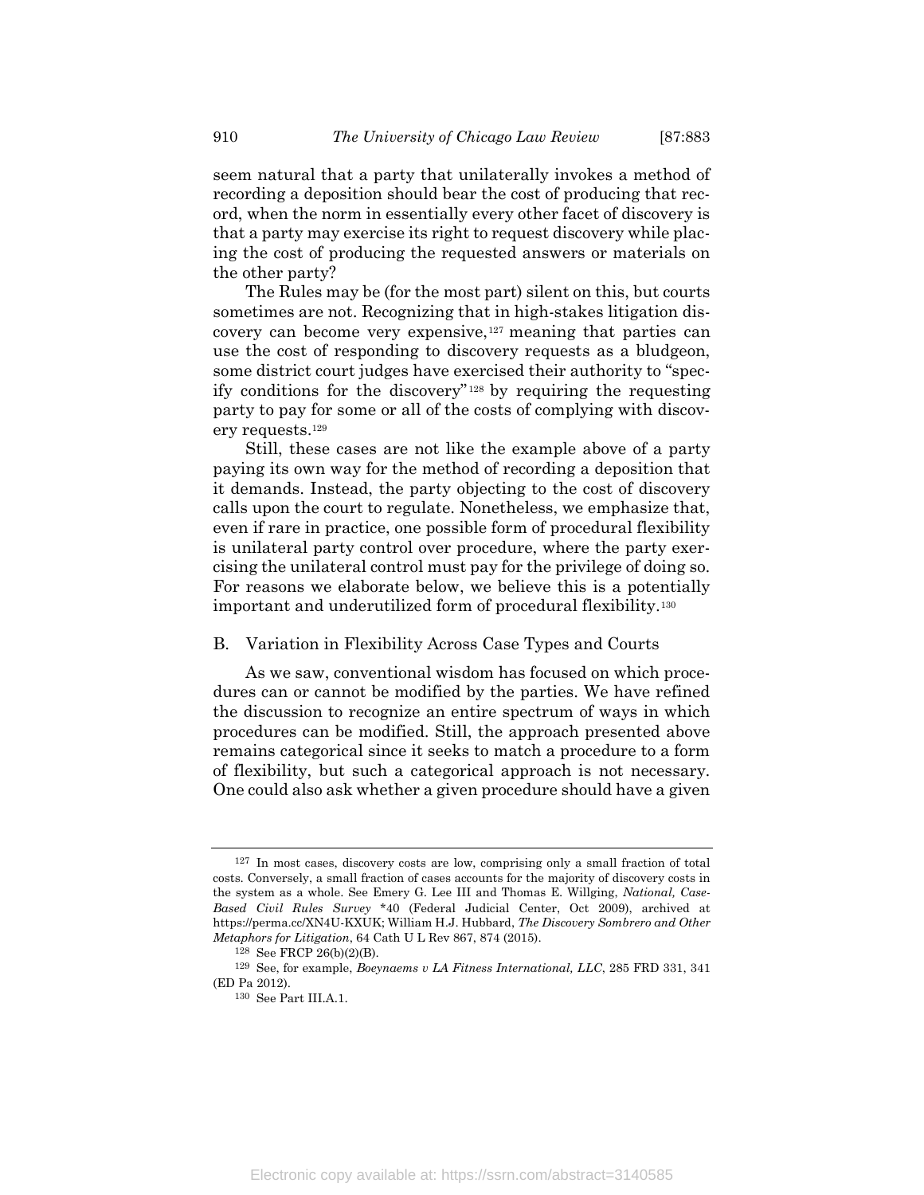seem natural that a party that unilaterally invokes a method of recording a deposition should bear the cost of producing that record, when the norm in essentially every other facet of discovery is that a party may exercise its right to request discovery while placing the cost of producing the requested answers or materials on the other party?

The Rules may be (for the most part) silent on this, but courts sometimes are not. Recognizing that in high-stakes litigation discovery can become very expensive,[127] meaning that parties can use the cost of responding to discovery requests as a bludgeon, some district court judges have exercised their authority to "specify conditions for the discovery"[128] by requiring the requesting party to pay for some or all of the costs of complying with discovery requests.[129]

Still, these cases are not like the example above of a party paying its own way for the method of recording a deposition that it demands. Instead, the party objecting to the cost of discovery calls upon the court to regulate. Nonetheless, we emphasize that, even if rare in practice, one possible form of procedural flexibility is unilateral party control over procedure, where the party exercising the unilateral control must pay for the privilege of doing so. For reasons we elaborate below, we believe this is a potentially important and underutilized form of procedural flexibility.[130]

## B. Variation in Flexibility Across Case Types and Courts

As we saw, conventional wisdom has focused on which procedures can or cannot be modified by the parties. We have refined the discussion to recognize an entire spectrum of ways in which procedures can be modified. Still, the approach presented above remains categorical since it seeks to match a procedure to a form of flexibility, but such a categorical approach is not necessary. One could also ask whether a given procedure should have a given

---

[127] In most cases, discovery costs are low, comprising only a small fraction of total costs. Conversely, a small fraction of cases accounts for the majority of discovery costs in the system as a whole. See Emery G. Lee III and Thomas E. Willging, *National, Case-Based Civil Rules Survey* \*40 (Federal Judicial Center, Oct 2009), archived at https://perma.cc/XN4U-KXUK; William H.J. Hubbard, *The Discovery Sombrero and Other Metaphors for Litigation*, 64 Cath U L Rev 867, 874 (2015).

[128] See FRCP 26(b)(2)(B).

[129] See, for example, *Boeynaems v LA Fitness International, LLC*, 285 FRD 331, 341 (ED Pa 2012).

[130] See Part III.A.1.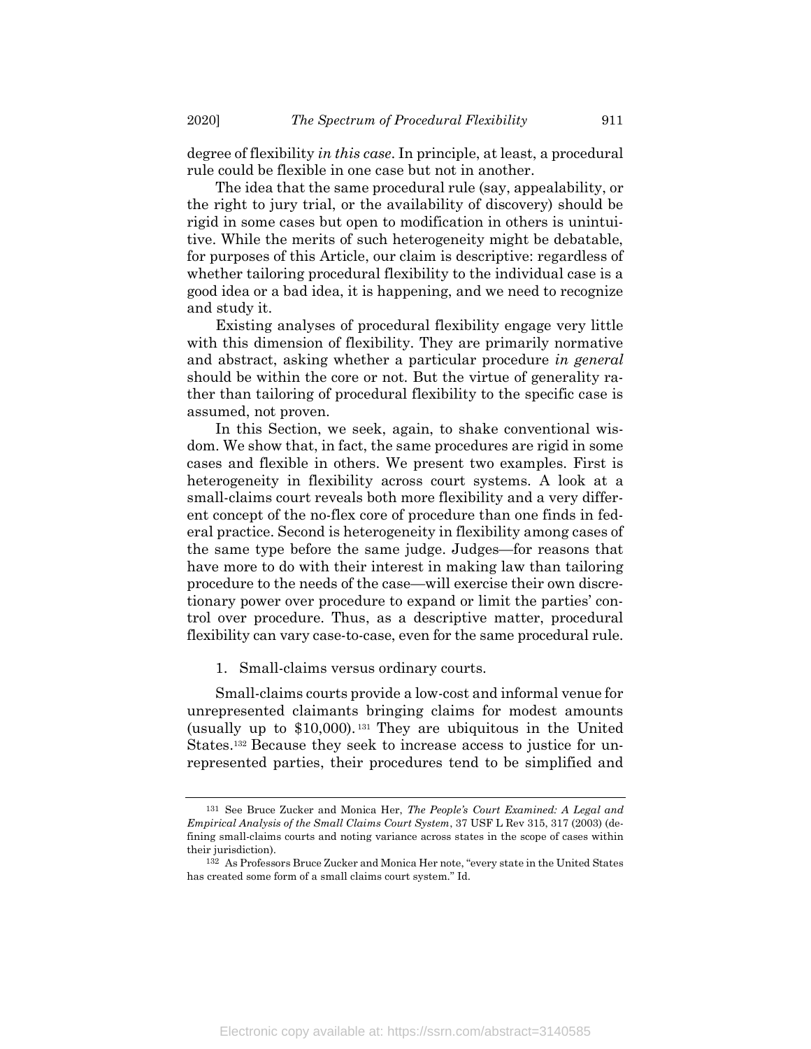degree of flexibility *in this case*. In principle, at least, a procedural rule could be flexible in one case but not in another.

The idea that the same procedural rule (say, appealability, or the right to jury trial, or the availability of discovery) should be rigid in some cases but open to modification in others is unintuitive. While the merits of such heterogeneity might be debatable, for purposes of this Article, our claim is descriptive: regardless of whether tailoring procedural flexibility to the individual case is a good idea or a bad idea, it is happening, and we need to recognize and study it.

Existing analyses of procedural flexibility engage very little with this dimension of flexibility. They are primarily normative and abstract, asking whether a particular procedure *in general* should be within the core or not. But the virtue of generality rather than tailoring of procedural flexibility to the specific case is assumed, not proven.

In this Section, we seek, again, to shake conventional wisdom. We show that, in fact, the same procedures are rigid in some cases and flexible in others. We present two examples. First is heterogeneity in flexibility across court systems. A look at a small-claims court reveals both more flexibility and a very different concept of the no-flex core of procedure than one finds in federal practice. Second is heterogeneity in flexibility among cases of the same type before the same judge. Judges—for reasons that have more to do with their interest in making law than tailoring procedure to the needs of the case—will exercise their own discretionary power over procedure to expand or limit the parties' control over procedure. Thus, as a descriptive matter, procedural flexibility can vary case-to-case, even for the same procedural rule.

1. Small-claims versus ordinary courts.

Small-claims courts provide a low-cost and informal venue for unrepresented claimants bringing claims for modest amounts (usually up to $10,000).[131] They are ubiquitous in the United States.[132] Because they seek to increase access to justice for unrepresented parties, their procedures tend to be simplified and

---

[131] See Bruce Zucker and Monica Her, *The People's Court Examined: A Legal and Empirical Analysis of the Small Claims Court System*, 37 USF L Rev 315, 317 (2003) (defining small-claims courts and noting variance across states in the scope of cases within their jurisdiction).

[132] As Professors Bruce Zucker and Monica Her note, "every state in the United States has created some form of a small claims court system." Id.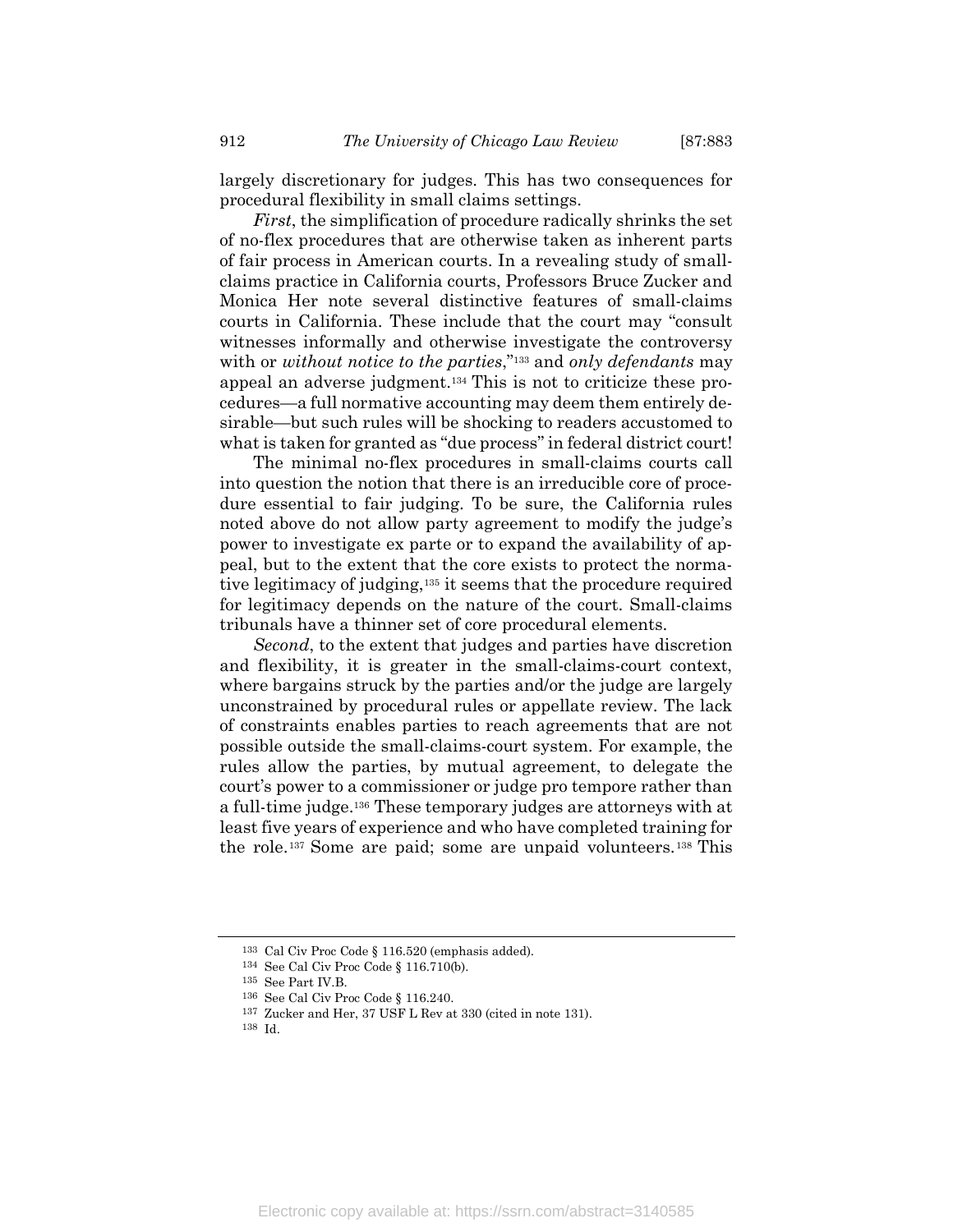largely discretionary for judges. This has two consequences for procedural flexibility in small claims settings.

*First*, the simplification of procedure radically shrinks the set of no-flex procedures that are otherwise taken as inherent parts of fair process in American courts. In a revealing study of small-claims practice in California courts, Professors Bruce Zucker and Monica Her note several distinctive features of small-claims courts in California. These include that the court may "consult witnesses informally and otherwise investigate the controversy with or *without notice to the parties*,"[133] and *only defendants* may appeal an adverse judgment.[134] This is not to criticize these procedures—a full normative accounting may deem them entirely desirable—but such rules will be shocking to readers accustomed to what is taken for granted as "due process" in federal district court!

The minimal no-flex procedures in small-claims courts call into question the notion that there is an irreducible core of procedure essential to fair judging. To be sure, the California rules noted above do not allow party agreement to modify the judge's power to investigate ex parte or to expand the availability of appeal, but to the extent that the core exists to protect the normative legitimacy of judging,[135] it seems that the procedure required for legitimacy depends on the nature of the court. Small-claims tribunals have a thinner set of core procedural elements.

*Second*, to the extent that judges and parties have discretion and flexibility, it is greater in the small-claims-court context, where bargains struck by the parties and/or the judge are largely unconstrained by procedural rules or appellate review. The lack of constraints enables parties to reach agreements that are not possible outside the small-claims-court system. For example, the rules allow the parties, by mutual agreement, to delegate the court's power to a commissioner or judge pro tempore rather than a full-time judge.[136] These temporary judges are attorneys with at least five years of experience and who have completed training for the role.[137] Some are paid; some are unpaid volunteers.[138] This

---

[133] Cal Civ Proc Code § 116.520 (emphasis added).

[134] See Cal Civ Proc Code § 116.710(b).

[135] See Part IV.B.

[136] See Cal Civ Proc Code § 116.240.

[137] Zucker and Her, 37 USF L Rev at 330 (cited in note 131).

[138] Id.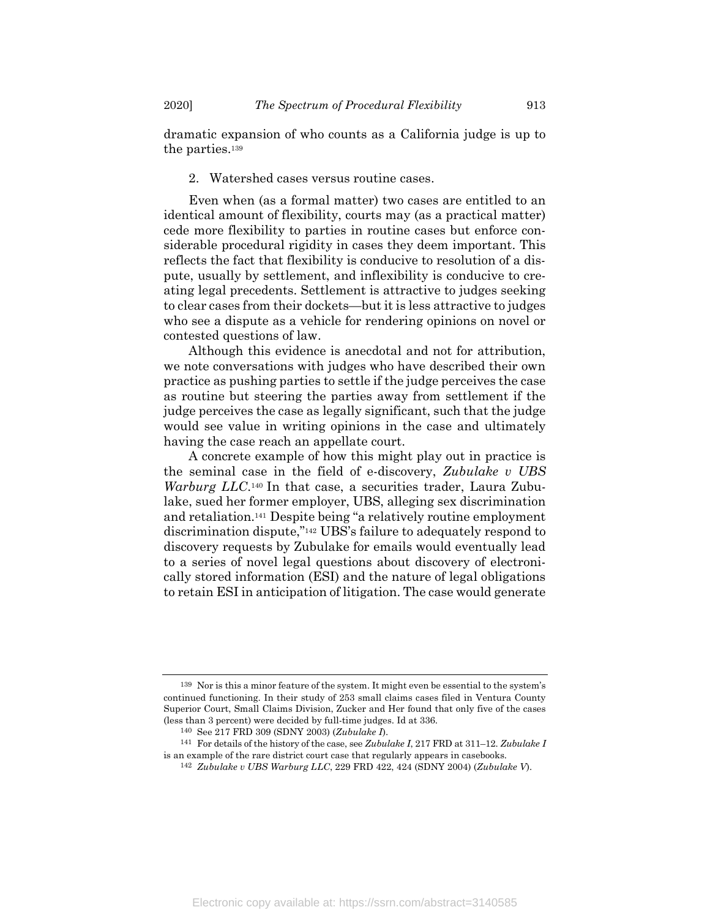dramatic expansion of who counts as a California judge is up to the parties.[139]

2. Watershed cases versus routine cases.

Even when (as a formal matter) two cases are entitled to an identical amount of flexibility, courts may (as a practical matter) cede more flexibility to parties in routine cases but enforce considerable procedural rigidity in cases they deem important. This reflects the fact that flexibility is conducive to resolution of a dispute, usually by settlement, and inflexibility is conducive to creating legal precedents. Settlement is attractive to judges seeking to clear cases from their dockets—but it is less attractive to judges who see a dispute as a vehicle for rendering opinions on novel or contested questions of law.

Although this evidence is anecdotal and not for attribution, we note conversations with judges who have described their own practice as pushing parties to settle if the judge perceives the case as routine but steering the parties away from settlement if the judge perceives the case as legally significant, such that the judge would see value in writing opinions in the case and ultimately having the case reach an appellate court.

A concrete example of how this might play out in practice is the seminal case in the field of e-discovery, *Zubulake v UBS Warburg LLC*.[140] In that case, a securities trader, Laura Zubulake, sued her former employer, UBS, alleging sex discrimination and retaliation.[141] Despite being "a relatively routine employment discrimination dispute,"[142] UBS's failure to adequately respond to discovery requests by Zubulake for emails would eventually lead to a series of novel legal questions about discovery of electronically stored information (ESI) and the nature of legal obligations to retain ESI in anticipation of litigation. The case would generate

---

[139] Nor is this a minor feature of the system. It might even be essential to the system's continued functioning. In their study of 253 small claims cases filed in Ventura County Superior Court, Small Claims Division, Zucker and Her found that only five of the cases (less than 3 percent) were decided by full-time judges. Id at 336.

[140] See 217 FRD 309 (SDNY 2003) (*Zubulake I*).

[141] For details of the history of the case, see *Zubulake I*, 217 FRD at 311–12. *Zubulake I* is an example of the rare district court case that regularly appears in casebooks.

[142] *Zubulake v UBS Warburg LLC*, 229 FRD 422, 424 (SDNY 2004) (*Zubulake V*).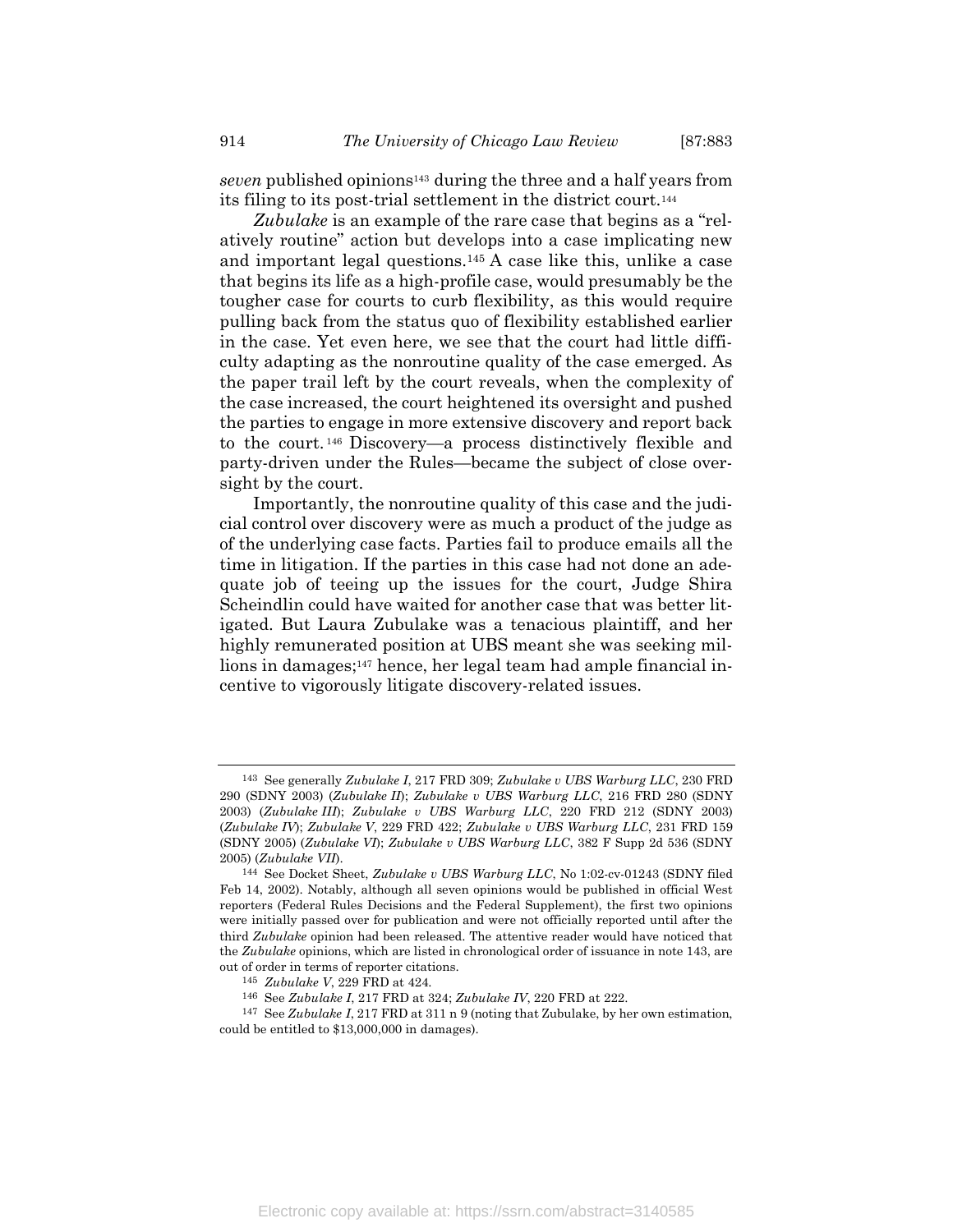*seven* published opinions[143] during the three and a half years from its filing to its post-trial settlement in the district court.[144]

*Zubulake* is an example of the rare case that begins as a "relatively routine" action but develops into a case implicating new and important legal questions.[145] A case like this, unlike a case that begins its life as a high-profile case, would presumably be the tougher case for courts to curb flexibility, as this would require pulling back from the status quo of flexibility established earlier in the case. Yet even here, we see that the court had little difficulty adapting as the nonroutine quality of the case emerged. As the paper trail left by the court reveals, when the complexity of the case increased, the court heightened its oversight and pushed the parties to engage in more extensive discovery and report back to the court.[146] Discovery—a process distinctively flexible and party-driven under the Rules—became the subject of close oversight by the court.

Importantly, the nonroutine quality of this case and the judicial control over discovery were as much a product of the judge as of the underlying case facts. Parties fail to produce emails all the time in litigation. If the parties in this case had not done an adequate job of teeing up the issues for the court, Judge Shira Scheindlin could have waited for another case that was better litigated. But Laura Zubulake was a tenacious plaintiff, and her highly remunerated position at UBS meant she was seeking millions in damages;[147] hence, her legal team had ample financial incentive to vigorously litigate discovery-related issues.

---

[143] See generally *Zubulake I*, 217 FRD 309; *Zubulake v UBS Warburg LLC*, 230 FRD 290 (SDNY 2003) (*Zubulake II*); *Zubulake v UBS Warburg LLC*, 216 FRD 280 (SDNY 2003) (*Zubulake III*); *Zubulake v UBS Warburg LLC*, 220 FRD 212 (SDNY 2003) (*Zubulake IV*); *Zubulake V*, 229 FRD 422; *Zubulake v UBS Warburg LLC*, 231 FRD 159 (SDNY 2005) (*Zubulake VI*); *Zubulake v UBS Warburg LLC*, 382 F Supp 2d 536 (SDNY 2005) (*Zubulake VII*).

[144] See Docket Sheet, *Zubulake v UBS Warburg LLC*, No 1:02-cv-01243 (SDNY filed Feb 14, 2002). Notably, although all seven opinions would be published in official West reporters (Federal Rules Decisions and the Federal Supplement), the first two opinions were initially passed over for publication and were not officially reported until after the third *Zubulake* opinion had been released. The attentive reader would have noticed that the *Zubulake* opinions, which are listed in chronological order of issuance in note 143, are out of order in terms of reporter citations.

[145] *Zubulake V*, 229 FRD at 424.

[146] See *Zubulake I*, 217 FRD at 324; *Zubulake IV*, 220 FRD at 222.

[147] See *Zubulake I*, 217 FRD at 311 n 9 (noting that Zubulake, by her own estimation, could be entitled to $13,000,000 in damages).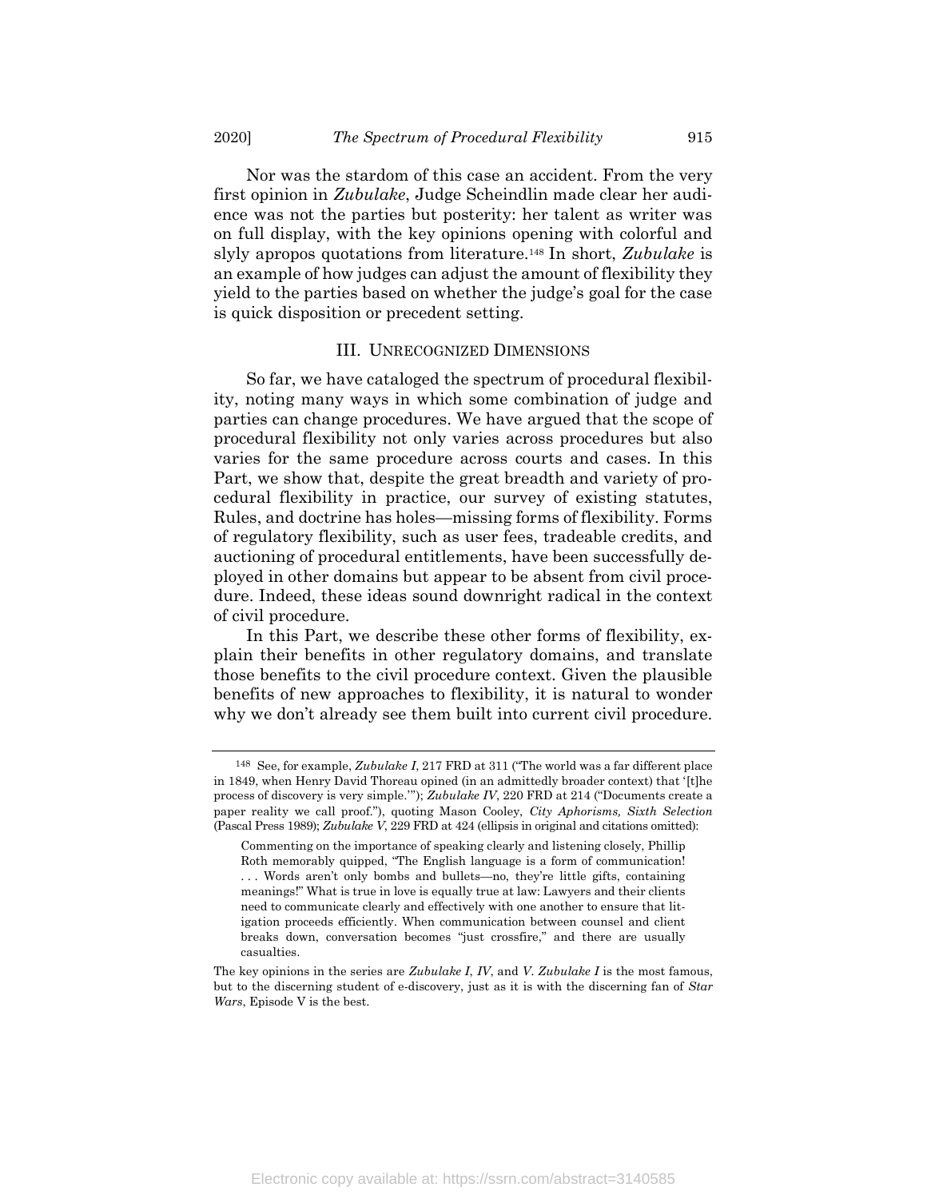Nor was the stardom of this case an accident. From the very first opinion in *Zubulake*, Judge Scheindlin made clear her audience was not the parties but posterity: her talent as writer was on full display, with the key opinions opening with colorful and slyly apropos quotations from literature.[148] In short, *Zubulake* is an example of how judges can adjust the amount of flexibility they yield to the parties based on whether the judge's goal for the case is quick disposition or precedent setting.

## III. Unrecognized Dimensions

So far, we have cataloged the spectrum of procedural flexibility, noting many ways in which some combination of judge and parties can change procedures. We have argued that the scope of procedural flexibility not only varies across procedures but also varies for the same procedure across courts and cases. In this Part, we show that, despite the great breadth and variety of procedural flexibility in practice, our survey of existing statutes, Rules, and doctrine has holes—missing forms of flexibility. Forms of regulatory flexibility, such as user fees, tradeable credits, and auctioning of procedural entitlements, have been successfully deployed in other domains but appear to be absent from civil procedure. Indeed, these ideas sound downright radical in the context of civil procedure.

In this Part, we describe these other forms of flexibility, explain their benefits in other regulatory domains, and translate those benefits to the civil procedure context. Given the plausible benefits of new approaches to flexibility, it is natural to wonder why we don't already see them built into current civil procedure.

---

[148] See, for example, *Zubulake I*, 217 FRD at 311 ("The world was a far different place in 1849, when Henry David Thoreau opined (in an admittedly broader context) that '[t]he process of discovery is very simple.'"); *Zubulake IV*, 220 FRD at 214 ("Documents create a paper reality we call proof."), quoting Mason Cooley, *City Aphorisms, Sixth Selection* (Pascal Press 1989); *Zubulake V*, 229 FRD at 424 (ellipsis in original and citations omitted):

> Commenting on the importance of speaking clearly and listening closely, Phillip Roth memorably quipped, "The English language is a form of communication! . . . Words aren't only bombs and bullets—no, they're little gifts, containing meanings!" What is true in love is equally true at law: Lawyers and their clients need to communicate clearly and effectively with one another to ensure that litigation proceeds efficiently. When communication between counsel and client breaks down, conversation becomes "just crossfire," and there are usually casualties.

The key opinions in the series are *Zubulake I*, *IV*, and *V*. *Zubulake I* is the most famous, but to the discerning student of e-discovery, just as it is with the discerning fan of *Star Wars*, Episode V is the best.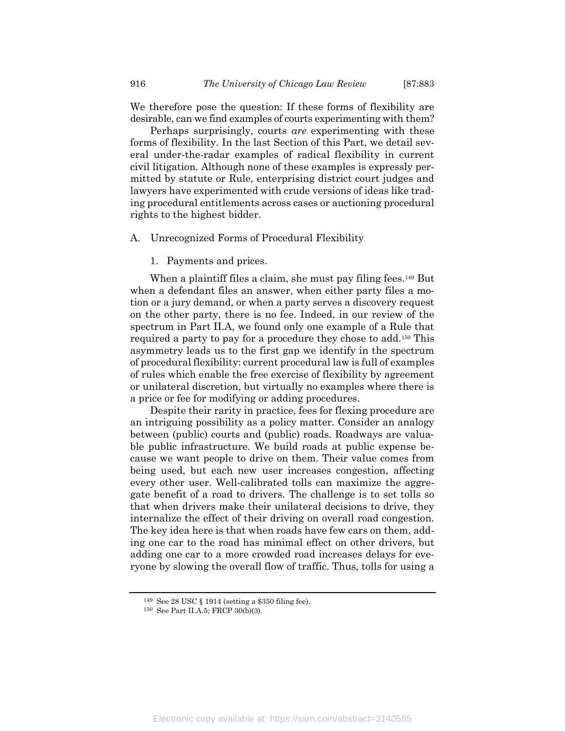We therefore pose the question: If these forms of flexibility are desirable, can we find examples of courts experimenting with them?

Perhaps surprisingly, courts *are* experimenting with these forms of flexibility. In the last Section of this Part, we detail several under-the-radar examples of radical flexibility in current civil litigation. Although none of these examples is expressly permitted by statute or Rule, enterprising district court judges and lawyers have experimented with crude versions of ideas like trading procedural entitlements across cases or auctioning procedural rights to the highest bidder.

## A. Unrecognized Forms of Procedural Flexibility

### 1. Payments and prices.

When a plaintiff files a claim, she must pay filing fees.[149] But when a defendant files an answer, when either party files a motion or a jury demand, or when a party serves a discovery request on the other party, there is no fee. Indeed, in our review of the spectrum in Part II.A, we found only one example of a Rule that required a party to pay for a procedure they chose to add.[150] This asymmetry leads us to the first gap we identify in the spectrum of procedural flexibility: current procedural law is full of examples of rules which enable the free exercise of flexibility by agreement or unilateral discretion, but virtually no examples where there is a price or fee for modifying or adding procedures.

Despite their rarity in practice, fees for flexing procedure are an intriguing possibility as a policy matter. Consider an analogy between (public) courts and (public) roads. Roadways are valuable public infrastructure. We build roads at public expense because we want people to drive on them. Their value comes from being used, but each new user increases congestion, affecting every other user. Well-calibrated tolls can maximize the aggregate benefit of a road to drivers. The challenge is to set tolls so that when drivers make their unilateral decisions to drive, they internalize the effect of their driving on overall road congestion. The key idea here is that when roads have few cars on them, adding one car to the road has minimal effect on other drivers, but adding one car to a more crowded road increases delays for everyone by slowing the overall flow of traffic. Thus, tolls for using a

---

[149] See 28 USC § 1914 (setting a $350 filing fee).

[150] See Part II.A.5; FRCP 30(b)(3).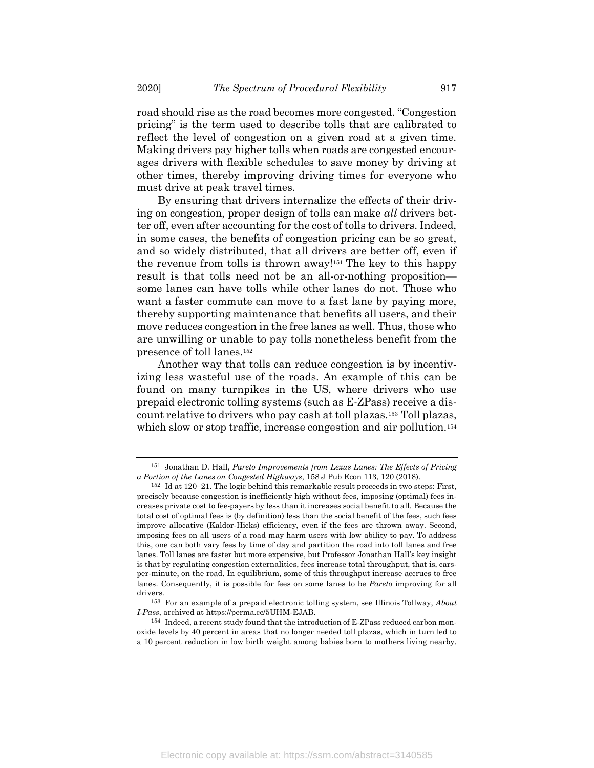road should rise as the road becomes more congested. "Congestion pricing" is the term used to describe tolls that are calibrated to reflect the level of congestion on a given road at a given time. Making drivers pay higher tolls when roads are congested encourages drivers with flexible schedules to save money by driving at other times, thereby improving driving times for everyone who must drive at peak travel times.

By ensuring that drivers internalize the effects of their driving on congestion, proper design of tolls can make *all* drivers better off, even after accounting for the cost of tolls to drivers. Indeed, in some cases, the benefits of congestion pricing can be so great, and so widely distributed, that all drivers are better off, even if the revenue from tolls is thrown away![151] The key to this happy result is that tolls need not be an all-or-nothing proposition—some lanes can have tolls while other lanes do not. Those who want a faster commute can move to a fast lane by paying more, thereby supporting maintenance that benefits all users, and their move reduces congestion in the free lanes as well. Thus, those who are unwilling or unable to pay tolls nonetheless benefit from the presence of toll lanes.[152]

Another way that tolls can reduce congestion is by incentivizing less wasteful use of the roads. An example of this can be found on many turnpikes in the US, where drivers who use prepaid electronic tolling systems (such as E-ZPass) receive a discount relative to drivers who pay cash at toll plazas.[153] Toll plazas, which slow or stop traffic, increase congestion and air pollution.[154]

---

151 Jonathan D. Hall, *Pareto Improvements from Lexus Lanes: The Effects of Pricing a Portion of the Lanes on Congested Highways*, 158 J Pub Econ 113, 120 (2018).

152 Id at 120–21. The logic behind this remarkable result proceeds in two steps: First, precisely because congestion is inefficiently high without fees, imposing (optimal) fees increases private cost to fee-payers by less than it increases social benefit to all. Because the total cost of optimal fees is (by definition) less than the social benefit of the fees, such fees improve allocative (Kaldor-Hicks) efficiency, even if the fees are thrown away. Second, imposing fees on all users of a road may harm users with low ability to pay. To address this, one can both vary fees by time of day and partition the road into toll lanes and free lanes. Toll lanes are faster but more expensive, but Professor Jonathan Hall's key insight is that by regulating congestion externalities, fees increase total throughput, that is, cars-per-minute, on the road. In equilibrium, some of this throughput increase accrues to free lanes. Consequently, it is possible for fees on some lanes to be *Pareto* improving for all drivers.

153 For an example of a prepaid electronic tolling system, see Illinois Tollway, *About I-Pass*, archived at https://perma.cc/5UHM-EJAB.

154 Indeed, a recent study found that the introduction of E-ZPass reduced carbon monoxide levels by 40 percent in areas that no longer needed toll plazas, which in turn led to a 10 percent reduction in low birth weight among babies born to mothers living nearby.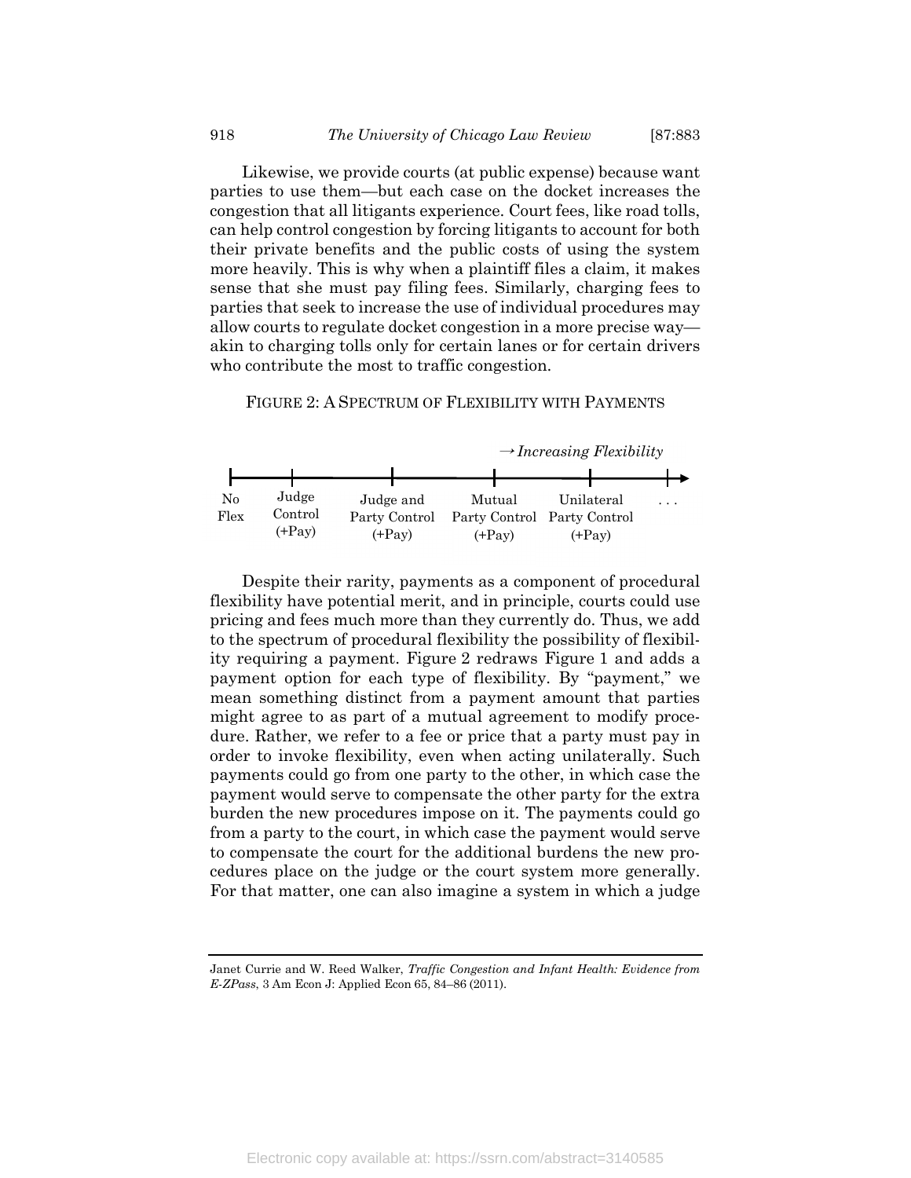Likewise, we provide courts (at public expense) because want parties to use them—but each case on the docket increases the congestion that all litigants experience. Court fees, like road tolls, can help control congestion by forcing litigants to account for both their private benefits and the public costs of using the system more heavily. This is why when a plaintiff files a claim, it makes sense that she must pay filing fees. Similarly, charging fees to parties that seek to increase the use of individual procedures may allow courts to regulate docket congestion in a more precise way—akin to charging tolls only for certain lanes or for certain drivers who contribute the most to traffic congestion.

FIGURE 2: A SPECTRUM OF FLEXIBILITY WITH PAYMENTS

→ *Increasing Flexibility*

| No Flex | Judge Control (+Pay) | Judge and Party Control (+Pay) | Mutual Party Control (+Pay) | Unilateral Party Control (+Pay) | . . . |
|---|---|---|---|---|---|

Despite their rarity, payments as a component of procedural flexibility have potential merit, and in principle, courts could use pricing and fees much more than they currently do. Thus, we add to the spectrum of procedural flexibility the possibility of flexibility requiring a payment. Figure 2 redraws Figure 1 and adds a payment option for each type of flexibility. By "payment," we mean something distinct from a payment amount that parties might agree to as part of a mutual agreement to modify procedure. Rather, we refer to a fee or price that a party must pay in order to invoke flexibility, even when acting unilaterally. Such payments could go from one party to the other, in which case the payment would serve to compensate the other party for the extra burden the new procedures impose on it. The payments could go from a party to the court, in which case the payment would serve to compensate the court for the additional burdens the new procedures place on the judge or the court system more generally. For that matter, one can also imagine a system in which a judge

---

Janet Currie and W. Reed Walker, *Traffic Congestion and Infant Health: Evidence from E-ZPass*, 3 Am Econ J: Applied Econ 65, 84–86 (2011).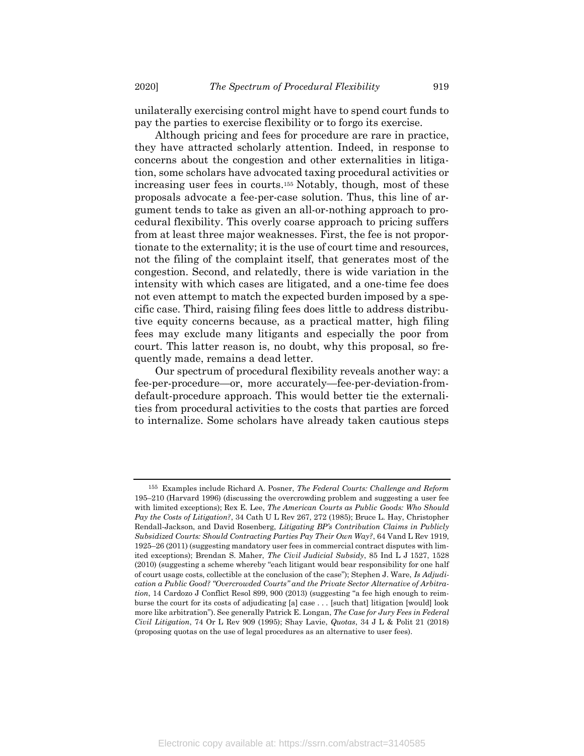unilaterally exercising control might have to spend court funds to pay the parties to exercise flexibility or to forgo its exercise.

Although pricing and fees for procedure are rare in practice, they have attracted scholarly attention. Indeed, in response to concerns about the congestion and other externalities in litigation, some scholars have advocated taxing procedural activities or increasing user fees in courts.[155] Notably, though, most of these proposals advocate a fee-per-case solution. Thus, this line of argument tends to take as given an all-or-nothing approach to procedural flexibility. This overly coarse approach to pricing suffers from at least three major weaknesses. First, the fee is not proportionate to the externality; it is the use of court time and resources, not the filing of the complaint itself, that generates most of the congestion. Second, and relatedly, there is wide variation in the intensity with which cases are litigated, and a one-time fee does not even attempt to match the expected burden imposed by a specific case. Third, raising filing fees does little to address distributive equity concerns because, as a practical matter, high filing fees may exclude many litigants and especially the poor from court. This latter reason is, no doubt, why this proposal, so frequently made, remains a dead letter.

Our spectrum of procedural flexibility reveals another way: a fee-per-procedure—or, more accurately—fee-per-deviation-from-default-procedure approach. This would better tie the externalities from procedural activities to the costs that parties are forced to internalize. Some scholars have already taken cautious steps

---

[155] Examples include Richard A. Posner, *The Federal Courts: Challenge and Reform* 195–210 (Harvard 1996) (discussing the overcrowding problem and suggesting a user fee with limited exceptions); Rex E. Lee, *The American Courts as Public Goods: Who Should Pay the Costs of Litigation?*, 34 Cath U L Rev 267, 272 (1985); Bruce L. Hay, Christopher Rendall-Jackson, and David Rosenberg, *Litigating BP's Contribution Claims in Publicly Subsidized Courts: Should Contracting Parties Pay Their Own Way?*, 64 Vand L Rev 1919, 1925–26 (2011) (suggesting mandatory user fees in commercial contract disputes with limited exceptions); Brendan S. Maher, *The Civil Judicial Subsidy*, 85 Ind L J 1527, 1528 (2010) (suggesting a scheme whereby "each litigant would bear responsibility for one half of court usage costs, collectible at the conclusion of the case"); Stephen J. Ware, *Is Adjudication a Public Good? "Overcrowded Courts" and the Private Sector Alternative of Arbitration*, 14 Cardozo J Conflict Resol 899, 900 (2013) (suggesting "a fee high enough to reimburse the court for its costs of adjudicating [a] case . . . [such that] litigation [would] look more like arbitration"). See generally Patrick E. Longan, *The Case for Jury Fees in Federal Civil Litigation*, 74 Or L Rev 909 (1995); Shay Lavie, *Quotas*, 34 J L & Polit 21 (2018) (proposing quotas on the use of legal procedures as an alternative to user fees).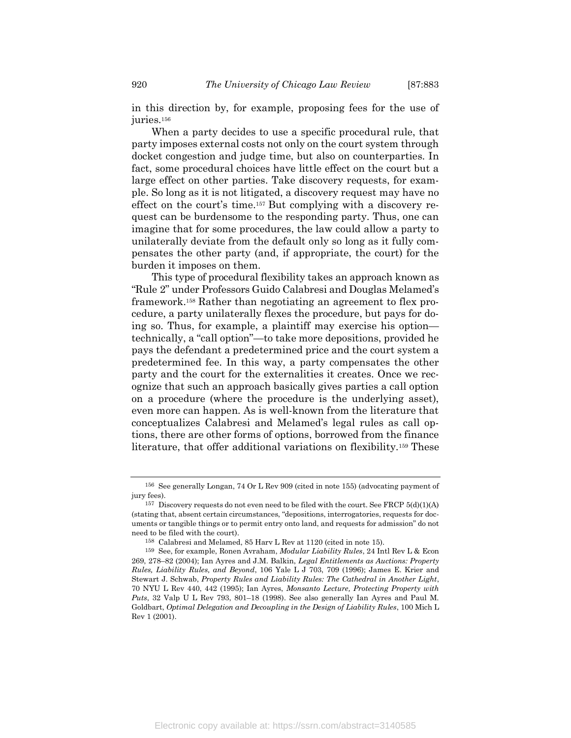in this direction by, for example, proposing fees for the use of juries.[156]

When a party decides to use a specific procedural rule, that party imposes external costs not only on the court system through docket congestion and judge time, but also on counterparties. In fact, some procedural choices have little effect on the court but a large effect on other parties. Take discovery requests, for example. So long as it is not litigated, a discovery request may have no effect on the court's time.[157] But complying with a discovery request can be burdensome to the responding party. Thus, one can imagine that for some procedures, the law could allow a party to unilaterally deviate from the default only so long as it fully compensates the other party (and, if appropriate, the court) for the burden it imposes on them.

This type of procedural flexibility takes an approach known as "Rule 2" under Professors Guido Calabresi and Douglas Melamed's framework.[158] Rather than negotiating an agreement to flex procedure, a party unilaterally flexes the procedure, but pays for doing so. Thus, for example, a plaintiff may exercise his option—technically, a "call option"—to take more depositions, provided he pays the defendant a predetermined price and the court system a predetermined fee. In this way, a party compensates the other party and the court for the externalities it creates. Once we recognize that such an approach basically gives parties a call option on a procedure (where the procedure is the underlying asset), even more can happen. As is well-known from the literature that conceptualizes Calabresi and Melamed's legal rules as call options, there are other forms of options, borrowed from the finance literature, that offer additional variations on flexibility.[159] These

---

[156] See generally Longan, 74 Or L Rev 909 (cited in note 155) (advocating payment of jury fees).

[157] Discovery requests do not even need to be filed with the court. See FRCP 5(d)(1)(A) (stating that, absent certain circumstances, "depositions, interrogatories, requests for documents or tangible things or to permit entry onto land, and requests for admission" do not need to be filed with the court).

[158] Calabresi and Melamed, 85 Harv L Rev at 1120 (cited in note 15).

[159] See, for example, Ronen Avraham, *Modular Liability Rules*, 24 Intl Rev L & Econ 269, 278–82 (2004); Ian Ayres and J.M. Balkin, *Legal Entitlements as Auctions: Property Rules, Liability Rules, and Beyond*, 106 Yale L J 703, 709 (1996); James E. Krier and Stewart J. Schwab, *Property Rules and Liability Rules: The Cathedral in Another Light*, 70 NYU L Rev 440, 442 (1995); Ian Ayres, *Monsanto Lecture, Protecting Property with Puts*, 32 Valp U L Rev 793, 801–18 (1998). See also generally Ian Ayres and Paul M. Goldbart, *Optimal Delegation and Decoupling in the Design of Liability Rules*, 100 Mich L Rev 1 (2001).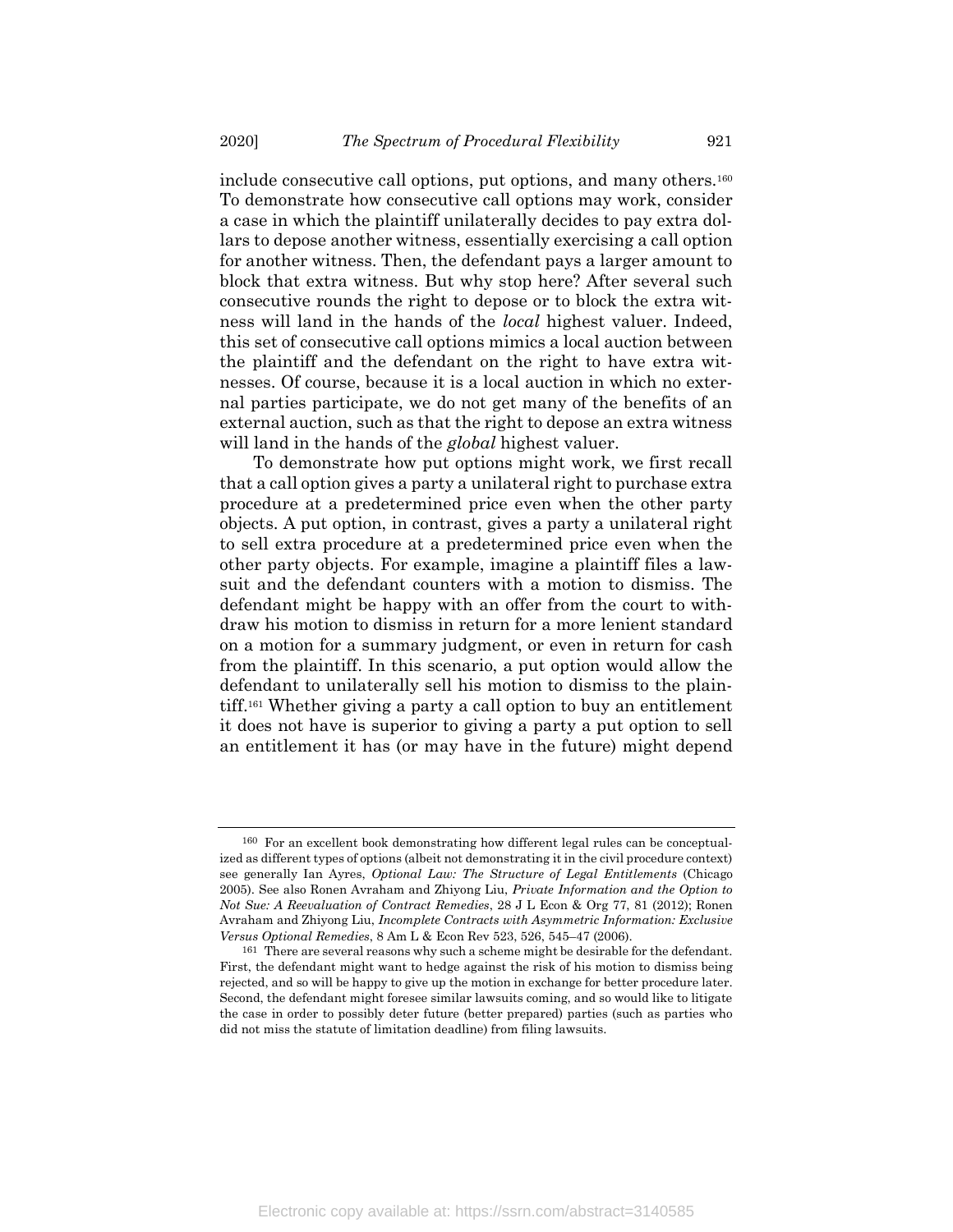include consecutive call options, put options, and many others.[160] To demonstrate how consecutive call options may work, consider a case in which the plaintiff unilaterally decides to pay extra dollars to depose another witness, essentially exercising a call option for another witness. Then, the defendant pays a larger amount to block that extra witness. But why stop here? After several such consecutive rounds the right to depose or to block the extra witness will land in the hands of the *local* highest valuer. Indeed, this set of consecutive call options mimics a local auction between the plaintiff and the defendant on the right to have extra witnesses. Of course, because it is a local auction in which no external parties participate, we do not get many of the benefits of an external auction, such as that the right to depose an extra witness will land in the hands of the *global* highest valuer.

To demonstrate how put options might work, we first recall that a call option gives a party a unilateral right to purchase extra procedure at a predetermined price even when the other party objects. A put option, in contrast, gives a party a unilateral right to sell extra procedure at a predetermined price even when the other party objects. For example, imagine a plaintiff files a lawsuit and the defendant counters with a motion to dismiss. The defendant might be happy with an offer from the court to withdraw his motion to dismiss in return for a more lenient standard on a motion for a summary judgment, or even in return for cash from the plaintiff. In this scenario, a put option would allow the defendant to unilaterally sell his motion to dismiss to the plaintiff.[161] Whether giving a party a call option to buy an entitlement it does not have is superior to giving a party a put option to sell an entitlement it has (or may have in the future) might depend

---

[160] For an excellent book demonstrating how different legal rules can be conceptualized as different types of options (albeit not demonstrating it in the civil procedure context) see generally Ian Ayres, *Optional Law: The Structure of Legal Entitlements* (Chicago 2005). See also Ronen Avraham and Zhiyong Liu, *Private Information and the Option to Not Sue: A Reevaluation of Contract Remedies*, 28 J L Econ & Org 77, 81 (2012); Ronen Avraham and Zhiyong Liu, *Incomplete Contracts with Asymmetric Information: Exclusive Versus Optional Remedies*, 8 Am L & Econ Rev 523, 526, 545–47 (2006).

[161] There are several reasons why such a scheme might be desirable for the defendant. First, the defendant might want to hedge against the risk of his motion to dismiss being rejected, and so will be happy to give up the motion in exchange for better procedure later. Second, the defendant might foresee similar lawsuits coming, and so would like to litigate the case in order to possibly deter future (better prepared) parties (such as parties who did not miss the statute of limitation deadline) from filing lawsuits.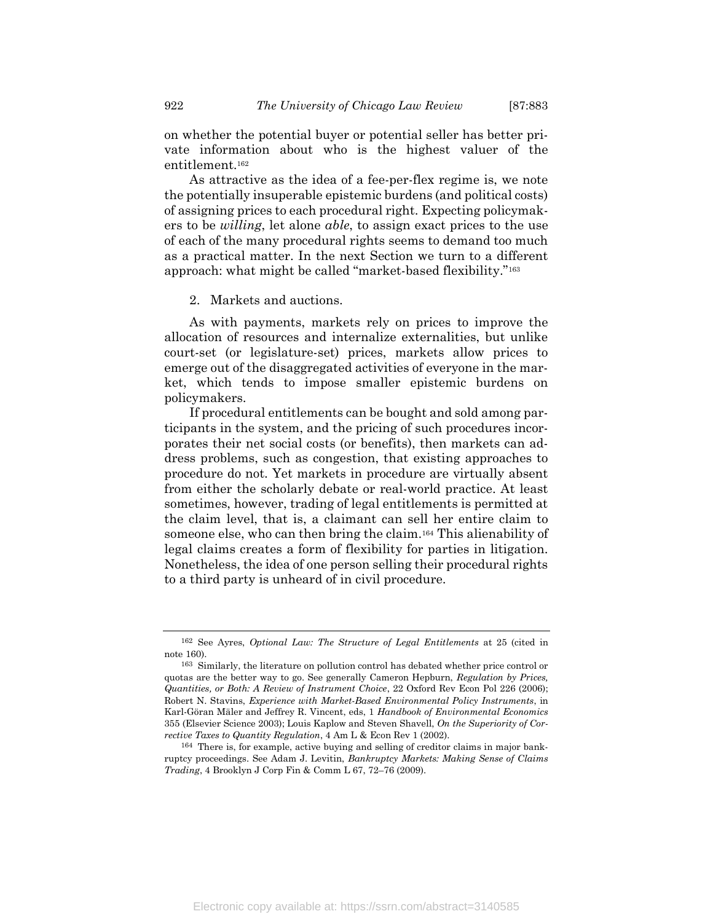on whether the potential buyer or potential seller has better private information about who is the highest valuer of the entitlement.[162]

As attractive as the idea of a fee-per-flex regime is, we note the potentially insuperable epistemic burdens (and political costs) of assigning prices to each procedural right. Expecting policymakers to be *willing*, let alone *able*, to assign exact prices to the use of each of the many procedural rights seems to demand too much as a practical matter. In the next Section we turn to a different approach: what might be called "market-based flexibility."[163]

2. Markets and auctions.

As with payments, markets rely on prices to improve the allocation of resources and internalize externalities, but unlike court-set (or legislature-set) prices, markets allow prices to emerge out of the disaggregated activities of everyone in the market, which tends to impose smaller epistemic burdens on policymakers.

If procedural entitlements can be bought and sold among participants in the system, and the pricing of such procedures incorporates their net social costs (or benefits), then markets can address problems, such as congestion, that existing approaches to procedure do not. Yet markets in procedure are virtually absent from either the scholarly debate or real-world practice. At least sometimes, however, trading of legal entitlements is permitted at the claim level, that is, a claimant can sell her entire claim to someone else, who can then bring the claim.[164] This alienability of legal claims creates a form of flexibility for parties in litigation. Nonetheless, the idea of one person selling their procedural rights to a third party is unheard of in civil procedure.

---

[162] See Ayres, *Optional Law: The Structure of Legal Entitlements* at 25 (cited in note 160).

[163] Similarly, the literature on pollution control has debated whether price control or quotas are the better way to go. See generally Cameron Hepburn, *Regulation by Prices, Quantities, or Both: A Review of Instrument Choice*, 22 Oxford Rev Econ Pol 226 (2006); Robert N. Stavins, *Experience with Market-Based Environmental Policy Instruments*, in Karl-Göran Mäler and Jeffrey R. Vincent, eds, 1 *Handbook of Environmental Economics* 355 (Elsevier Science 2003); Louis Kaplow and Steven Shavell, *On the Superiority of Corrective Taxes to Quantity Regulation*, 4 Am L & Econ Rev 1 (2002).

[164] There is, for example, active buying and selling of creditor claims in major bankruptcy proceedings. See Adam J. Levitin, *Bankruptcy Markets: Making Sense of Claims Trading*, 4 Brooklyn J Corp Fin & Comm L 67, 72–76 (2009).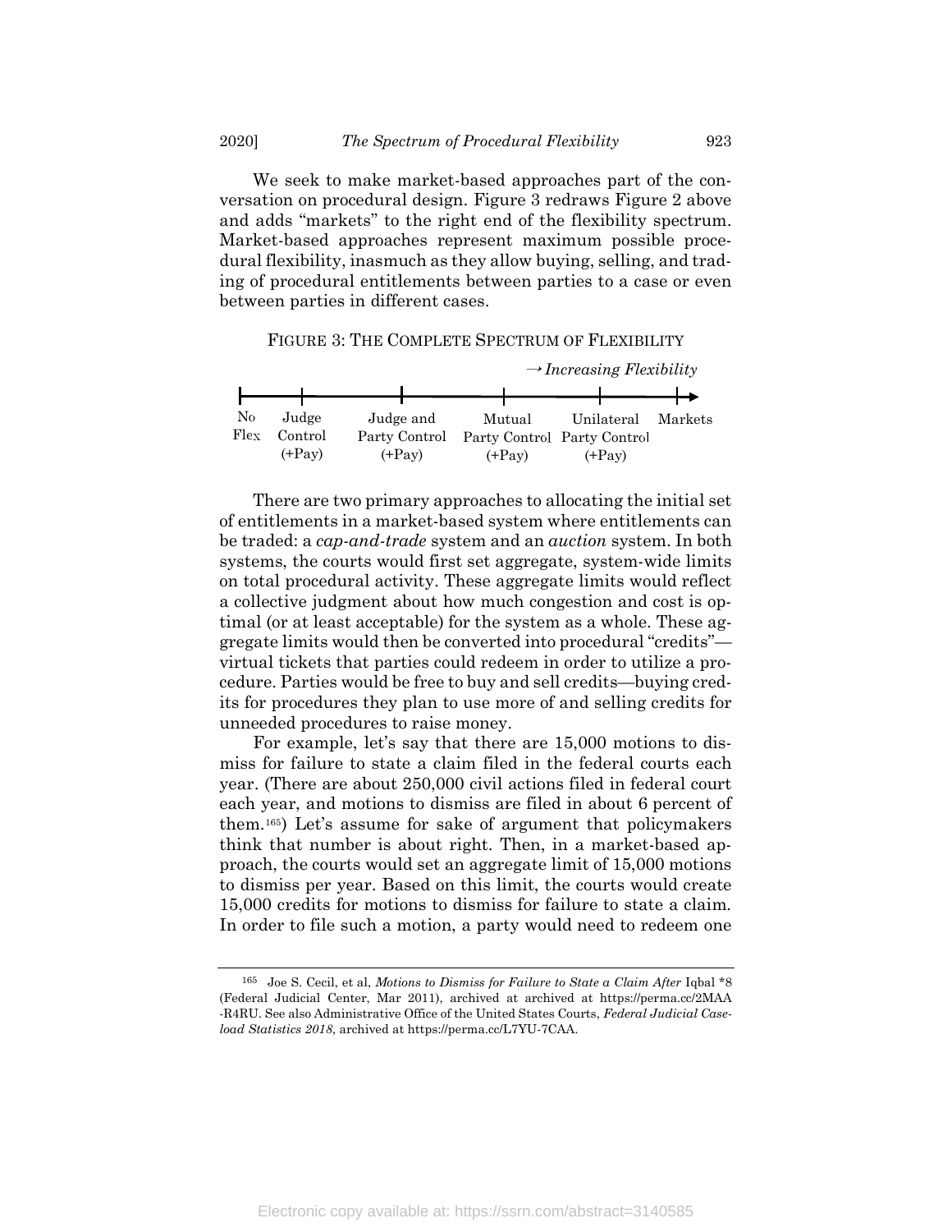We seek to make market-based approaches part of the conversation on procedural design. Figure 3 redraws Figure 2 above and adds "markets" to the right end of the flexibility spectrum. Market-based approaches represent maximum possible procedural flexibility, inasmuch as they allow buying, selling, and trading of procedural entitlements between parties to a case or even between parties in different cases.

FIGURE 3: THE COMPLETE SPECTRUM OF FLEXIBILITY

→ *Increasing Flexibility*

| No Flex | Judge Control (+Pay) | Judge and Party Control (+Pay) | Mutual Party Control (+Pay) | Unilateral Party Control (+Pay) | Markets |
|---|---|---|---|---|---|

There are two primary approaches to allocating the initial set of entitlements in a market-based system where entitlements can be traded: a *cap-and-trade* system and an *auction* system. In both systems, the courts would first set aggregate, system-wide limits on total procedural activity. These aggregate limits would reflect a collective judgment about how much congestion and cost is optimal (or at least acceptable) for the system as a whole. These aggregate limits would then be converted into procedural "credits"—virtual tickets that parties could redeem in order to utilize a procedure. Parties would be free to buy and sell credits—buying credits for procedures they plan to use more of and selling credits for unneeded procedures to raise money.

For example, let's say that there are 15,000 motions to dismiss for failure to state a claim filed in the federal courts each year. (There are about 250,000 civil actions filed in federal court each year, and motions to dismiss are filed in about 6 percent of them.[165]) Let's assume for sake of argument that policymakers think that number is about right. Then, in a market-based approach, the courts would set an aggregate limit of 15,000 motions to dismiss per year. Based on this limit, the courts would create 15,000 credits for motions to dismiss for failure to state a claim. In order to file such a motion, a party would need to redeem one

---

[165] Joe S. Cecil, et al, *Motions to Dismiss for Failure to State a Claim After* Iqbal \*8 (Federal Judicial Center, Mar 2011), archived at archived at https://perma.cc/2MAA-R4RU. See also Administrative Office of the United States Courts, *Federal Judicial Caseload Statistics 2018*, archived at https://perma.cc/L7YU-7CAA.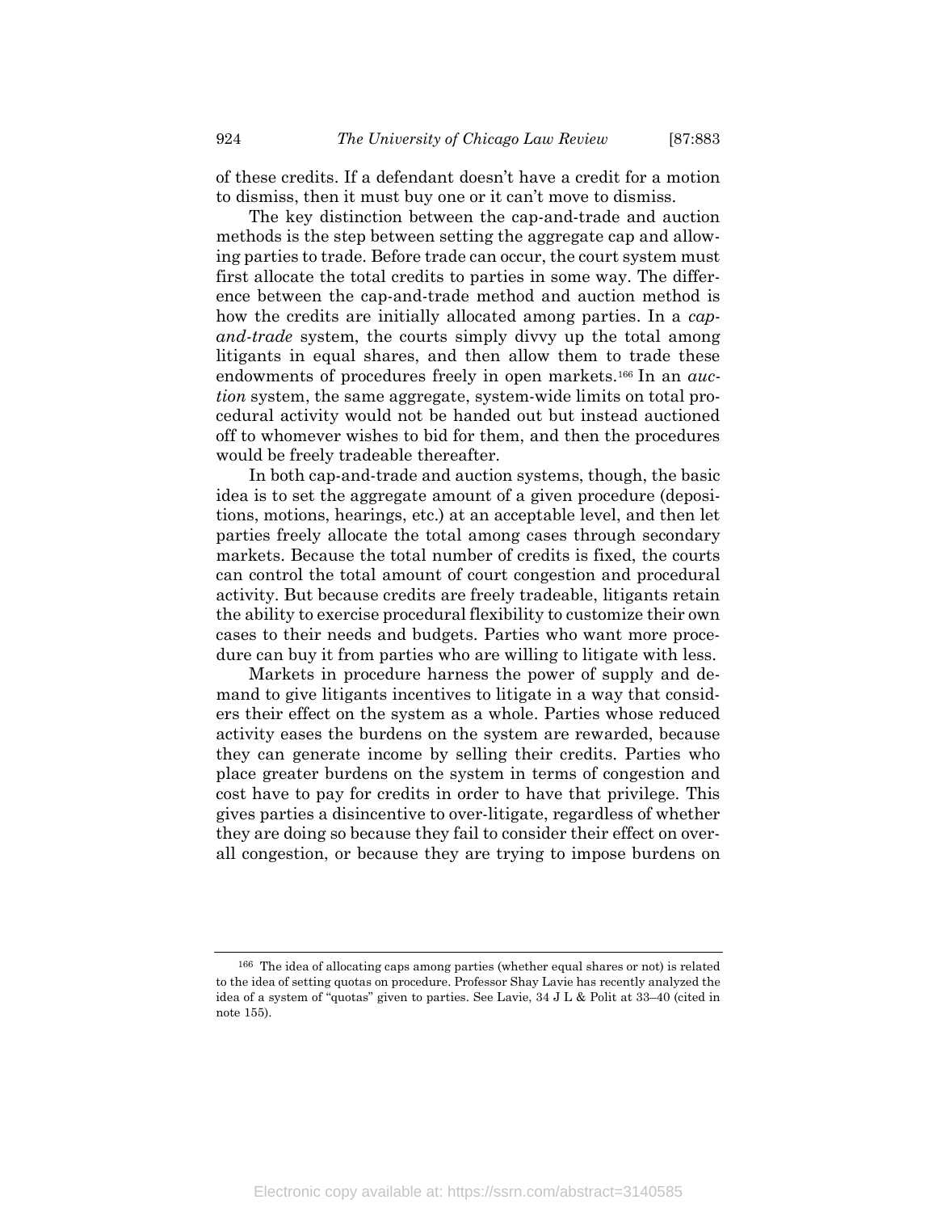of these credits. If a defendant doesn't have a credit for a motion to dismiss, then it must buy one or it can't move to dismiss.

The key distinction between the cap-and-trade and auction methods is the step between setting the aggregate cap and allowing parties to trade. Before trade can occur, the court system must first allocate the total credits to parties in some way. The difference between the cap-and-trade method and auction method is how the credits are initially allocated among parties. In a *cap-and-trade* system, the courts simply divvy up the total among litigants in equal shares, and then allow them to trade these endowments of procedures freely in open markets.[166] In an *auction* system, the same aggregate, system-wide limits on total procedural activity would not be handed out but instead auctioned off to whomever wishes to bid for them, and then the procedures would be freely tradeable thereafter.

In both cap-and-trade and auction systems, though, the basic idea is to set the aggregate amount of a given procedure (depositions, motions, hearings, etc.) at an acceptable level, and then let parties freely allocate the total among cases through secondary markets. Because the total number of credits is fixed, the courts can control the total amount of court congestion and procedural activity. But because credits are freely tradeable, litigants retain the ability to exercise procedural flexibility to customize their own cases to their needs and budgets. Parties who want more procedure can buy it from parties who are willing to litigate with less.

Markets in procedure harness the power of supply and demand to give litigants incentives to litigate in a way that considers their effect on the system as a whole. Parties whose reduced activity eases the burdens on the system are rewarded, because they can generate income by selling their credits. Parties who place greater burdens on the system in terms of congestion and cost have to pay for credits in order to have that privilege. This gives parties a disincentive to over-litigate, regardless of whether they are doing so because they fail to consider their effect on overall congestion, or because they are trying to impose burdens on

[166] The idea of allocating caps among parties (whether equal shares or not) is related to the idea of setting quotas on procedure. Professor Shay Lavie has recently analyzed the idea of a system of "quotas" given to parties. See Lavie, 34 J L & Polit at 33–40 (cited in note 155).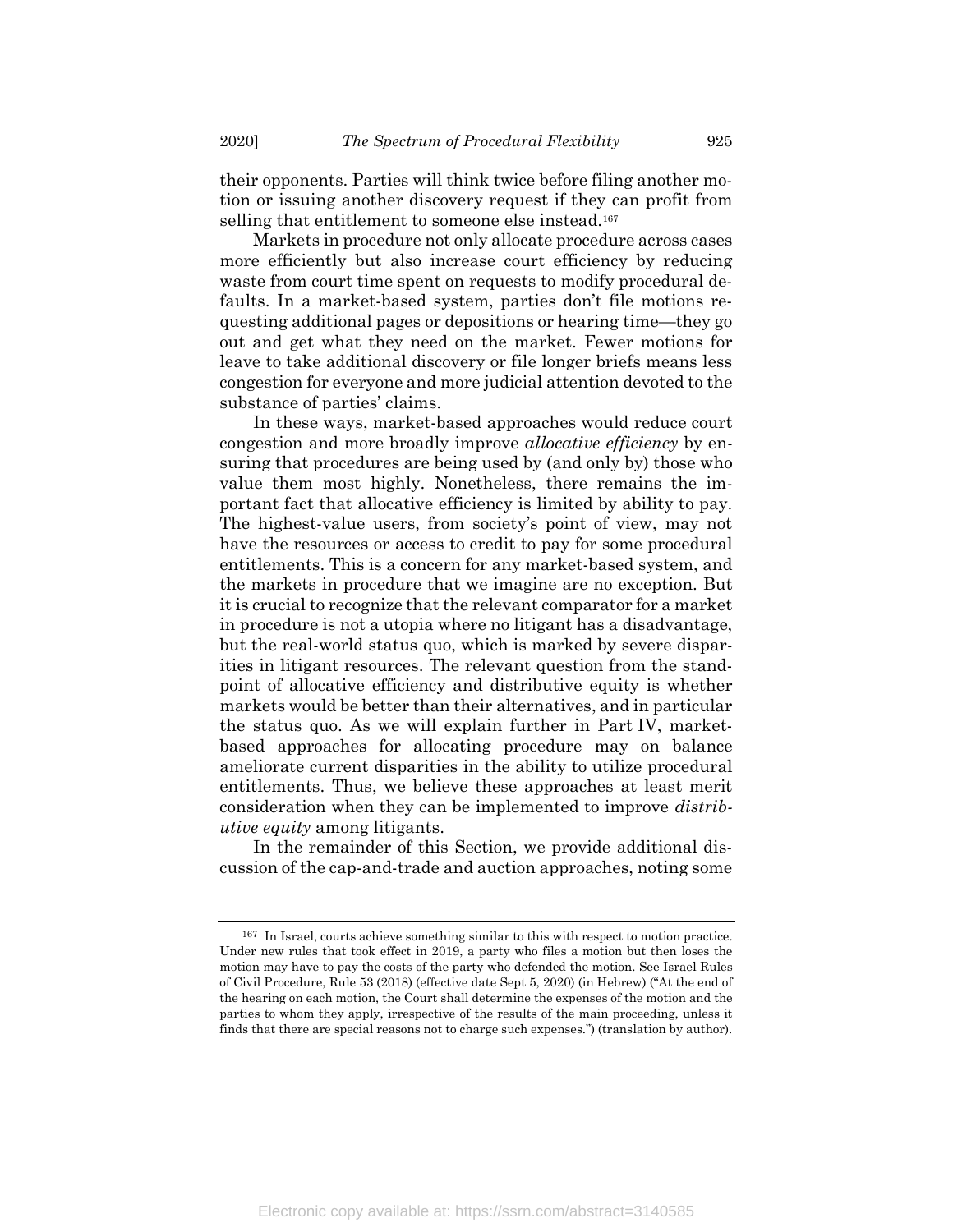their opponents. Parties will think twice before filing another motion or issuing another discovery request if they can profit from selling that entitlement to someone else instead.[167]

Markets in procedure not only allocate procedure across cases more efficiently but also increase court efficiency by reducing waste from court time spent on requests to modify procedural defaults. In a market-based system, parties don't file motions requesting additional pages or depositions or hearing time—they go out and get what they need on the market. Fewer motions for leave to take additional discovery or file longer briefs means less congestion for everyone and more judicial attention devoted to the substance of parties' claims.

In these ways, market-based approaches would reduce court congestion and more broadly improve *allocative efficiency* by ensuring that procedures are being used by (and only by) those who value them most highly. Nonetheless, there remains the important fact that allocative efficiency is limited by ability to pay. The highest-value users, from society's point of view, may not have the resources or access to credit to pay for some procedural entitlements. This is a concern for any market-based system, and the markets in procedure that we imagine are no exception. But it is crucial to recognize that the relevant comparator for a market in procedure is not a utopia where no litigant has a disadvantage, but the real-world status quo, which is marked by severe disparities in litigant resources. The relevant question from the standpoint of allocative efficiency and distributive equity is whether markets would be better than their alternatives, and in particular the status quo. As we will explain further in Part IV, market-based approaches for allocating procedure may on balance ameliorate current disparities in the ability to utilize procedural entitlements. Thus, we believe these approaches at least merit consideration when they can be implemented to improve *distributive equity* among litigants.

In the remainder of this Section, we provide additional discussion of the cap-and-trade and auction approaches, noting some

---

[167] In Israel, courts achieve something similar to this with respect to motion practice. Under new rules that took effect in 2019, a party who files a motion but then loses the motion may have to pay the costs of the party who defended the motion. See Israel Rules of Civil Procedure, Rule 53 (2018) (effective date Sept 5, 2020) (in Hebrew) ("At the end of the hearing on each motion, the Court shall determine the expenses of the motion and the parties to whom they apply, irrespective of the results of the main proceeding, unless it finds that there are special reasons not to charge such expenses.") (translation by author).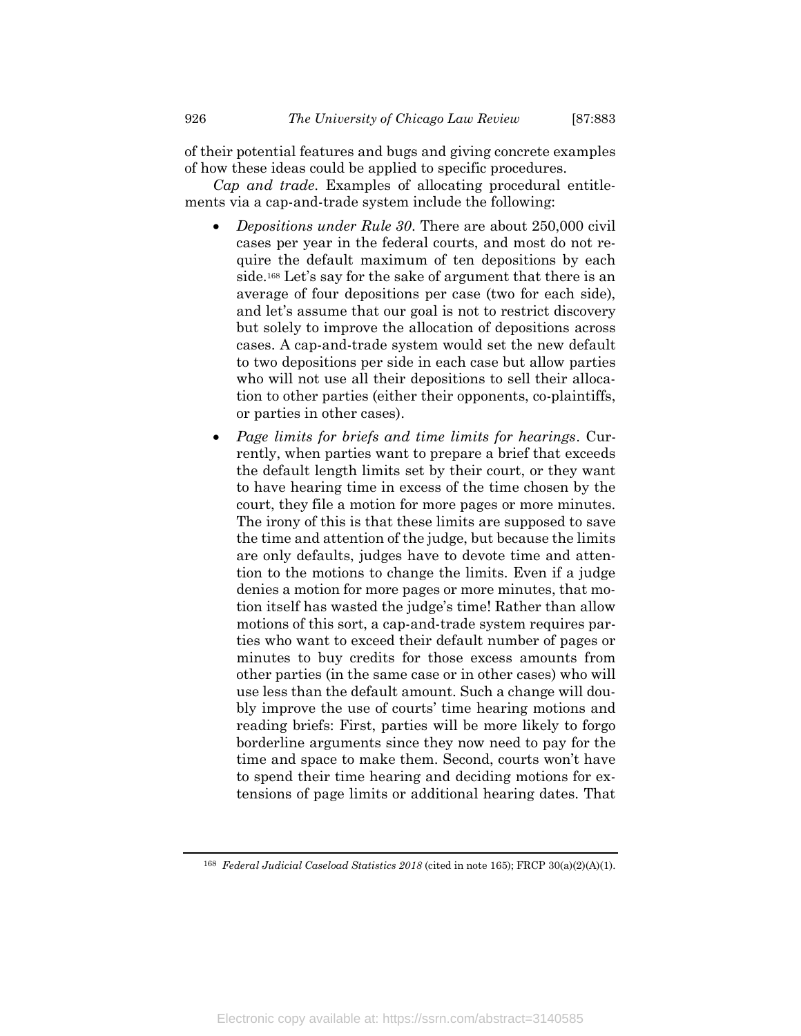of their potential features and bugs and giving concrete examples of how these ideas could be applied to specific procedures.

*Cap and trade*. Examples of allocating procedural entitlements via a cap-and-trade system include the following:

- *Depositions under Rule 30*. There are about 250,000 civil cases per year in the federal courts, and most do not require the default maximum of ten depositions by each side.[168] Let's say for the sake of argument that there is an average of four depositions per case (two for each side), and let's assume that our goal is not to restrict discovery but solely to improve the allocation of depositions across cases. A cap-and-trade system would set the new default to two depositions per side in each case but allow parties who will not use all their depositions to sell their allocation to other parties (either their opponents, co-plaintiffs, or parties in other cases).
- *Page limits for briefs and time limits for hearings*. Currently, when parties want to prepare a brief that exceeds the default length limits set by their court, or they want to have hearing time in excess of the time chosen by the court, they file a motion for more pages or more minutes. The irony of this is that these limits are supposed to save the time and attention of the judge, but because the limits are only defaults, judges have to devote time and attention to the motions to change the limits. Even if a judge denies a motion for more pages or more minutes, that motion itself has wasted the judge's time! Rather than allow motions of this sort, a cap-and-trade system requires parties who want to exceed their default number of pages or minutes to buy credits for those excess amounts from other parties (in the same case or in other cases) who will use less than the default amount. Such a change will doubly improve the use of courts' time hearing motions and reading briefs: First, parties will be more likely to forgo borderline arguments since they now need to pay for the time and space to make them. Second, courts won't have to spend their time hearing and deciding motions for extensions of page limits or additional hearing dates. That

[168] *Federal Judicial Caseload Statistics 2018* (cited in note 165); FRCP 30(a)(2)(A)(1).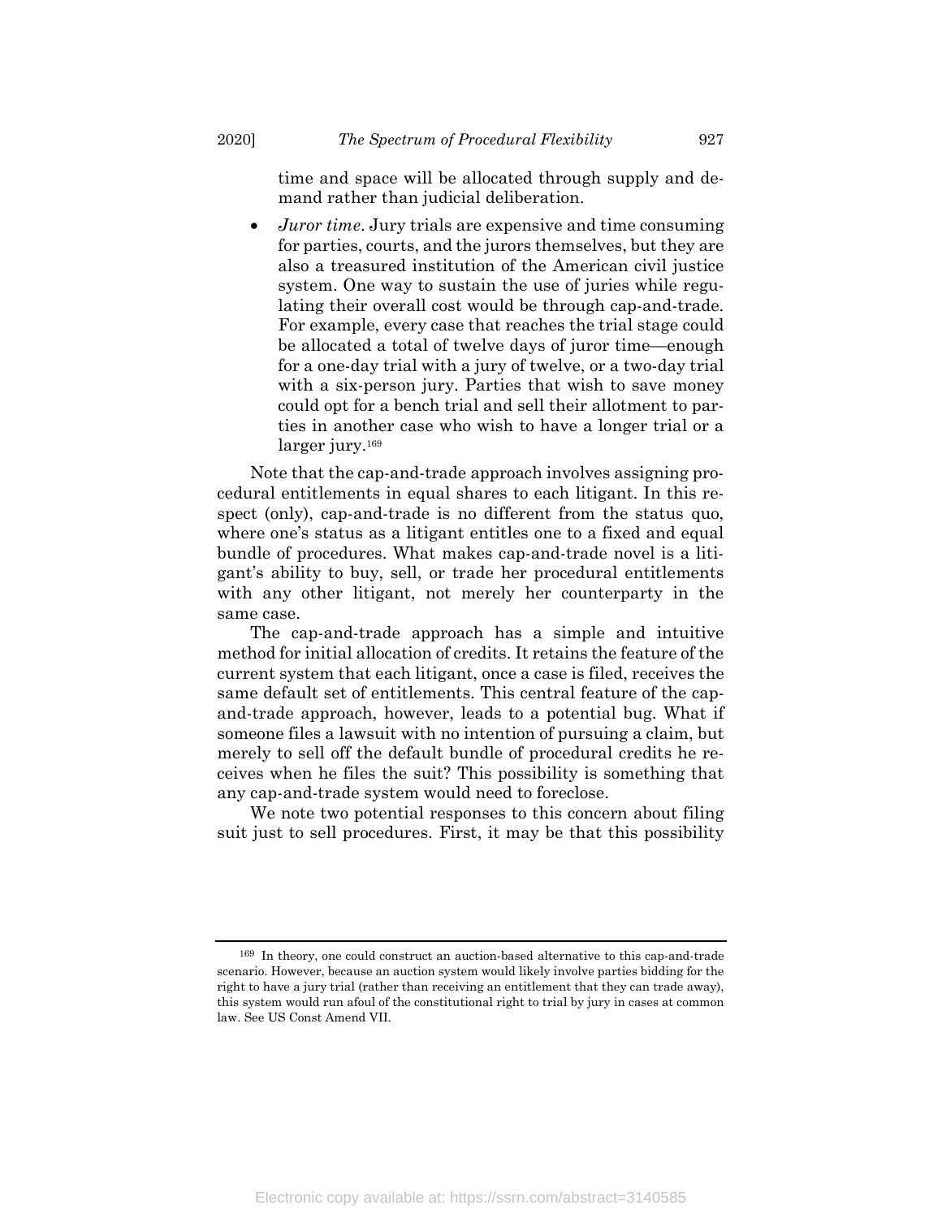time and space will be allocated through supply and demand rather than judicial deliberation.

- *Juror time*. Jury trials are expensive and time consuming for parties, courts, and the jurors themselves, but they are also a treasured institution of the American civil justice system. One way to sustain the use of juries while regulating their overall cost would be through cap-and-trade. For example, every case that reaches the trial stage could be allocated a total of twelve days of juror time—enough for a one-day trial with a jury of twelve, or a two-day trial with a six-person jury. Parties that wish to save money could opt for a bench trial and sell their allotment to parties in another case who wish to have a longer trial or a larger jury.[169]

Note that the cap-and-trade approach involves assigning procedural entitlements in equal shares to each litigant. In this respect (only), cap-and-trade is no different from the status quo, where one's status as a litigant entitles one to a fixed and equal bundle of procedures. What makes cap-and-trade novel is a litigant's ability to buy, sell, or trade her procedural entitlements with any other litigant, not merely her counterparty in the same case.

The cap-and-trade approach has a simple and intuitive method for initial allocation of credits. It retains the feature of the current system that each litigant, once a case is filed, receives the same default set of entitlements. This central feature of the cap-and-trade approach, however, leads to a potential bug. What if someone files a lawsuit with no intention of pursuing a claim, but merely to sell off the default bundle of procedural credits he receives when he files the suit? This possibility is something that any cap-and-trade system would need to foreclose.

We note two potential responses to this concern about filing suit just to sell procedures. First, it may be that this possibility

---

[169] In theory, one could construct an auction-based alternative to this cap-and-trade scenario. However, because an auction system would likely involve parties bidding for the right to have a jury trial (rather than receiving an entitlement that they can trade away), this system would run afoul of the constitutional right to trial by jury in cases at common law. See US Const Amend VII.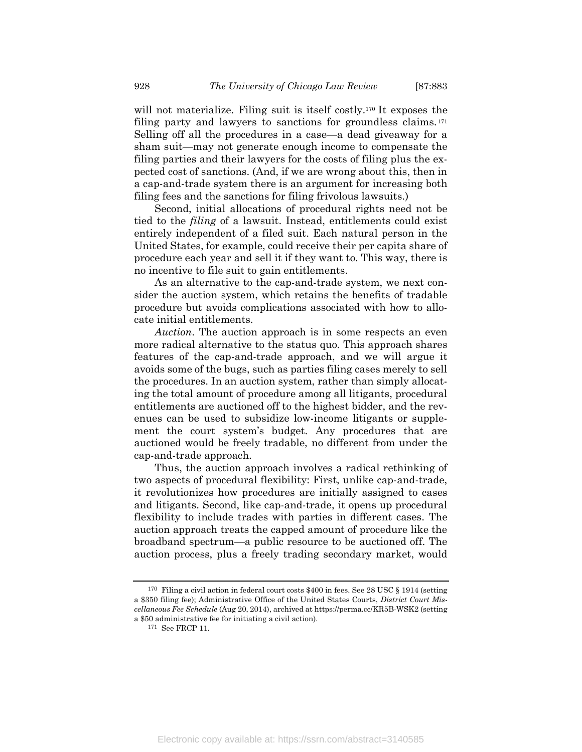will not materialize. Filing suit is itself costly.[170] It exposes the filing party and lawyers to sanctions for groundless claims.[171] Selling off all the procedures in a case—a dead giveaway for a sham suit—may not generate enough income to compensate the filing parties and their lawyers for the costs of filing plus the expected cost of sanctions. (And, if we are wrong about this, then in a cap-and-trade system there is an argument for increasing both filing fees and the sanctions for filing frivolous lawsuits.)

Second, initial allocations of procedural rights need not be tied to the *filing* of a lawsuit. Instead, entitlements could exist entirely independent of a filed suit. Each natural person in the United States, for example, could receive their per capita share of procedure each year and sell it if they want to. This way, there is no incentive to file suit to gain entitlements.

As an alternative to the cap-and-trade system, we next consider the auction system, which retains the benefits of tradable procedure but avoids complications associated with how to allocate initial entitlements.

*Auction*. The auction approach is in some respects an even more radical alternative to the status quo. This approach shares features of the cap-and-trade approach, and we will argue it avoids some of the bugs, such as parties filing cases merely to sell the procedures. In an auction system, rather than simply allocating the total amount of procedure among all litigants, procedural entitlements are auctioned off to the highest bidder, and the revenues can be used to subsidize low-income litigants or supplement the court system's budget. Any procedures that are auctioned would be freely tradable, no different from under the cap-and-trade approach.

Thus, the auction approach involves a radical rethinking of two aspects of procedural flexibility: First, unlike cap-and-trade, it revolutionizes how procedures are initially assigned to cases and litigants. Second, like cap-and-trade, it opens up procedural flexibility to include trades with parties in different cases. The auction approach treats the capped amount of procedure like the broadband spectrum—a public resource to be auctioned off. The auction process, plus a freely trading secondary market, would

[170] Filing a civil action in federal court costs $400 in fees. See 28 USC § 1914 (setting a $350 filing fee); Administrative Office of the United States Courts, *District Court Miscellaneous Fee Schedule* (Aug 20, 2014), archived at https://perma.cc/KR5B-WSK2 (setting a $50 administrative fee for initiating a civil action).

[171] See FRCP 11.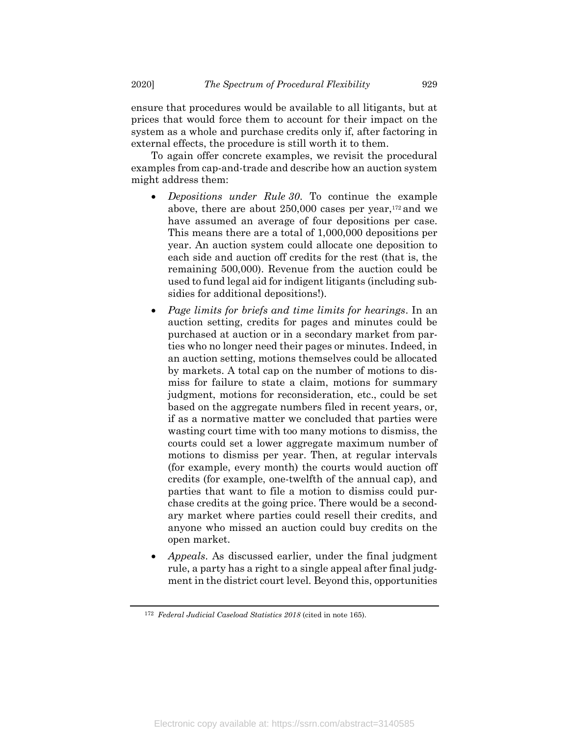ensure that procedures would be available to all litigants, but at prices that would force them to account for their impact on the system as a whole and purchase credits only if, after factoring in external effects, the procedure is still worth it to them.

To again offer concrete examples, we revisit the procedural examples from cap-and-trade and describe how an auction system might address them:

- *Depositions under Rule 30*. To continue the example above, there are about 250,000 cases per year,[172] and we have assumed an average of four depositions per case. This means there are a total of 1,000,000 depositions per year. An auction system could allocate one deposition to each side and auction off credits for the rest (that is, the remaining 500,000). Revenue from the auction could be used to fund legal aid for indigent litigants (including subsidies for additional depositions!).
- *Page limits for briefs and time limits for hearings*. In an auction setting, credits for pages and minutes could be purchased at auction or in a secondary market from parties who no longer need their pages or minutes. Indeed, in an auction setting, motions themselves could be allocated by markets. A total cap on the number of motions to dismiss for failure to state a claim, motions for summary judgment, motions for reconsideration, etc., could be set based on the aggregate numbers filed in recent years, or, if as a normative matter we concluded that parties were wasting court time with too many motions to dismiss, the courts could set a lower aggregate maximum number of motions to dismiss per year. Then, at regular intervals (for example, every month) the courts would auction off credits (for example, one-twelfth of the annual cap), and parties that want to file a motion to dismiss could purchase credits at the going price. There would be a secondary market where parties could resell their credits, and anyone who missed an auction could buy credits on the open market.
- *Appeals*. As discussed earlier, under the final judgment rule, a party has a right to a single appeal after final judgment in the district court level. Beyond this, opportunities

---

[172] *Federal Judicial Caseload Statistics 2018* (cited in note 165).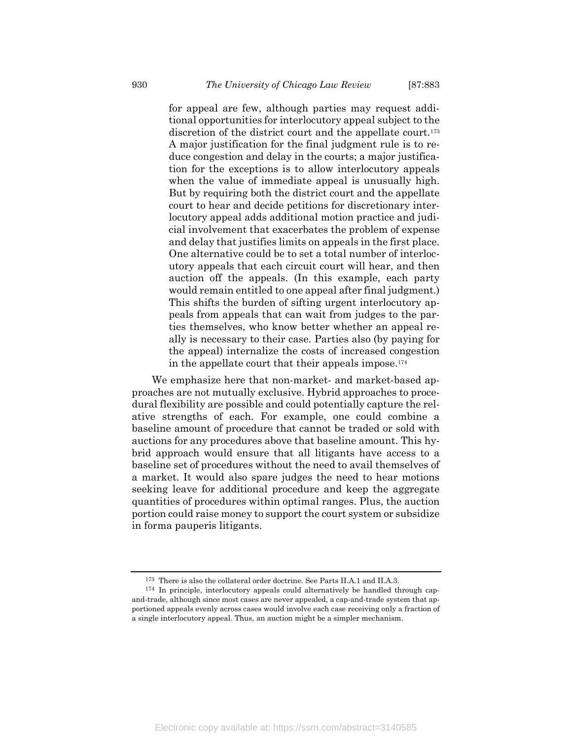for appeal are few, although parties may request additional opportunities for interlocutory appeal subject to the discretion of the district court and the appellate court.[173] A major justification for the final judgment rule is to reduce congestion and delay in the courts; a major justification for the exceptions is to allow interlocutory appeals when the value of immediate appeal is unusually high. But by requiring both the district court and the appellate court to hear and decide petitions for discretionary interlocutory appeal adds additional motion practice and judicial involvement that exacerbates the problem of expense and delay that justifies limits on appeals in the first place. One alternative could be to set a total number of interlocutory appeals that each circuit court will hear, and then auction off the appeals. (In this example, each party would remain entitled to one appeal after final judgment.) This shifts the burden of sifting urgent interlocutory appeals from appeals that can wait from judges to the parties themselves, who know better whether an appeal really is necessary to their case. Parties also (by paying for the appeal) internalize the costs of increased congestion in the appellate court that their appeals impose.[174]

We emphasize here that non-market- and market-based approaches are not mutually exclusive. Hybrid approaches to procedural flexibility are possible and could potentially capture the relative strengths of each. For example, one could combine a baseline amount of procedure that cannot be traded or sold with auctions for any procedures above that baseline amount. This hybrid approach would ensure that all litigants have access to a baseline set of procedures without the need to avail themselves of a market. It would also spare judges the need to hear motions seeking leave for additional procedure and keep the aggregate quantities of procedures within optimal ranges. Plus, the auction portion could raise money to support the court system or subsidize in forma pauperis litigants.

---

[173] There is also the collateral order doctrine. See Parts II.A.1 and II.A.3.

[174] In principle, interlocutory appeals could alternatively be handled through cap-and-trade, although since most cases are never appealed, a cap-and-trade system that apportioned appeals evenly across cases would involve each case receiving only a fraction of a single interlocutory appeal. Thus, an auction might be a simpler mechanism.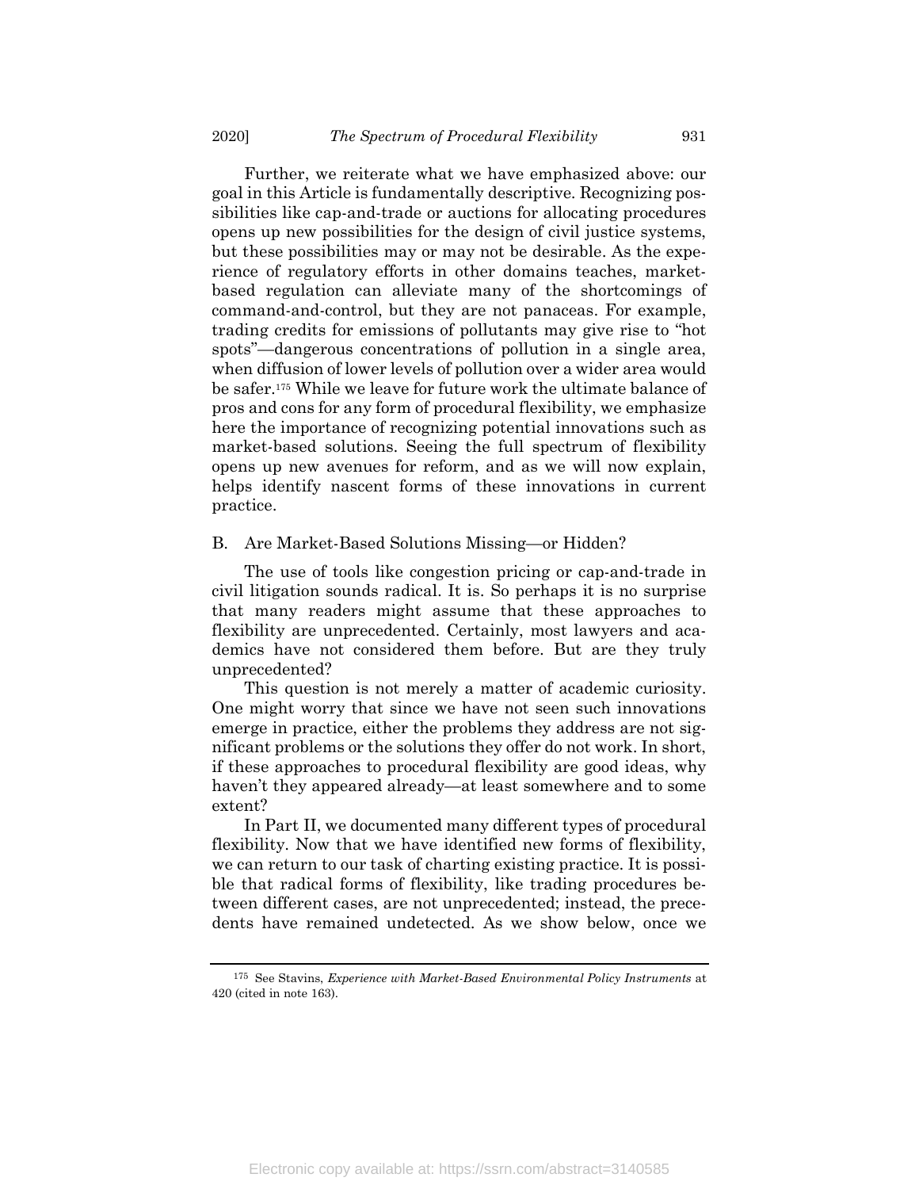Further, we reiterate what we have emphasized above: our goal in this Article is fundamentally descriptive. Recognizing possibilities like cap-and-trade or auctions for allocating procedures opens up new possibilities for the design of civil justice systems, but these possibilities may or may not be desirable. As the experience of regulatory efforts in other domains teaches, market-based regulation can alleviate many of the shortcomings of command-and-control, but they are not panaceas. For example, trading credits for emissions of pollutants may give rise to "hot spots"—dangerous concentrations of pollution in a single area, when diffusion of lower levels of pollution over a wider area would be safer.[175] While we leave for future work the ultimate balance of pros and cons for any form of procedural flexibility, we emphasize here the importance of recognizing potential innovations such as market-based solutions. Seeing the full spectrum of flexibility opens up new avenues for reform, and as we will now explain, helps identify nascent forms of these innovations in current practice.

### B. Are Market-Based Solutions Missing—or Hidden?

The use of tools like congestion pricing or cap-and-trade in civil litigation sounds radical. It is. So perhaps it is no surprise that many readers might assume that these approaches to flexibility are unprecedented. Certainly, most lawyers and academics have not considered them before. But are they truly unprecedented?

This question is not merely a matter of academic curiosity. One might worry that since we have not seen such innovations emerge in practice, either the problems they address are not significant problems or the solutions they offer do not work. In short, if these approaches to procedural flexibility are good ideas, why haven't they appeared already—at least somewhere and to some extent?

In Part II, we documented many different types of procedural flexibility. Now that we have identified new forms of flexibility, we can return to our task of charting existing practice. It is possible that radical forms of flexibility, like trading procedures between different cases, are not unprecedented; instead, the precedents have remained undetected. As we show below, once we

---

[175] See Stavins, *Experience with Market-Based Environmental Policy Instruments* at 420 (cited in note 163).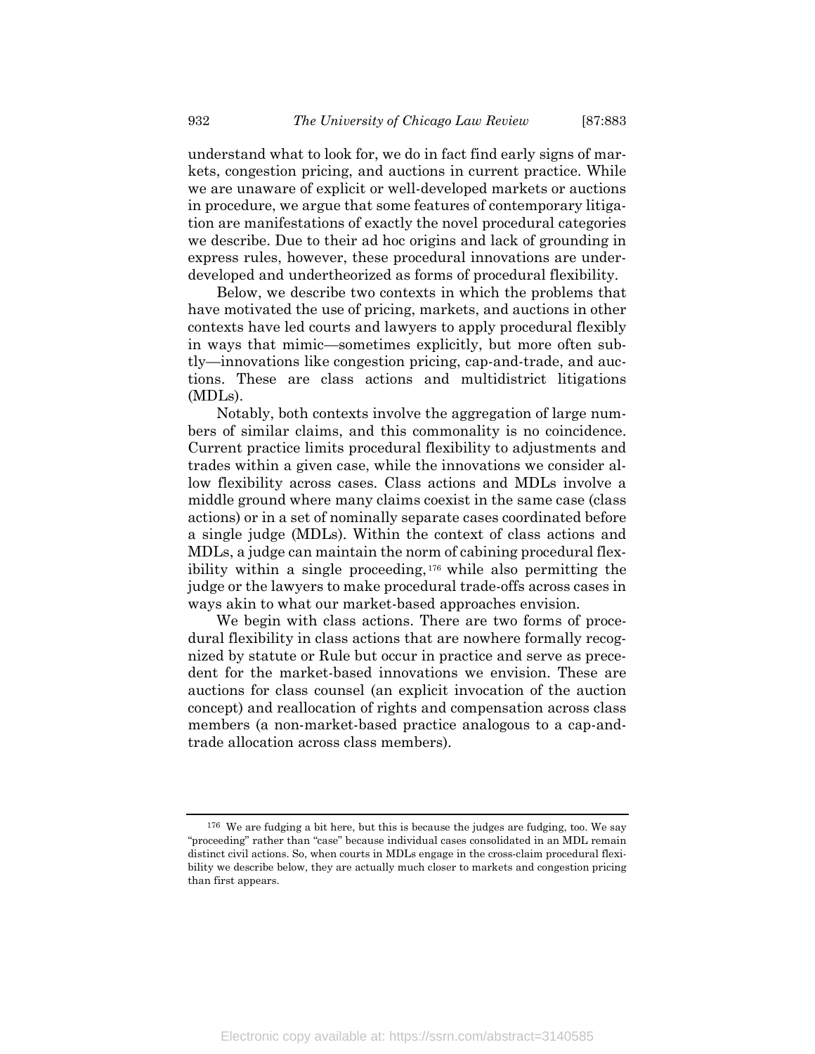understand what to look for, we do in fact find early signs of markets, congestion pricing, and auctions in current practice. While we are unaware of explicit or well-developed markets or auctions in procedure, we argue that some features of contemporary litigation are manifestations of exactly the novel procedural categories we describe. Due to their ad hoc origins and lack of grounding in express rules, however, these procedural innovations are underdeveloped and undertheorized as forms of procedural flexibility.

Below, we describe two contexts in which the problems that have motivated the use of pricing, markets, and auctions in other contexts have led courts and lawyers to apply procedural flexibly in ways that mimic—sometimes explicitly, but more often subtly—innovations like congestion pricing, cap-and-trade, and auctions. These are class actions and multidistrict litigations (MDLs).

Notably, both contexts involve the aggregation of large numbers of similar claims, and this commonality is no coincidence. Current practice limits procedural flexibility to adjustments and trades within a given case, while the innovations we consider allow flexibility across cases. Class actions and MDLs involve a middle ground where many claims coexist in the same case (class actions) or in a set of nominally separate cases coordinated before a single judge (MDLs). Within the context of class actions and MDLs, a judge can maintain the norm of cabining procedural flexibility within a single proceeding,[176] while also permitting the judge or the lawyers to make procedural trade-offs across cases in ways akin to what our market-based approaches envision.

We begin with class actions. There are two forms of procedural flexibility in class actions that are nowhere formally recognized by statute or Rule but occur in practice and serve as precedent for the market-based innovations we envision. These are auctions for class counsel (an explicit invocation of the auction concept) and reallocation of rights and compensation across class members (a non-market-based practice analogous to a cap-and-trade allocation across class members).

---

[176] We are fudging a bit here, but this is because the judges are fudging, too. We say "proceeding" rather than "case" because individual cases consolidated in an MDL remain distinct civil actions. So, when courts in MDLs engage in the cross-claim procedural flexibility we describe below, they are actually much closer to markets and congestion pricing than first appears.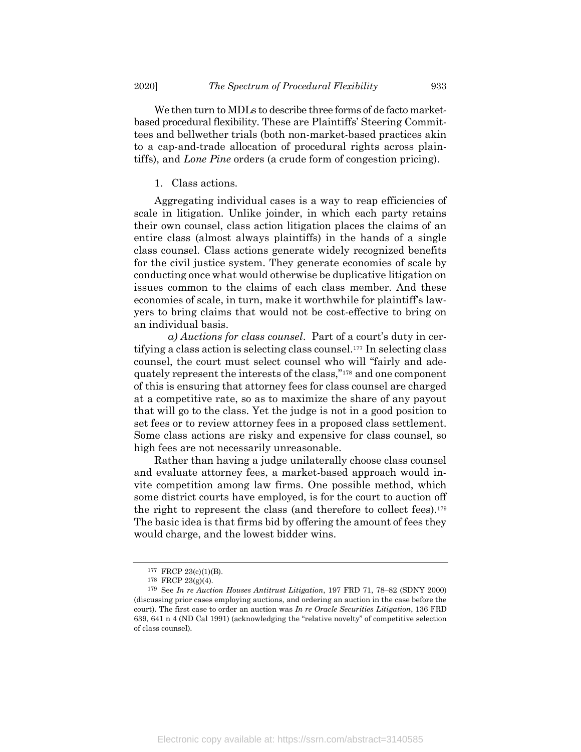We then turn to MDLs to describe three forms of de facto market-based procedural flexibility. These are Plaintiffs' Steering Committees and bellwether trials (both non-market-based practices akin to a cap-and-trade allocation of procedural rights across plaintiffs), and *Lone Pine* orders (a crude form of congestion pricing).

1. Class actions.

Aggregating individual cases is a way to reap efficiencies of scale in litigation. Unlike joinder, in which each party retains their own counsel, class action litigation places the claims of an entire class (almost always plaintiffs) in the hands of a single class counsel. Class actions generate widely recognized benefits for the civil justice system. They generate economies of scale by conducting once what would otherwise be duplicative litigation on issues common to the claims of each class member. And these economies of scale, in turn, make it worthwhile for plaintiff's lawyers to bring claims that would not be cost-effective to bring on an individual basis.

*a) Auctions for class counsel*. Part of a court's duty in certifying a class action is selecting class counsel.[177] In selecting class counsel, the court must select counsel who will "fairly and adequately represent the interests of the class,"[178] and one component of this is ensuring that attorney fees for class counsel are charged at a competitive rate, so as to maximize the share of any payout that will go to the class. Yet the judge is not in a good position to set fees or to review attorney fees in a proposed class settlement. Some class actions are risky and expensive for class counsel, so high fees are not necessarily unreasonable.

Rather than having a judge unilaterally choose class counsel and evaluate attorney fees, a market-based approach would invite competition among law firms. One possible method, which some district courts have employed, is for the court to auction off the right to represent the class (and therefore to collect fees).[179] The basic idea is that firms bid by offering the amount of fees they would charge, and the lowest bidder wins.

---

[177] FRCP 23(c)(1)(B).

[178] FRCP 23(g)(4).

[179] See *In re Auction Houses Antitrust Litigation*, 197 FRD 71, 78–82 (SDNY 2000) (discussing prior cases employing auctions, and ordering an auction in the case before the court). The first case to order an auction was *In re Oracle Securities Litigation*, 136 FRD 639, 641 n 4 (ND Cal 1991) (acknowledging the "relative novelty" of competitive selection of class counsel).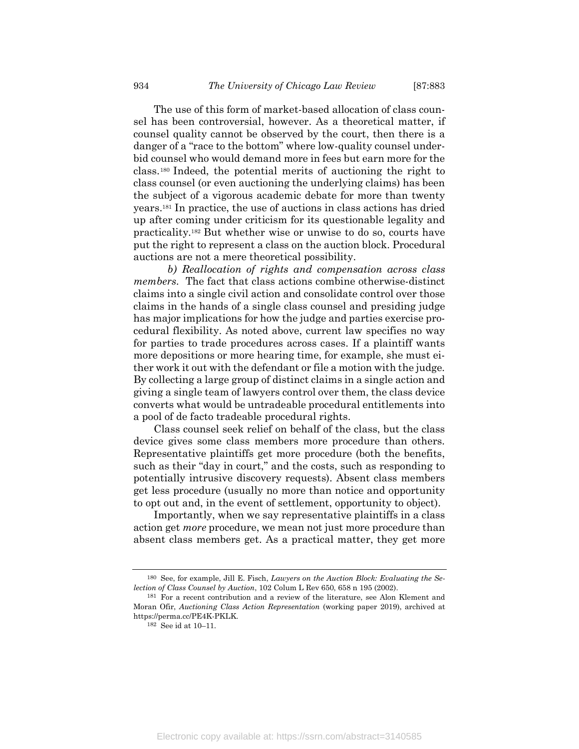The use of this form of market-based allocation of class counsel has been controversial, however. As a theoretical matter, if counsel quality cannot be observed by the court, then there is a danger of a "race to the bottom" where low-quality counsel underbid counsel who would demand more in fees but earn more for the class.[180] Indeed, the potential merits of auctioning the right to class counsel (or even auctioning the underlying claims) has been the subject of a vigorous academic debate for more than twenty years.[181] In practice, the use of auctions in class actions has dried up after coming under criticism for its questionable legality and practicality.[182] But whether wise or unwise to do so, courts have put the right to represent a class on the auction block. Procedural auctions are not a mere theoretical possibility.

*b) Reallocation of rights and compensation across class members.* The fact that class actions combine otherwise-distinct claims into a single civil action and consolidate control over those claims in the hands of a single class counsel and presiding judge has major implications for how the judge and parties exercise procedural flexibility. As noted above, current law specifies no way for parties to trade procedures across cases. If a plaintiff wants more depositions or more hearing time, for example, she must either work it out with the defendant or file a motion with the judge. By collecting a large group of distinct claims in a single action and giving a single team of lawyers control over them, the class device converts what would be untradeable procedural entitlements into a pool of de facto tradeable procedural rights.

Class counsel seek relief on behalf of the class, but the class device gives some class members more procedure than others. Representative plaintiffs get more procedure (both the benefits, such as their "day in court," and the costs, such as responding to potentially intrusive discovery requests). Absent class members get less procedure (usually no more than notice and opportunity to opt out and, in the event of settlement, opportunity to object).

Importantly, when we say representative plaintiffs in a class action get *more* procedure, we mean not just more procedure than absent class members get. As a practical matter, they get more

---

[180] See, for example, Jill E. Fisch, *Lawyers on the Auction Block: Evaluating the Selection of Class Counsel by Auction*, 102 Colum L Rev 650, 658 n 195 (2002).

[181] For a recent contribution and a review of the literature, see Alon Klement and Moran Ofir, *Auctioning Class Action Representation* (working paper 2019), archived at https://perma.cc/PE4K-PKLK.

[182] See id at 10–11.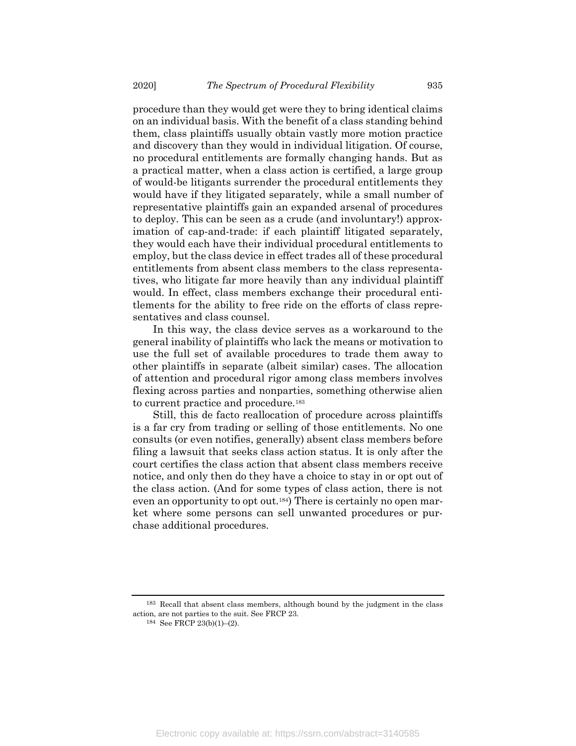procedure than they would get were they to bring identical claims on an individual basis. With the benefit of a class standing behind them, class plaintiffs usually obtain vastly more motion practice and discovery than they would in individual litigation. Of course, no procedural entitlements are formally changing hands. But as a practical matter, when a class action is certified, a large group of would-be litigants surrender the procedural entitlements they would have if they litigated separately, while a small number of representative plaintiffs gain an expanded arsenal of procedures to deploy. This can be seen as a crude (and involuntary!) approximation of cap-and-trade: if each plaintiff litigated separately, they would each have their individual procedural entitlements to employ, but the class device in effect trades all of these procedural entitlements from absent class members to the class representatives, who litigate far more heavily than any individual plaintiff would. In effect, class members exchange their procedural entitlements for the ability to free ride on the efforts of class representatives and class counsel.

In this way, the class device serves as a workaround to the general inability of plaintiffs who lack the means or motivation to use the full set of available procedures to trade them away to other plaintiffs in separate (albeit similar) cases. The allocation of attention and procedural rigor among class members involves flexing across parties and nonparties, something otherwise alien to current practice and procedure.[183]

Still, this de facto reallocation of procedure across plaintiffs is a far cry from trading or selling of those entitlements. No one consults (or even notifies, generally) absent class members before filing a lawsuit that seeks class action status. It is only after the court certifies the class action that absent class members receive notice, and only then do they have a choice to stay in or opt out of the class action. (And for some types of class action, there is not even an opportunity to opt out.[184]) There is certainly no open market where some persons can sell unwanted procedures or purchase additional procedures.

---

[183] Recall that absent class members, although bound by the judgment in the class action, are not parties to the suit. See FRCP 23.

[184] See FRCP 23(b)(1)–(2).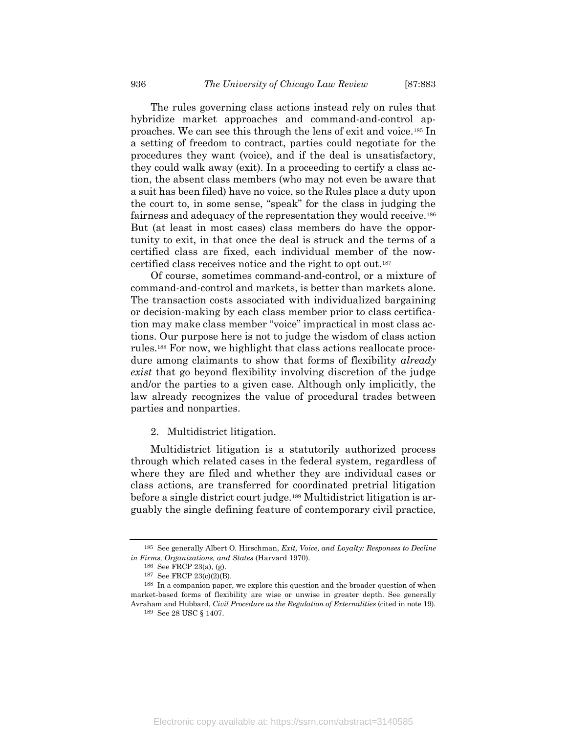The rules governing class actions instead rely on rules that hybridize market approaches and command-and-control approaches. We can see this through the lens of exit and voice.[185] In a setting of freedom to contract, parties could negotiate for the procedures they want (voice), and if the deal is unsatisfactory, they could walk away (exit). In a proceeding to certify a class action, the absent class members (who may not even be aware that a suit has been filed) have no voice, so the Rules place a duty upon the court to, in some sense, "speak" for the class in judging the fairness and adequacy of the representation they would receive.[186] But (at least in most cases) class members do have the opportunity to exit, in that once the deal is struck and the terms of a certified class are fixed, each individual member of the now-certified class receives notice and the right to opt out.[187]

Of course, sometimes command-and-control, or a mixture of command-and-control and markets, is better than markets alone. The transaction costs associated with individualized bargaining or decision-making by each class member prior to class certification may make class member "voice" impractical in most class actions. Our purpose here is not to judge the wisdom of class action rules.[188] For now, we highlight that class actions reallocate procedure among claimants to show that forms of flexibility *already exist* that go beyond flexibility involving discretion of the judge and/or the parties to a given case. Although only implicitly, the law already recognizes the value of procedural trades between parties and nonparties.

2. Multidistrict litigation.

Multidistrict litigation is a statutorily authorized process through which related cases in the federal system, regardless of where they are filed and whether they are individual cases or class actions, are transferred for coordinated pretrial litigation before a single district court judge.[189] Multidistrict litigation is arguably the single defining feature of contemporary civil practice,

---

[185] See generally Albert O. Hirschman, *Exit, Voice, and Loyalty: Responses to Decline in Firms, Organizations, and States* (Harvard 1970).

[186] See FRCP 23(a), (g).

[187] See FRCP 23(c)(2)(B).

[188] In a companion paper, we explore this question and the broader question of when market-based forms of flexibility are wise or unwise in greater depth. See generally Avraham and Hubbard, *Civil Procedure as the Regulation of Externalities* (cited in note 19).

[189] See 28 USC § 1407.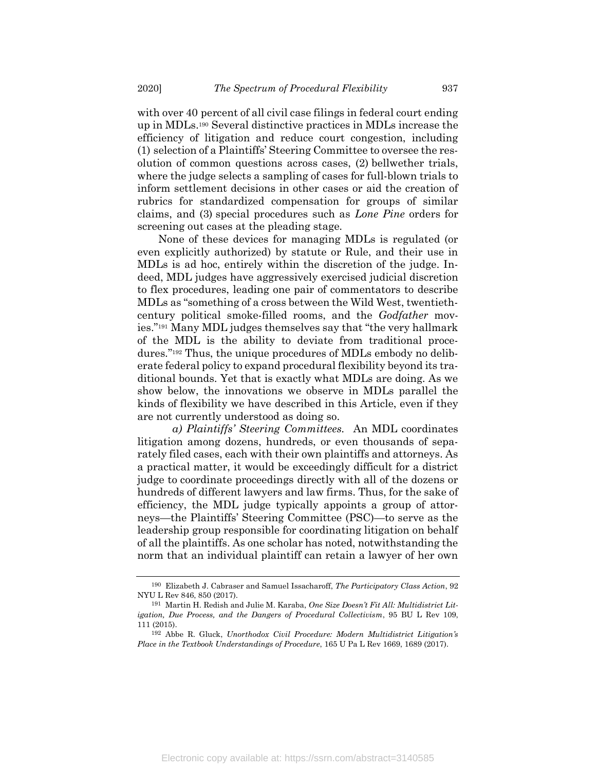with over 40 percent of all civil case filings in federal court ending up in MDLs.[190] Several distinctive practices in MDLs increase the efficiency of litigation and reduce court congestion, including (1) selection of a Plaintiffs' Steering Committee to oversee the resolution of common questions across cases, (2) bellwether trials, where the judge selects a sampling of cases for full-blown trials to inform settlement decisions in other cases or aid the creation of rubrics for standardized compensation for groups of similar claims, and (3) special procedures such as *Lone Pine* orders for screening out cases at the pleading stage.

None of these devices for managing MDLs is regulated (or even explicitly authorized) by statute or Rule, and their use in MDLs is ad hoc, entirely within the discretion of the judge. Indeed, MDL judges have aggressively exercised judicial discretion to flex procedures, leading one pair of commentators to describe MDLs as "something of a cross between the Wild West, twentieth-century political smoke-filled rooms, and the *Godfather* movies."[191] Many MDL judges themselves say that "the very hallmark of the MDL is the ability to deviate from traditional procedures."[192] Thus, the unique procedures of MDLs embody no deliberate federal policy to expand procedural flexibility beyond its traditional bounds. Yet that is exactly what MDLs are doing. As we show below, the innovations we observe in MDLs parallel the kinds of flexibility we have described in this Article, even if they are not currently understood as doing so.

*a) Plaintiffs' Steering Committees.* An MDL coordinates litigation among dozens, hundreds, or even thousands of separately filed cases, each with their own plaintiffs and attorneys. As a practical matter, it would be exceedingly difficult for a district judge to coordinate proceedings directly with all of the dozens or hundreds of different lawyers and law firms. Thus, for the sake of efficiency, the MDL judge typically appoints a group of attorneys—the Plaintiffs' Steering Committee (PSC)—to serve as the leadership group responsible for coordinating litigation on behalf of all the plaintiffs. As one scholar has noted, notwithstanding the norm that an individual plaintiff can retain a lawyer of her own

---

[190] Elizabeth J. Cabraser and Samuel Issacharoff, *The Participatory Class Action*, 92 NYU L Rev 846, 850 (2017).

[191] Martin H. Redish and Julie M. Karaba, *One Size Doesn't Fit All: Multidistrict Litigation, Due Process, and the Dangers of Procedural Collectivism*, 95 BU L Rev 109, 111 (2015).

[192] Abbe R. Gluck, *Unorthodox Civil Procedure: Modern Multidistrict Litigation's Place in the Textbook Understandings of Procedure*, 165 U Pa L Rev 1669, 1689 (2017).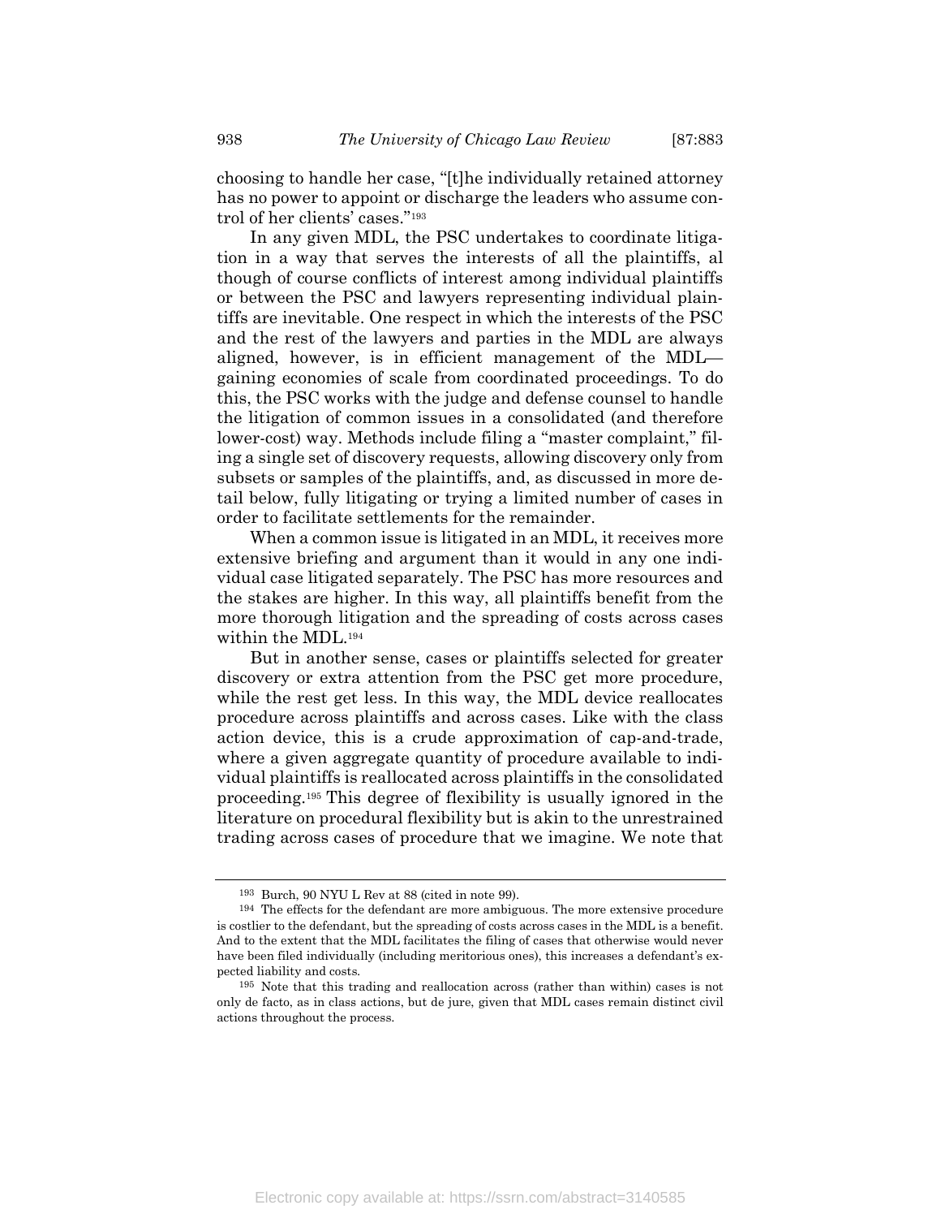choosing to handle her case, "[t]he individually retained attorney has no power to appoint or discharge the leaders who assume control of her clients' cases."[193]

In any given MDL, the PSC undertakes to coordinate litigation in a way that serves the interests of all the plaintiffs, al though of course conflicts of interest among individual plaintiffs or between the PSC and lawyers representing individual plaintiffs are inevitable. One respect in which the interests of the PSC and the rest of the lawyers and parties in the MDL are always aligned, however, is in efficient management of the MDL—gaining economies of scale from coordinated proceedings. To do this, the PSC works with the judge and defense counsel to handle the litigation of common issues in a consolidated (and therefore lower-cost) way. Methods include filing a "master complaint," filing a single set of discovery requests, allowing discovery only from subsets or samples of the plaintiffs, and, as discussed in more detail below, fully litigating or trying a limited number of cases in order to facilitate settlements for the remainder.

When a common issue is litigated in an MDL, it receives more extensive briefing and argument than it would in any one individual case litigated separately. The PSC has more resources and the stakes are higher. In this way, all plaintiffs benefit from the more thorough litigation and the spreading of costs across cases within the MDL.[194]

But in another sense, cases or plaintiffs selected for greater discovery or extra attention from the PSC get more procedure, while the rest get less. In this way, the MDL device reallocates procedure across plaintiffs and across cases. Like with the class action device, this is a crude approximation of cap-and-trade, where a given aggregate quantity of procedure available to individual plaintiffs is reallocated across plaintiffs in the consolidated proceeding.[195] This degree of flexibility is usually ignored in the literature on procedural flexibility but is akin to the unrestrained trading across cases of procedure that we imagine. We note that

---

[193] Burch, 90 NYU L Rev at 88 (cited in note 99).

[194] The effects for the defendant are more ambiguous. The more extensive procedure is costlier to the defendant, but the spreading of costs across cases in the MDL is a benefit. And to the extent that the MDL facilitates the filing of cases that otherwise would never have been filed individually (including meritorious ones), this increases a defendant's expected liability and costs.

[195] Note that this trading and reallocation across (rather than within) cases is not only de facto, as in class actions, but de jure, given that MDL cases remain distinct civil actions throughout the process.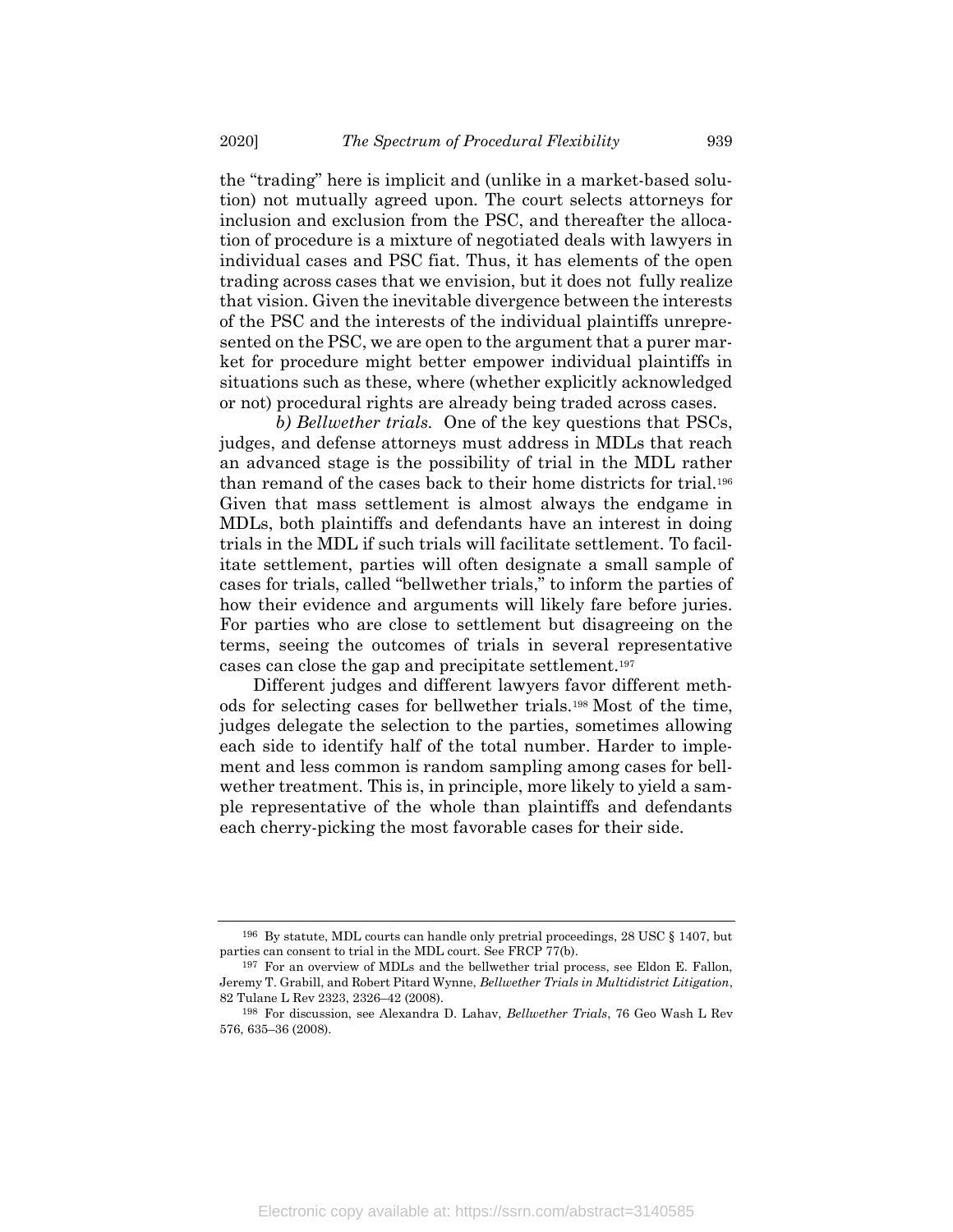the "trading" here is implicit and (unlike in a market-based solution) not mutually agreed upon. The court selects attorneys for inclusion and exclusion from the PSC, and thereafter the allocation of procedure is a mixture of negotiated deals with lawyers in individual cases and PSC fiat. Thus, it has elements of the open trading across cases that we envision, but it does not fully realize that vision. Given the inevitable divergence between the interests of the PSC and the interests of the individual plaintiffs unrepresented on the PSC, we are open to the argument that a purer market for procedure might better empower individual plaintiffs in situations such as these, where (whether explicitly acknowledged or not) procedural rights are already being traded across cases.

*b) Bellwether trials.* One of the key questions that PSCs, judges, and defense attorneys must address in MDLs that reach an advanced stage is the possibility of trial in the MDL rather than remand of the cases back to their home districts for trial.[196] Given that mass settlement is almost always the endgame in MDLs, both plaintiffs and defendants have an interest in doing trials in the MDL if such trials will facilitate settlement. To facilitate settlement, parties will often designate a small sample of cases for trials, called "bellwether trials," to inform the parties of how their evidence and arguments will likely fare before juries. For parties who are close to settlement but disagreeing on the terms, seeing the outcomes of trials in several representative cases can close the gap and precipitate settlement.[197]

Different judges and different lawyers favor different methods for selecting cases for bellwether trials.[198] Most of the time, judges delegate the selection to the parties, sometimes allowing each side to identify half of the total number. Harder to implement and less common is random sampling among cases for bellwether treatment. This is, in principle, more likely to yield a sample representative of the whole than plaintiffs and defendants each cherry-picking the most favorable cases for their side.

---

[196] By statute, MDL courts can handle only pretrial proceedings, 28 USC § 1407, but parties can consent to trial in the MDL court. See FRCP 77(b).

[197] For an overview of MDLs and the bellwether trial process, see Eldon E. Fallon, Jeremy T. Grabill, and Robert Pitard Wynne, *Bellwether Trials in Multidistrict Litigation*, 82 Tulane L Rev 2323, 2326–42 (2008).

[198] For discussion, see Alexandra D. Lahav, *Bellwether Trials*, 76 Geo Wash L Rev 576, 635–36 (2008).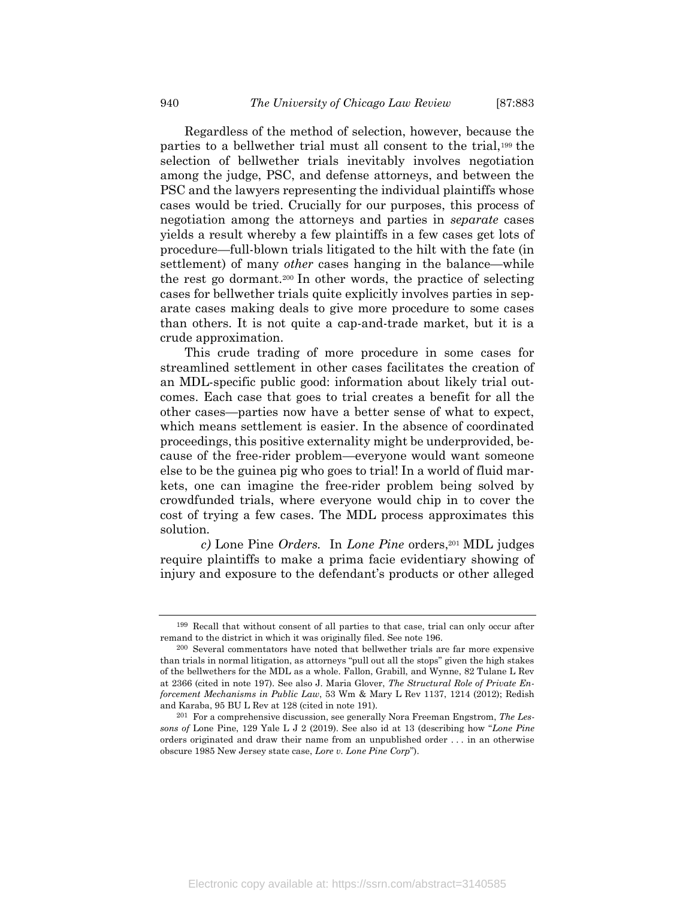Regardless of the method of selection, however, because the parties to a bellwether trial must all consent to the trial,[199] the selection of bellwether trials inevitably involves negotiation among the judge, PSC, and defense attorneys, and between the PSC and the lawyers representing the individual plaintiffs whose cases would be tried. Crucially for our purposes, this process of negotiation among the attorneys and parties in *separate* cases yields a result whereby a few plaintiffs in a few cases get lots of procedure—full-blown trials litigated to the hilt with the fate (in settlement) of many *other* cases hanging in the balance—while the rest go dormant.[200] In other words, the practice of selecting cases for bellwether trials quite explicitly involves parties in separate cases making deals to give more procedure to some cases than others. It is not quite a cap-and-trade market, but it is a crude approximation.

This crude trading of more procedure in some cases for streamlined settlement in other cases facilitates the creation of an MDL-specific public good: information about likely trial outcomes. Each case that goes to trial creates a benefit for all the other cases—parties now have a better sense of what to expect, which means settlement is easier. In the absence of coordinated proceedings, this positive externality might be underprovided, because of the free-rider problem—everyone would want someone else to be the guinea pig who goes to trial! In a world of fluid markets, one can imagine the free-rider problem being solved by crowdfunded trials, where everyone would chip in to cover the cost of trying a few cases. The MDL process approximates this solution.

*c)* Lone Pine *Orders.* In *Lone Pine* orders,[201] MDL judges require plaintiffs to make a prima facie evidentiary showing of injury and exposure to the defendant's products or other alleged

---

[199] Recall that without consent of all parties to that case, trial can only occur after remand to the district in which it was originally filed. See note 196.

[200] Several commentators have noted that bellwether trials are far more expensive than trials in normal litigation, as attorneys "pull out all the stops" given the high stakes of the bellwethers for the MDL as a whole. Fallon, Grabill, and Wynne, 82 Tulane L Rev at 2366 (cited in note 197). See also J. Maria Glover, *The Structural Role of Private Enforcement Mechanisms in Public Law*, 53 Wm & Mary L Rev 1137, 1214 (2012); Redish and Karaba, 95 BU L Rev at 128 (cited in note 191).

[201] For a comprehensive discussion, see generally Nora Freeman Engstrom, *The Lessons of* Lone Pine, 129 Yale L J 2 (2019). See also id at 13 (describing how "*Lone Pine* orders originated and draw their name from an unpublished order . . . in an otherwise obscure 1985 New Jersey state case, *Lore v. Lone Pine Corp*").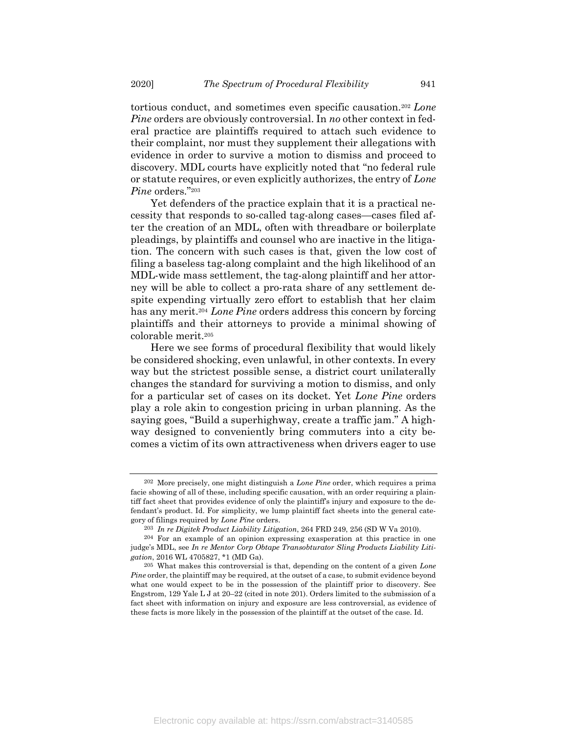tortious conduct, and sometimes even specific causation.[202] *Lone Pine* orders are obviously controversial. In *no* other context in federal practice are plaintiffs required to attach such evidence to their complaint, nor must they supplement their allegations with evidence in order to survive a motion to dismiss and proceed to discovery. MDL courts have explicitly noted that "no federal rule or statute requires, or even explicitly authorizes, the entry of *Lone Pine* orders."[203]

Yet defenders of the practice explain that it is a practical necessity that responds to so-called tag-along cases—cases filed after the creation of an MDL, often with threadbare or boilerplate pleadings, by plaintiffs and counsel who are inactive in the litigation. The concern with such cases is that, given the low cost of filing a baseless tag-along complaint and the high likelihood of an MDL-wide mass settlement, the tag-along plaintiff and her attorney will be able to collect a pro-rata share of any settlement despite expending virtually zero effort to establish that her claim has any merit.[204] *Lone Pine* orders address this concern by forcing plaintiffs and their attorneys to provide a minimal showing of colorable merit.[205]

Here we see forms of procedural flexibility that would likely be considered shocking, even unlawful, in other contexts. In every way but the strictest possible sense, a district court unilaterally changes the standard for surviving a motion to dismiss, and only for a particular set of cases on its docket. Yet *Lone Pine* orders play a role akin to congestion pricing in urban planning. As the saying goes, "Build a superhighway, create a traffic jam." A highway designed to conveniently bring commuters into a city becomes a victim of its own attractiveness when drivers eager to use

---

[202] More precisely, one might distinguish a *Lone Pine* order, which requires a prima facie showing of all of these, including specific causation, with an order requiring a plaintiff fact sheet that provides evidence of only the plaintiff's injury and exposure to the defendant's product. Id. For simplicity, we lump plaintiff fact sheets into the general category of filings required by *Lone Pine* orders.

[203] *In re Digitek Product Liability Litigation*, 264 FRD 249, 256 (SD W Va 2010).

[204] For an example of an opinion expressing exasperation at this practice in one judge's MDL, see *In re Mentor Corp Obtape Transobturator Sling Products Liability Litigation*, 2016 WL 4705827, *1 (MD Ga).

[205] What makes this controversial is that, depending on the content of a given *Lone Pine* order, the plaintiff may be required, at the outset of a case, to submit evidence beyond what one would expect to be in the possession of the plaintiff prior to discovery. See Engstrom, 129 Yale L J at 20–22 (cited in note 201). Orders limited to the submission of a fact sheet with information on injury and exposure are less controversial, as evidence of these facts is more likely in the possession of the plaintiff at the outset of the case. Id.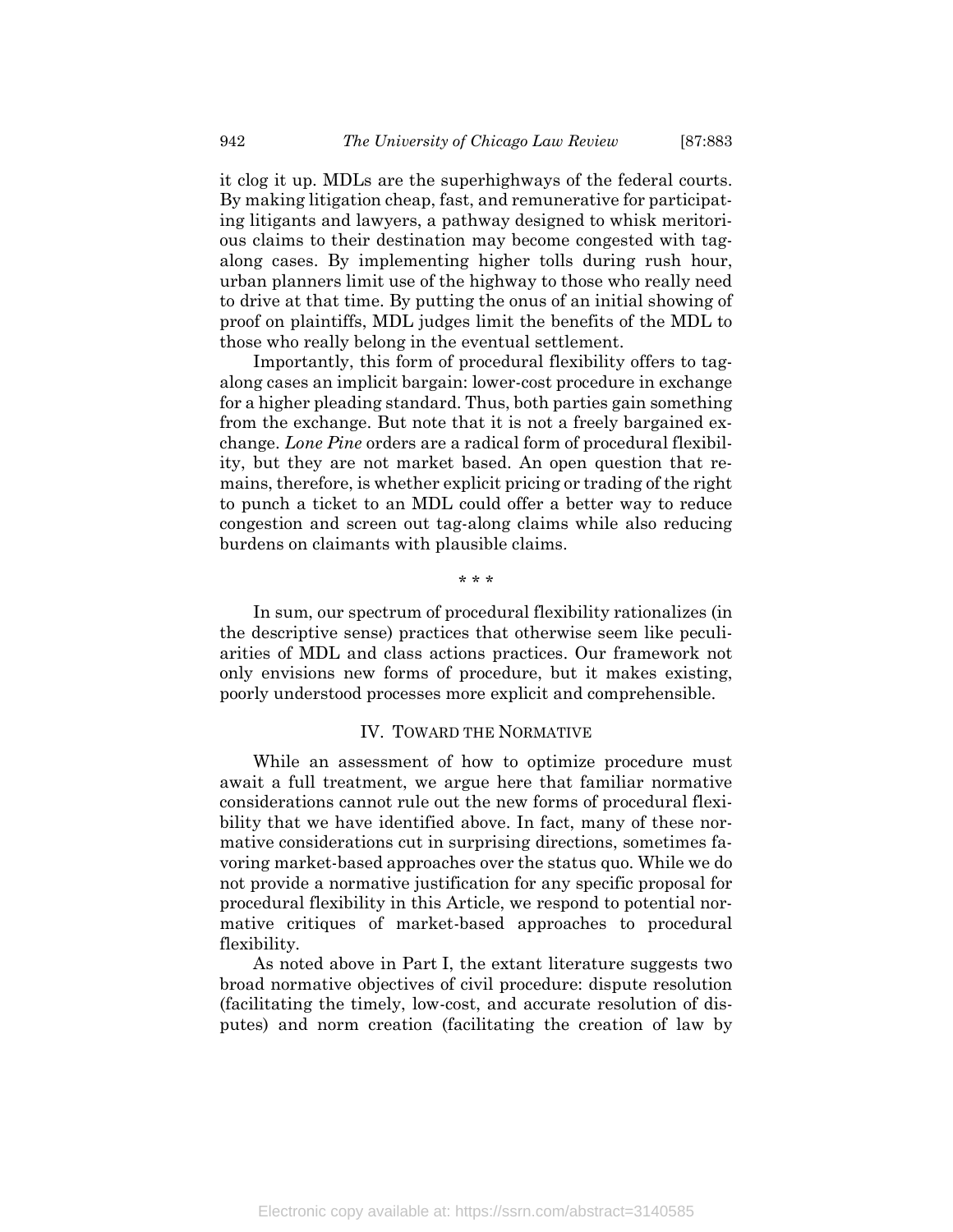it clog it up. MDLs are the superhighways of the federal courts. By making litigation cheap, fast, and remunerative for participating litigants and lawyers, a pathway designed to whisk meritorious claims to their destination may become congested with tag-along cases. By implementing higher tolls during rush hour, urban planners limit use of the highway to those who really need to drive at that time. By putting the onus of an initial showing of proof on plaintiffs, MDL judges limit the benefits of the MDL to those who really belong in the eventual settlement.

Importantly, this form of procedural flexibility offers to tag-along cases an implicit bargain: lower-cost procedure in exchange for a higher pleading standard. Thus, both parties gain something from the exchange. But note that it is not a freely bargained exchange. *Lone Pine* orders are a radical form of procedural flexibility, but they are not market based. An open question that remains, therefore, is whether explicit pricing or trading of the right to punch a ticket to an MDL could offer a better way to reduce congestion and screen out tag-along claims while also reducing burdens on claimants with plausible claims.

\* \* \*

In sum, our spectrum of procedural flexibility rationalizes (in the descriptive sense) practices that otherwise seem like peculiarities of MDL and class actions practices. Our framework not only envisions new forms of procedure, but it makes existing, poorly understood processes more explicit and comprehensible.

## IV. TOWARD THE NORMATIVE

While an assessment of how to optimize procedure must await a full treatment, we argue here that familiar normative considerations cannot rule out the new forms of procedural flexibility that we have identified above. In fact, many of these normative considerations cut in surprising directions, sometimes favoring market-based approaches over the status quo. While we do not provide a normative justification for any specific proposal for procedural flexibility in this Article, we respond to potential normative critiques of market-based approaches to procedural flexibility.

As noted above in Part I, the extant literature suggests two broad normative objectives of civil procedure: dispute resolution (facilitating the timely, low-cost, and accurate resolution of disputes) and norm creation (facilitating the creation of law by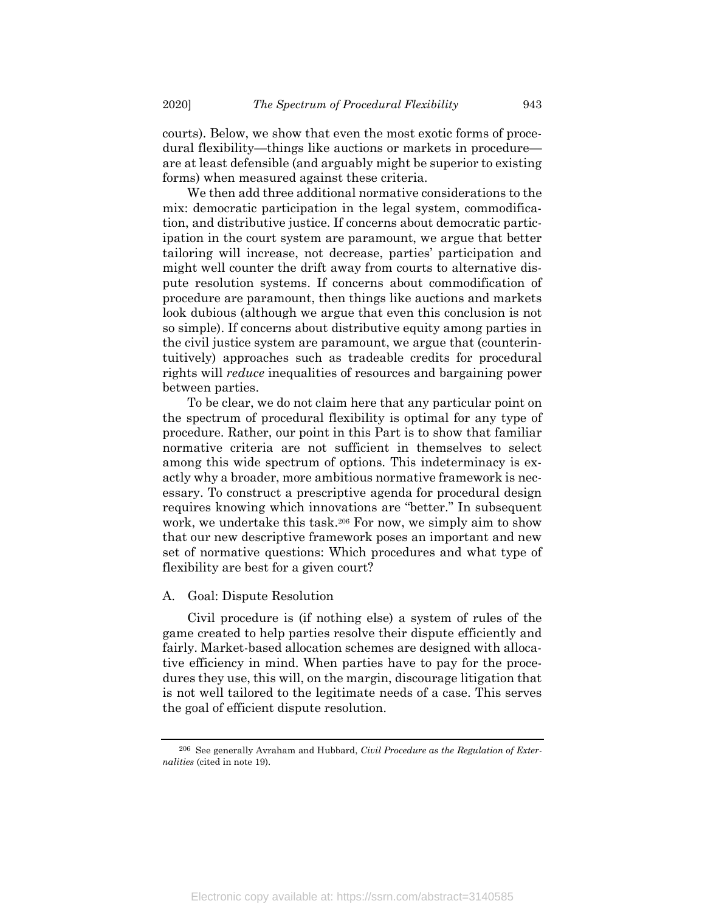courts). Below, we show that even the most exotic forms of procedural flexibility—things like auctions or markets in procedure—are at least defensible (and arguably might be superior to existing forms) when measured against these criteria.

We then add three additional normative considerations to the mix: democratic participation in the legal system, commodification, and distributive justice. If concerns about democratic participation in the court system are paramount, we argue that better tailoring will increase, not decrease, parties' participation and might well counter the drift away from courts to alternative dispute resolution systems. If concerns about commodification of procedure are paramount, then things like auctions and markets look dubious (although we argue that even this conclusion is not so simple). If concerns about distributive equity among parties in the civil justice system are paramount, we argue that (counterintuitively) approaches such as tradeable credits for procedural rights will *reduce* inequalities of resources and bargaining power between parties.

To be clear, we do not claim here that any particular point on the spectrum of procedural flexibility is optimal for any type of procedure. Rather, our point in this Part is to show that familiar normative criteria are not sufficient in themselves to select among this wide spectrum of options. This indeterminacy is exactly why a broader, more ambitious normative framework is necessary. To construct a prescriptive agenda for procedural design requires knowing which innovations are "better." In subsequent work, we undertake this task.[206] For now, we simply aim to show that our new descriptive framework poses an important and new set of normative questions: Which procedures and what type of flexibility are best for a given court?

### A. Goal: Dispute Resolution

Civil procedure is (if nothing else) a system of rules of the game created to help parties resolve their dispute efficiently and fairly. Market-based allocation schemes are designed with allocative efficiency in mind. When parties have to pay for the procedures they use, this will, on the margin, discourage litigation that is not well tailored to the legitimate needs of a case. This serves the goal of efficient dispute resolution.

---

[206] See generally Avraham and Hubbard, *Civil Procedure as the Regulation of Externalities* (cited in note 19).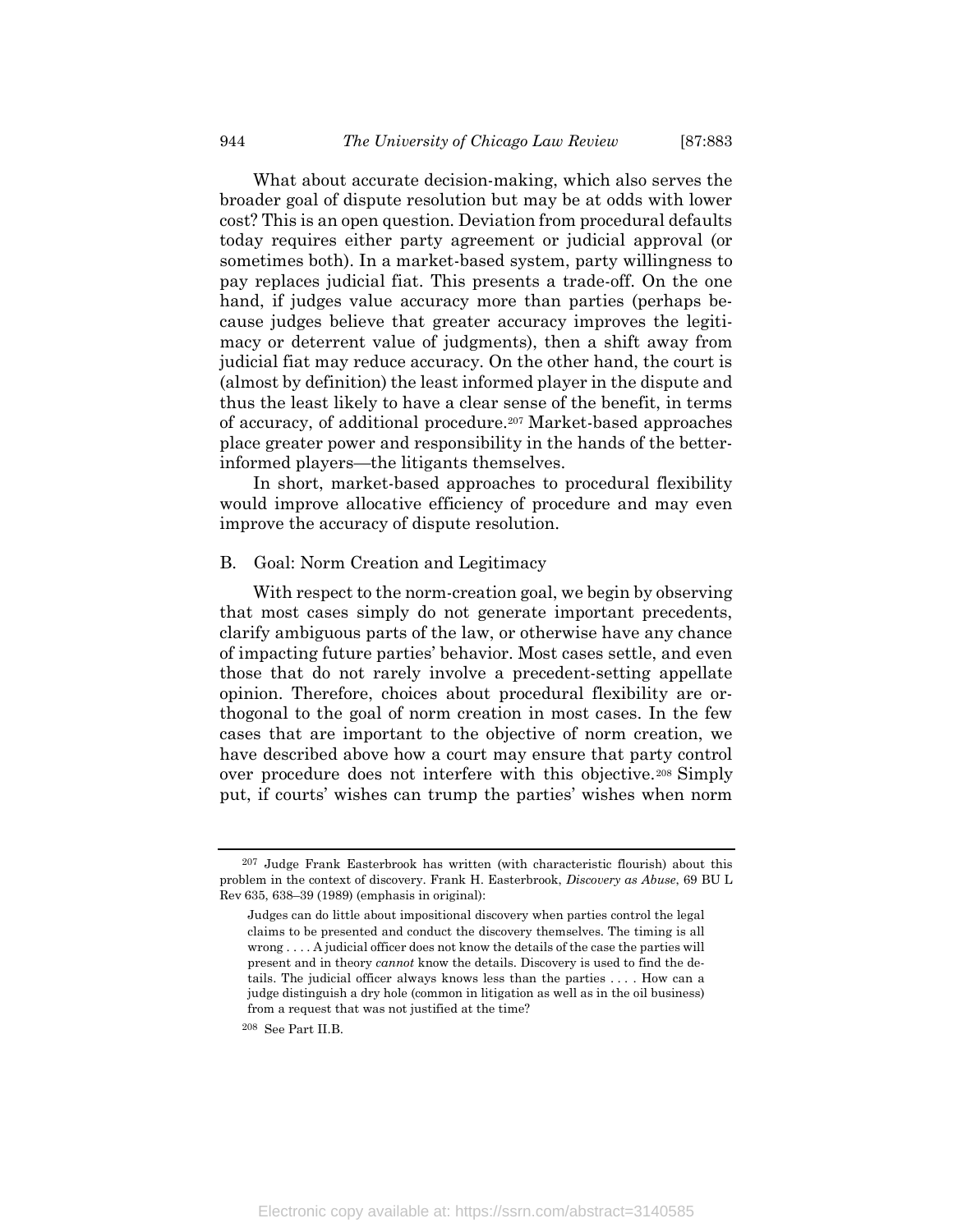What about accurate decision-making, which also serves the broader goal of dispute resolution but may be at odds with lower cost? This is an open question. Deviation from procedural defaults today requires either party agreement or judicial approval (or sometimes both). In a market-based system, party willingness to pay replaces judicial fiat. This presents a trade-off. On the one hand, if judges value accuracy more than parties (perhaps because judges believe that greater accuracy improves the legitimacy or deterrent value of judgments), then a shift away from judicial fiat may reduce accuracy. On the other hand, the court is (almost by definition) the least informed player in the dispute and thus the least likely to have a clear sense of the benefit, in terms of accuracy, of additional procedure.[207] Market-based approaches place greater power and responsibility in the hands of the better-informed players—the litigants themselves.

In short, market-based approaches to procedural flexibility would improve allocative efficiency of procedure and may even improve the accuracy of dispute resolution.

### B. Goal: Norm Creation and Legitimacy

With respect to the norm-creation goal, we begin by observing that most cases simply do not generate important precedents, clarify ambiguous parts of the law, or otherwise have any chance of impacting future parties' behavior. Most cases settle, and even those that do not rarely involve a precedent-setting appellate opinion. Therefore, choices about procedural flexibility are orthogonal to the goal of norm creation in most cases. In the few cases that are important to the objective of norm creation, we have described above how a court may ensure that party control over procedure does not interfere with this objective.[208] Simply put, if courts' wishes can trump the parties' wishes when norm

---

[207] Judge Frank Easterbrook has written (with characteristic flourish) about this problem in the context of discovery. Frank H. Easterbrook, *Discovery as Abuse*, 69 BU L Rev 635, 638–39 (1989) (emphasis in original):

> Judges can do little about impositional discovery when parties control the legal claims to be presented and conduct the discovery themselves. The timing is all wrong . . . . A judicial officer does not know the details of the case the parties will present and in theory *cannot* know the details. Discovery is used to find the details. The judicial officer always knows less than the parties . . . . How can a judge distinguish a dry hole (common in litigation as well as in the oil business) from a request that was not justified at the time?

[208] See Part II.B.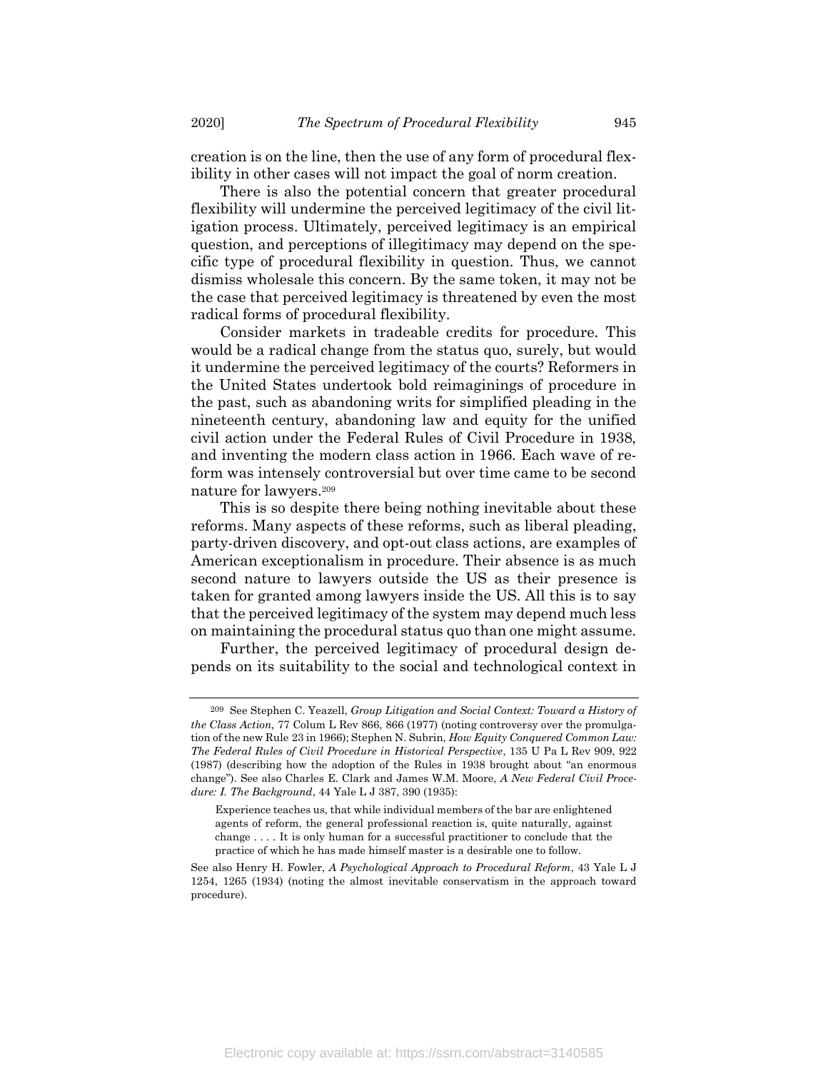creation is on the line, then the use of any form of procedural flexibility in other cases will not impact the goal of norm creation.

There is also the potential concern that greater procedural flexibility will undermine the perceived legitimacy of the civil litigation process. Ultimately, perceived legitimacy is an empirical question, and perceptions of illegitimacy may depend on the specific type of procedural flexibility in question. Thus, we cannot dismiss wholesale this concern. By the same token, it may not be the case that perceived legitimacy is threatened by even the most radical forms of procedural flexibility.

Consider markets in tradeable credits for procedure. This would be a radical change from the status quo, surely, but would it undermine the perceived legitimacy of the courts? Reformers in the United States undertook bold reimaginings of procedure in the past, such as abandoning writs for simplified pleading in the nineteenth century, abandoning law and equity for the unified civil action under the Federal Rules of Civil Procedure in 1938, and inventing the modern class action in 1966. Each wave of reform was intensely controversial but over time came to be second nature for lawyers.[209]

This is so despite there being nothing inevitable about these reforms. Many aspects of these reforms, such as liberal pleading, party-driven discovery, and opt-out class actions, are examples of American exceptionalism in procedure. Their absence is as much second nature to lawyers outside the US as their presence is taken for granted among lawyers inside the US. All this is to say that the perceived legitimacy of the system may depend much less on maintaining the procedural status quo than one might assume.

Further, the perceived legitimacy of procedural design depends on its suitability to the social and technological context in

---

[209] See Stephen C. Yeazell, *Group Litigation and Social Context: Toward a History of the Class Action*, 77 Colum L Rev 866, 866 (1977) (noting controversy over the promulgation of the new Rule 23 in 1966); Stephen N. Subrin, *How Equity Conquered Common Law: The Federal Rules of Civil Procedure in Historical Perspective*, 135 U Pa L Rev 909, 922 (1987) (describing how the adoption of the Rules in 1938 brought about "an enormous change"). See also Charles E. Clark and James W.M. Moore, *A New Federal Civil Procedure: I. The Background*, 44 Yale L J 387, 390 (1935):

> Experience teaches us, that while individual members of the bar are enlightened agents of reform, the general professional reaction is, quite naturally, against change . . . . It is only human for a successful practitioner to conclude that the practice of which he has made himself master is a desirable one to follow.

See also Henry H. Fowler, *A Psychological Approach to Procedural Reform*, 43 Yale L J 1254, 1265 (1934) (noting the almost inevitable conservatism in the approach toward procedure).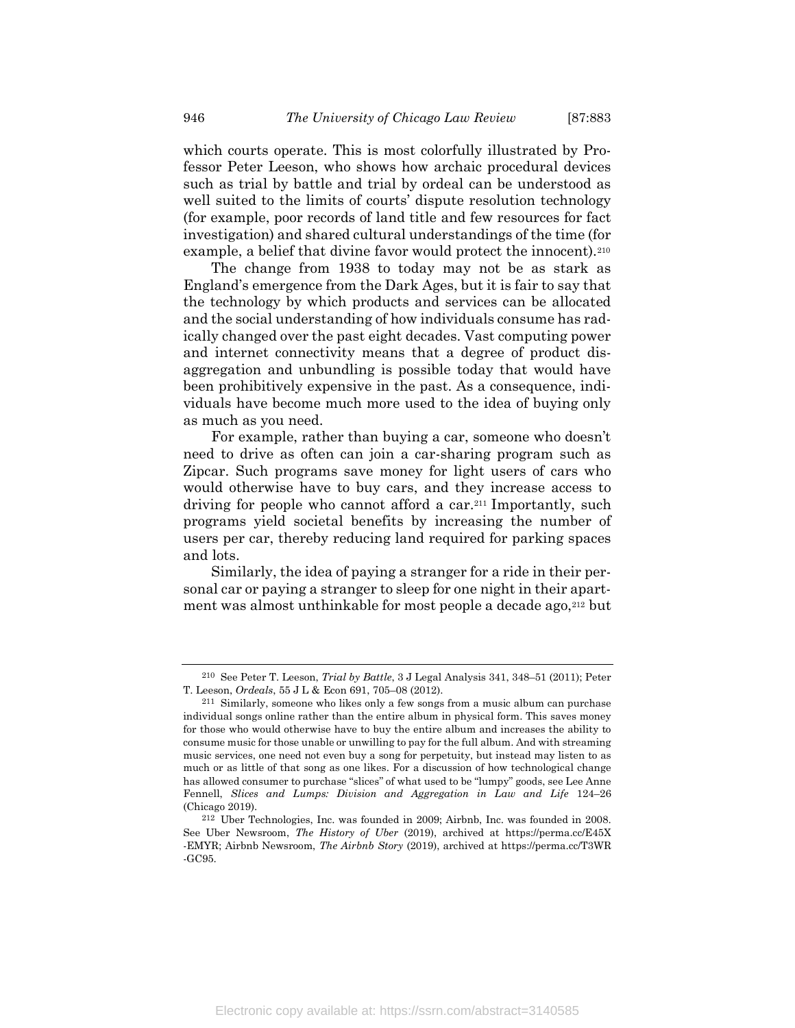which courts operate. This is most colorfully illustrated by Professor Peter Leeson, who shows how archaic procedural devices such as trial by battle and trial by ordeal can be understood as well suited to the limits of courts' dispute resolution technology (for example, poor records of land title and few resources for fact investigation) and shared cultural understandings of the time (for example, a belief that divine favor would protect the innocent).[210]

The change from 1938 to today may not be as stark as England's emergence from the Dark Ages, but it is fair to say that the technology by which products and services can be allocated and the social understanding of how individuals consume has radically changed over the past eight decades. Vast computing power and internet connectivity means that a degree of product disaggregation and unbundling is possible today that would have been prohibitively expensive in the past. As a consequence, individuals have become much more used to the idea of buying only as much as you need.

For example, rather than buying a car, someone who doesn't need to drive as often can join a car-sharing program such as Zipcar. Such programs save money for light users of cars who would otherwise have to buy cars, and they increase access to driving for people who cannot afford a car.[211] Importantly, such programs yield societal benefits by increasing the number of users per car, thereby reducing land required for parking spaces and lots.

Similarly, the idea of paying a stranger for a ride in their personal car or paying a stranger to sleep for one night in their apartment was almost unthinkable for most people a decade ago,[212] but

---

[210] See Peter T. Leeson, *Trial by Battle*, 3 J Legal Analysis 341, 348–51 (2011); Peter T. Leeson, *Ordeals*, 55 J L & Econ 691, 705–08 (2012).

[211] Similarly, someone who likes only a few songs from a music album can purchase individual songs online rather than the entire album in physical form. This saves money for those who would otherwise have to buy the entire album and increases the ability to consume music for those unable or unwilling to pay for the full album. And with streaming music services, one need not even buy a song for perpetuity, but instead may listen to as much or as little of that song as one likes. For a discussion of how technological change has allowed consumer to purchase "slices" of what used to be "lumpy" goods, see Lee Anne Fennell, *Slices and Lumps: Division and Aggregation in Law and Life* 124–26 (Chicago 2019).

[212] Uber Technologies, Inc. was founded in 2009; Airbnb, Inc. was founded in 2008. See Uber Newsroom, *The History of Uber* (2019), archived at https://perma.cc/E45X-EMYR; Airbnb Newsroom, *The Airbnb Story* (2019), archived at https://perma.cc/T3WR-GC95.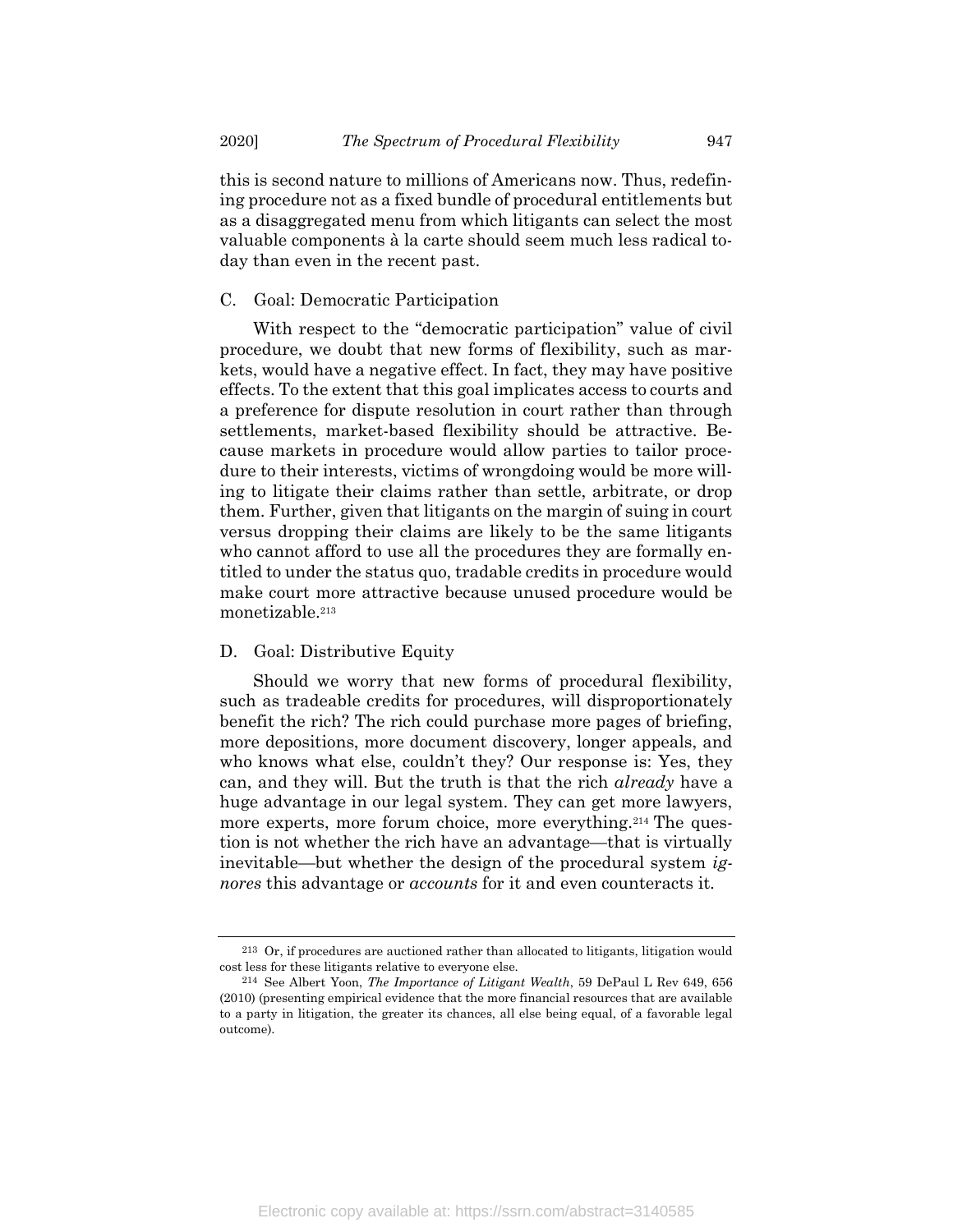this is second nature to millions of Americans now. Thus, redefining procedure not as a fixed bundle of procedural entitlements but as a disaggregated menu from which litigants can select the most valuable components à la carte should seem much less radical today than even in the recent past.

### C. Goal: Democratic Participation

With respect to the "democratic participation" value of civil procedure, we doubt that new forms of flexibility, such as markets, would have a negative effect. In fact, they may have positive effects. To the extent that this goal implicates access to courts and a preference for dispute resolution in court rather than through settlements, market-based flexibility should be attractive. Because markets in procedure would allow parties to tailor procedure to their interests, victims of wrongdoing would be more willing to litigate their claims rather than settle, arbitrate, or drop them. Further, given that litigants on the margin of suing in court versus dropping their claims are likely to be the same litigants who cannot afford to use all the procedures they are formally entitled to under the status quo, tradable credits in procedure would make court more attractive because unused procedure would be monetizable.[213]

### D. Goal: Distributive Equity

Should we worry that new forms of procedural flexibility, such as tradeable credits for procedures, will disproportionately benefit the rich? The rich could purchase more pages of briefing, more depositions, more document discovery, longer appeals, and who knows what else, couldn't they? Our response is: Yes, they can, and they will. But the truth is that the rich *already* have a huge advantage in our legal system. They can get more lawyers, more experts, more forum choice, more everything.[214] The question is not whether the rich have an advantage—that is virtually inevitable—but whether the design of the procedural system *ignores* this advantage or *accounts* for it and even counteracts it.

---

[213] Or, if procedures are auctioned rather than allocated to litigants, litigation would cost less for these litigants relative to everyone else.

[214] See Albert Yoon, *The Importance of Litigant Wealth*, 59 DePaul L Rev 649, 656 (2010) (presenting empirical evidence that the more financial resources that are available to a party in litigation, the greater its chances, all else being equal, of a favorable legal outcome).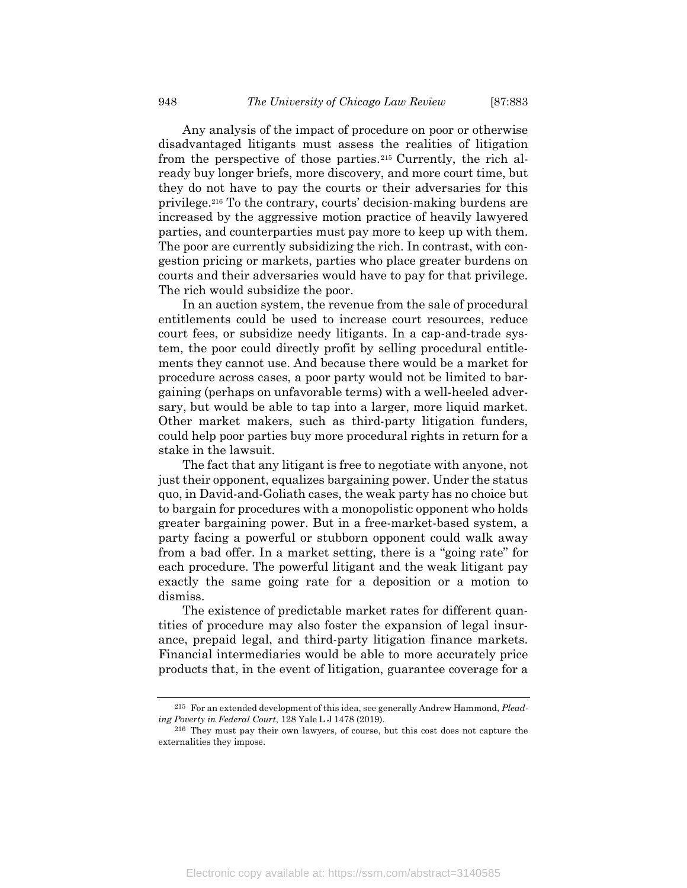Any analysis of the impact of procedure on poor or otherwise disadvantaged litigants must assess the realities of litigation from the perspective of those parties.[215] Currently, the rich already buy longer briefs, more discovery, and more court time, but they do not have to pay the courts or their adversaries for this privilege.[216] To the contrary, courts' decision-making burdens are increased by the aggressive motion practice of heavily lawyered parties, and counterparties must pay more to keep up with them. The poor are currently subsidizing the rich. In contrast, with congestion pricing or markets, parties who place greater burdens on courts and their adversaries would have to pay for that privilege. The rich would subsidize the poor.

In an auction system, the revenue from the sale of procedural entitlements could be used to increase court resources, reduce court fees, or subsidize needy litigants. In a cap-and-trade system, the poor could directly profit by selling procedural entitlements they cannot use. And because there would be a market for procedure across cases, a poor party would not be limited to bargaining (perhaps on unfavorable terms) with a well-heeled adversary, but would be able to tap into a larger, more liquid market. Other market makers, such as third-party litigation funders, could help poor parties buy more procedural rights in return for a stake in the lawsuit.

The fact that any litigant is free to negotiate with anyone, not just their opponent, equalizes bargaining power. Under the status quo, in David-and-Goliath cases, the weak party has no choice but to bargain for procedures with a monopolistic opponent who holds greater bargaining power. But in a free-market-based system, a party facing a powerful or stubborn opponent could walk away from a bad offer. In a market setting, there is a "going rate" for each procedure. The powerful litigant and the weak litigant pay exactly the same going rate for a deposition or a motion to dismiss.

The existence of predictable market rates for different quantities of procedure may also foster the expansion of legal insurance, prepaid legal, and third-party litigation finance markets. Financial intermediaries would be able to more accurately price products that, in the event of litigation, guarantee coverage for a

---

[215] For an extended development of this idea, see generally Andrew Hammond, *Pleading Poverty in Federal Court*, 128 Yale L J 1478 (2019).

[216] They must pay their own lawyers, of course, but this cost does not capture the externalities they impose.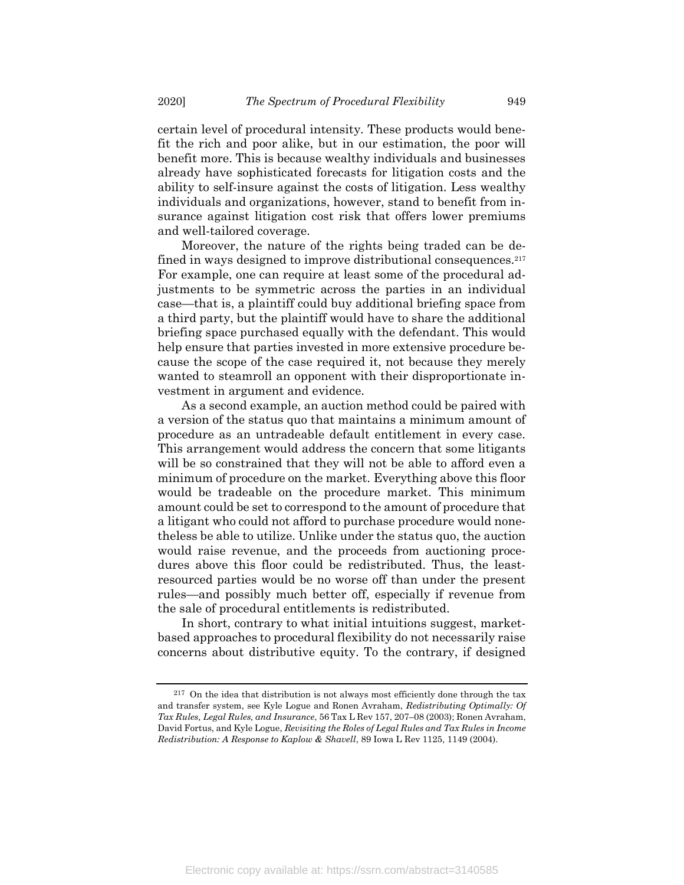certain level of procedural intensity. These products would benefit the rich and poor alike, but in our estimation, the poor will benefit more. This is because wealthy individuals and businesses already have sophisticated forecasts for litigation costs and the ability to self-insure against the costs of litigation. Less wealthy individuals and organizations, however, stand to benefit from insurance against litigation cost risk that offers lower premiums and well-tailored coverage.

Moreover, the nature of the rights being traded can be defined in ways designed to improve distributional consequences.[217] For example, one can require at least some of the procedural adjustments to be symmetric across the parties in an individual case—that is, a plaintiff could buy additional briefing space from a third party, but the plaintiff would have to share the additional briefing space purchased equally with the defendant. This would help ensure that parties invested in more extensive procedure because the scope of the case required it, not because they merely wanted to steamroll an opponent with their disproportionate investment in argument and evidence.

As a second example, an auction method could be paired with a version of the status quo that maintains a minimum amount of procedure as an untradeable default entitlement in every case. This arrangement would address the concern that some litigants will be so constrained that they will not be able to afford even a minimum of procedure on the market. Everything above this floor would be tradeable on the procedure market. This minimum amount could be set to correspond to the amount of procedure that a litigant who could not afford to purchase procedure would nonetheless be able to utilize. Unlike under the status quo, the auction would raise revenue, and the proceeds from auctioning procedures above this floor could be redistributed. Thus, the least-resourced parties would be no worse off than under the present rules—and possibly much better off, especially if revenue from the sale of procedural entitlements is redistributed.

In short, contrary to what initial intuitions suggest, market-based approaches to procedural flexibility do not necessarily raise concerns about distributive equity. To the contrary, if designed

---

[217] On the idea that distribution is not always most efficiently done through the tax and transfer system, see Kyle Logue and Ronen Avraham, *Redistributing Optimally: Of Tax Rules, Legal Rules, and Insurance*, 56 Tax L Rev 157, 207–08 (2003); Ronen Avraham, David Fortus, and Kyle Logue, *Revisiting the Roles of Legal Rules and Tax Rules in Income Redistribution: A Response to Kaplow & Shavell*, 89 Iowa L Rev 1125, 1149 (2004).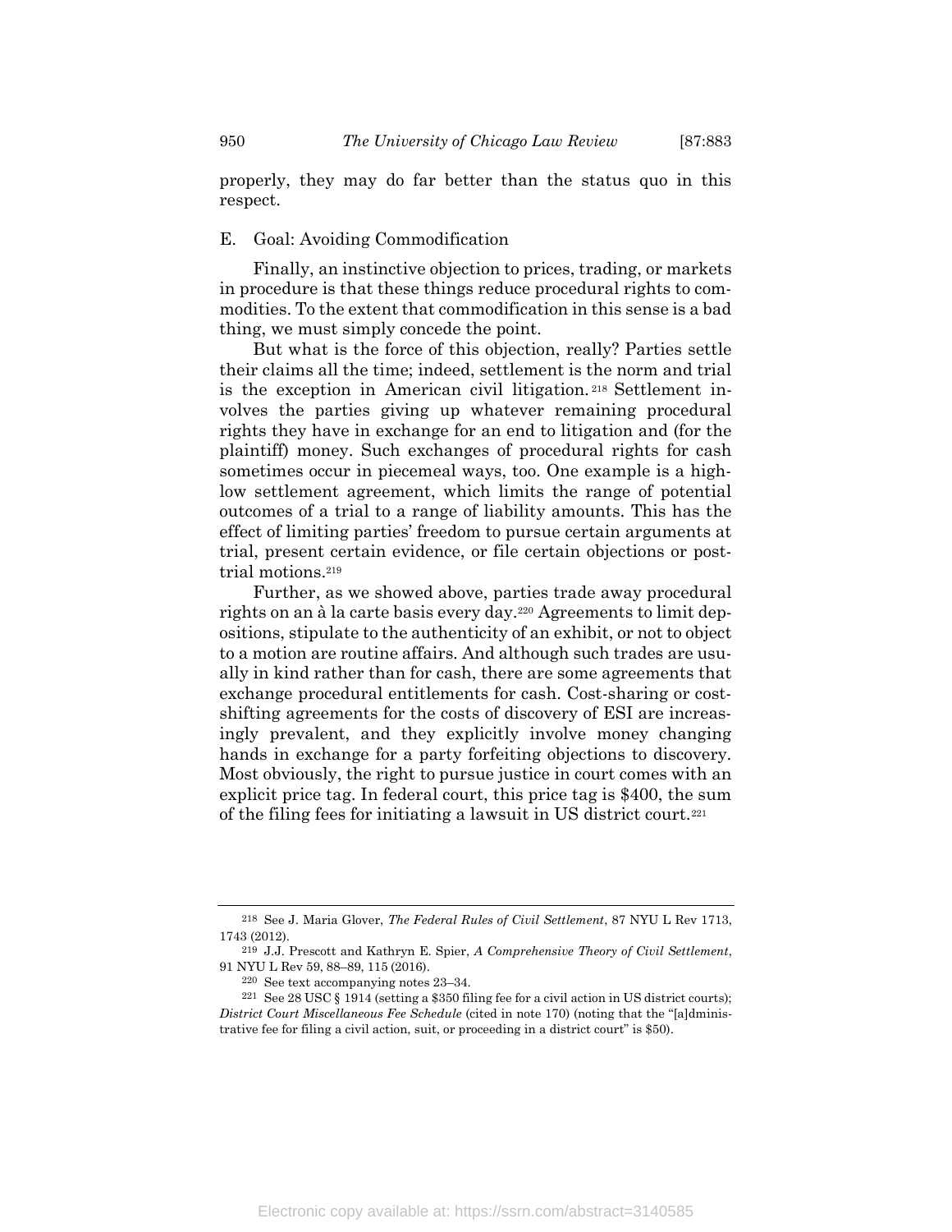properly, they may do far better than the status quo in this respect.

## E. Goal: Avoiding Commodification

Finally, an instinctive objection to prices, trading, or markets in procedure is that these things reduce procedural rights to commodities. To the extent that commodification in this sense is a bad thing, we must simply concede the point.

But what is the force of this objection, really? Parties settle their claims all the time; indeed, settlement is the norm and trial is the exception in American civil litigation.[218] Settlement involves the parties giving up whatever remaining procedural rights they have in exchange for an end to litigation and (for the plaintiff) money. Such exchanges of procedural rights for cash sometimes occur in piecemeal ways, too. One example is a high-low settlement agreement, which limits the range of potential outcomes of a trial to a range of liability amounts. This has the effect of limiting parties' freedom to pursue certain arguments at trial, present certain evidence, or file certain objections or post-trial motions.[219]

Further, as we showed above, parties trade away procedural rights on an à la carte basis every day.[220] Agreements to limit depositions, stipulate to the authenticity of an exhibit, or not to object to a motion are routine affairs. And although such trades are usually in kind rather than for cash, there are some agreements that exchange procedural entitlements for cash. Cost-sharing or cost-shifting agreements for the costs of discovery of ESI are increasingly prevalent, and they explicitly involve money changing hands in exchange for a party forfeiting objections to discovery. Most obviously, the right to pursue justice in court comes with an explicit price tag. In federal court, this price tag is $400, the sum of the filing fees for initiating a lawsuit in US district court.[221]

---

[218] See J. Maria Glover, *The Federal Rules of Civil Settlement*, 87 NYU L Rev 1713, 1743 (2012).

[219] J.J. Prescott and Kathryn E. Spier, *A Comprehensive Theory of Civil Settlement*, 91 NYU L Rev 59, 88–89, 115 (2016).

[220] See text accompanying notes 23–34.

[221] See 28 USC § 1914 (setting a $350 filing fee for a civil action in US district courts); *District Court Miscellaneous Fee Schedule* (cited in note 170) (noting that the "[a]dministrative fee for filing a civil action, suit, or proceeding in a district court" is $50).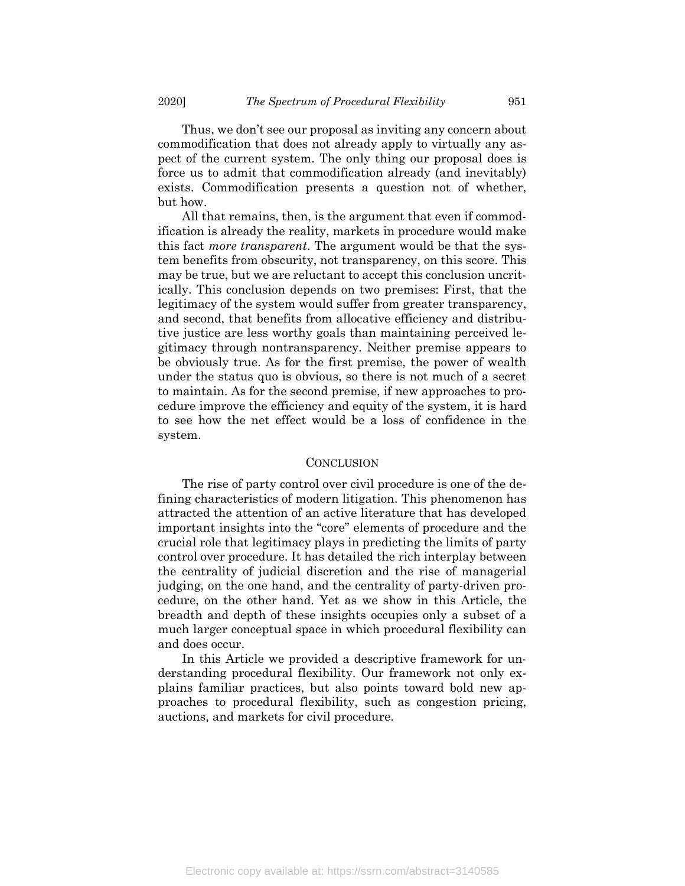Thus, we don't see our proposal as inviting any concern about commodification that does not already apply to virtually any aspect of the current system. The only thing our proposal does is force us to admit that commodification already (and inevitably) exists. Commodification presents a question not of whether, but how.

All that remains, then, is the argument that even if commodification is already the reality, markets in procedure would make this fact *more transparent*. The argument would be that the system benefits from obscurity, not transparency, on this score. This may be true, but we are reluctant to accept this conclusion uncritically. This conclusion depends on two premises: First, that the legitimacy of the system would suffer from greater transparency, and second, that benefits from allocative efficiency and distributive justice are less worthy goals than maintaining perceived legitimacy through nontransparency. Neither premise appears to be obviously true. As for the first premise, the power of wealth under the status quo is obvious, so there is not much of a secret to maintain. As for the second premise, if new approaches to procedure improve the efficiency and equity of the system, it is hard to see how the net effect would be a loss of confidence in the system.

## CONCLUSION

The rise of party control over civil procedure is one of the defining characteristics of modern litigation. This phenomenon has attracted the attention of an active literature that has developed important insights into the "core" elements of procedure and the crucial role that legitimacy plays in predicting the limits of party control over procedure. It has detailed the rich interplay between the centrality of judicial discretion and the rise of managerial judging, on the one hand, and the centrality of party-driven procedure, on the other hand. Yet as we show in this Article, the breadth and depth of these insights occupies only a subset of a much larger conceptual space in which procedural flexibility can and does occur.

In this Article we provided a descriptive framework for understanding procedural flexibility. Our framework not only explains familiar practices, but also points toward bold new approaches to procedural flexibility, such as congestion pricing, auctions, and markets for civil procedure.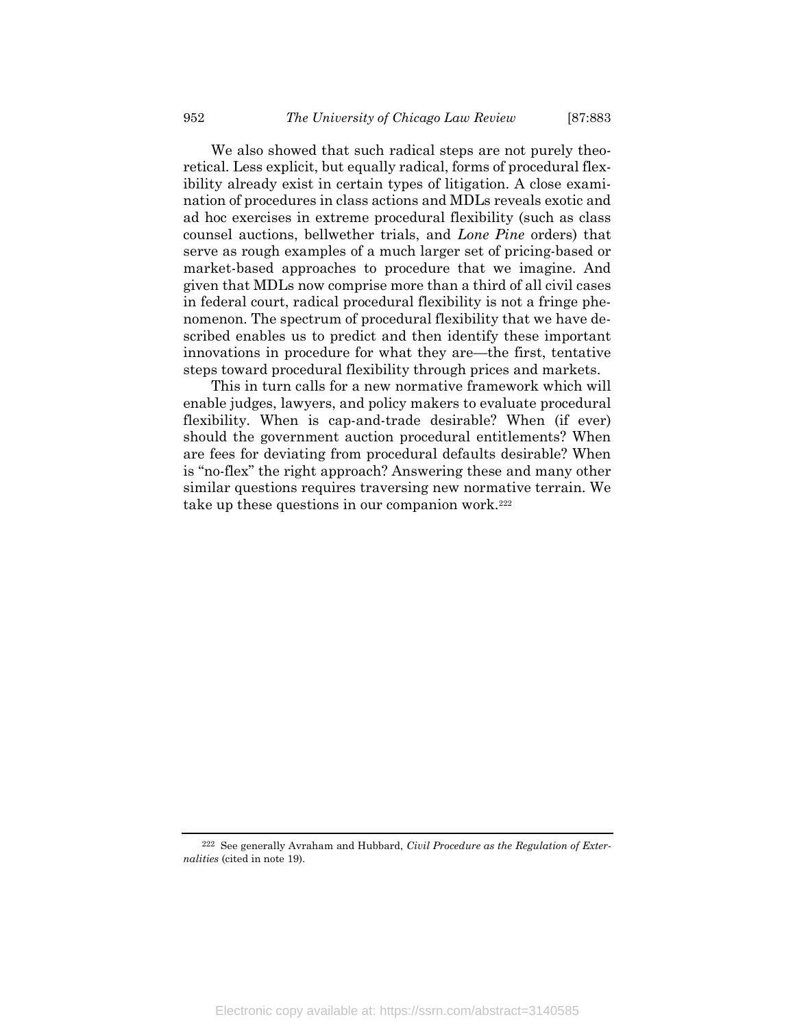We also showed that such radical steps are not purely theoretical. Less explicit, but equally radical, forms of procedural flexibility already exist in certain types of litigation. A close examination of procedures in class actions and MDLs reveals exotic and ad hoc exercises in extreme procedural flexibility (such as class counsel auctions, bellwether trials, and *Lone Pine* orders) that serve as rough examples of a much larger set of pricing-based or market-based approaches to procedure that we imagine. And given that MDLs now comprise more than a third of all civil cases in federal court, radical procedural flexibility is not a fringe phenomenon. The spectrum of procedural flexibility that we have described enables us to predict and then identify these important innovations in procedure for what they are—the first, tentative steps toward procedural flexibility through prices and markets.

This in turn calls for a new normative framework which will enable judges, lawyers, and policy makers to evaluate procedural flexibility. When is cap-and-trade desirable? When (if ever) should the government auction procedural entitlements? When are fees for deviating from procedural defaults desirable? When is "no-flex" the right approach? Answering these and many other similar questions requires traversing new normative terrain. We take up these questions in our companion work.[222]

---

[222] See generally Avraham and Hubbard, *Civil Procedure as the Regulation of Externalities* (cited in note 19).